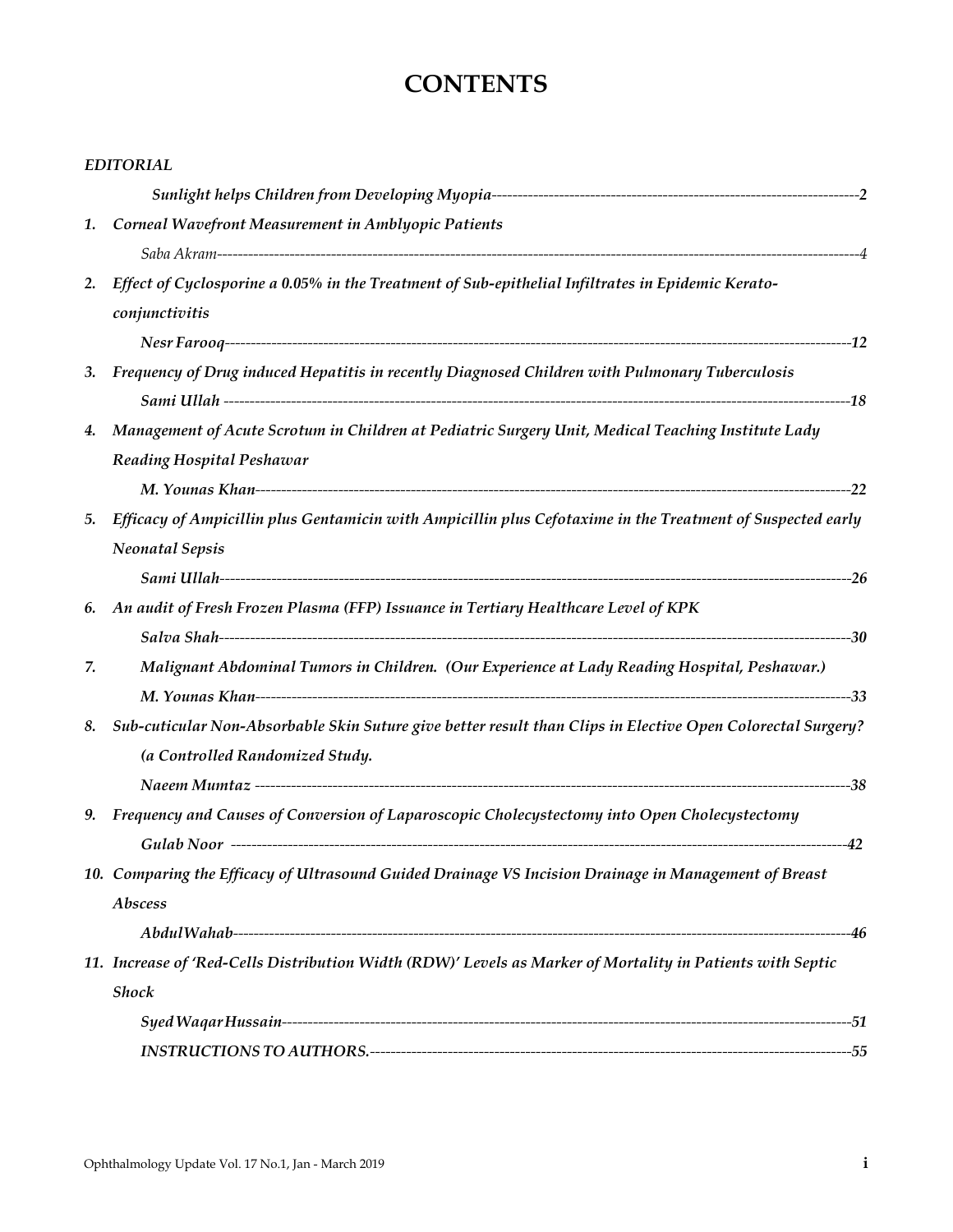# CONTENTS

*EDITORIAL*

***Sunlight helps Children from Developing Myopia***------------------------------------------------------------------------2

1. ***Corneal Wavefront Measurement in Amblyopic Patients***

   *Saba Akram*------------------------------------------------------------------------------------------------------------------------4

2. ***Effect of Cyclosporine a 0.05% in the Treatment of Sub-epithelial Infiltrates in Epidemic Kerato-conjunctivitis***

   ***Nesr Farooq***------------------------------------------------------------------------------------------------------------------12

3. ***Frequency of Drug induced Hepatitis in recently Diagnosed Children with Pulmonary Tuberculosis***

   ***Sami Ullah*** -----------------------------------------------------------------------------------------------------------------18

4. ***Management of Acute Scrotum in Children at Pediatric Surgery Unit, Medical Teaching Institute Lady Reading Hospital Peshawar***

   ***M. Younas Khan***-------------------------------------------------------------------------------------------------------------22

5. ***Efficacy of Ampicillin plus Gentamicin with Ampicillin plus Cefotaxime in the Treatment of Suspected early Neonatal Sepsis***

   ***Sami Ullah***------------------------------------------------------------------------------------------------------------------26

6. ***An audit of Fresh Frozen Plasma (FFP) Issuance in Tertiary Healthcare Level of KPK***

   ***Salva Shah***------------------------------------------------------------------------------------------------------------------30

7. ***Malignant Abdominal Tumors in Children. (Our Experience at Lady Reading Hospital, Peshawar.)***

   ***M. Younas Khan***-------------------------------------------------------------------------------------------------------------33

8. ***Sub-cuticular Non-Absorbable Skin Suture give better result than Clips in Elective Open Colorectal Surgery? (a Controlled Randomized Study.***

   ***Naeem Mumtaz*** ---------------------------------------------------------------------------------------------------------------38

9. ***Frequency and Causes of Conversion of Laparoscopic Cholecystectomy into Open Cholecystectomy***

   ***Gulab Noor*** ------------------------------------------------------------------------------------------------------------------42

10. ***Comparing the Efficacy of Ultrasound Guided Drainage VS Incision Drainage in Management of Breast Abscess***

    ***AbdulWahab***-------------------------------------------------------------------------------------------------------------------46

11. ***Increase of 'Red-Cells Distribution Width (RDW)' Levels as Marker of Mortality in Patients with Septic Shock***

    ***Syed Waqar Hussain***--------------------------------------------------------------------------------------------------------51

***INSTRUCTIONS TO AUTHORS.***------------------------------------------------------------------------------------------55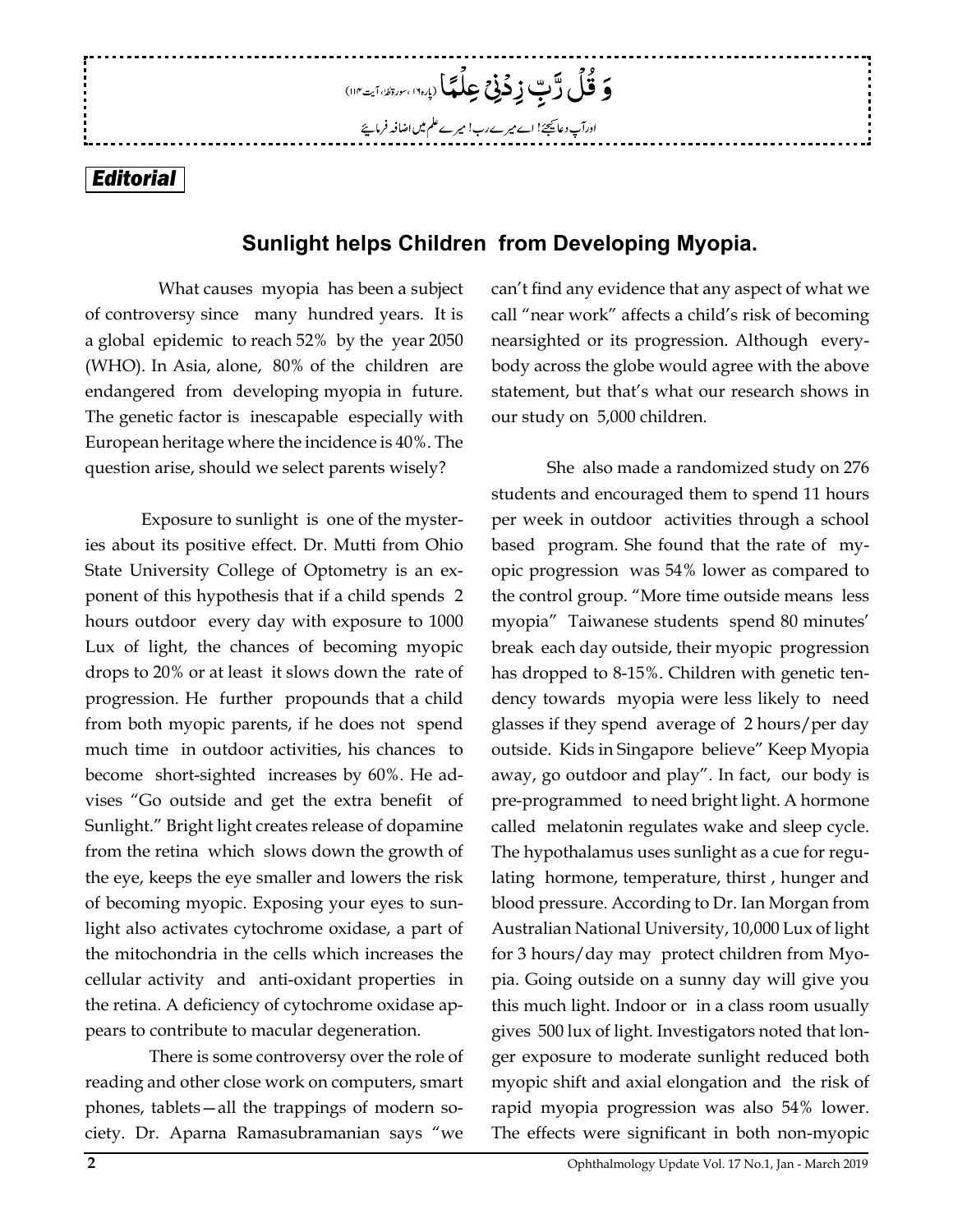وَ قُلْ رَّبِّ زِدْنِیْ عِلْمًا (پارہ۱۶، سورۃطٰہٰ، آیت۱۱۴)

اورآپ دعا کیجئے! اے میرے رب! میرے علم میں اضافہ فرمایئے

*Editorial*

## Sunlight helps Children from Developing Myopia.

What causes myopia has been a subject of controversy since many hundred years. It is a global epidemic to reach 52% by the year 2050 (WHO). In Asia, alone, 80% of the children are endangered from developing myopia in future. The genetic factor is inescapable especially with European heritage where the incidence is 40%. The question arise, should we select parents wisely?

Exposure to sunlight is one of the mysteries about its positive effect. Dr. Mutti from Ohio State University College of Optometry is an exponent of this hypothesis that if a child spends 2 hours outdoor every day with exposure to 1000 Lux of light, the chances of becoming myopic drops to 20% or at least it slows down the rate of progression. He further propounds that a child from both myopic parents, if he does not spend much time in outdoor activities, his chances to become short-sighted increases by 60%. He advises "Go outside and get the extra benefit of Sunlight." Bright light creates release of dopamine from the retina which slows down the growth of the eye, keeps the eye smaller and lowers the risk of becoming myopic. Exposing your eyes to sunlight also activates cytochrome oxidase, a part of the mitochondria in the cells which increases the cellular activity and anti-oxidant properties in the retina. A deficiency of cytochrome oxidase appears to contribute to macular degeneration.

There is some controversy over the role of reading and other close work on computers, smart phones, tablets—all the trappings of modern society. Dr. Aparna Ramasubramanian says "we can't find any evidence that any aspect of what we call "near work" affects a child's risk of becoming nearsighted or its progression. Although everybody across the globe would agree with the above statement, but that's what our research shows in our study on 5,000 children.

She also made a randomized study on 276 students and encouraged them to spend 11 hours per week in outdoor activities through a school based program. She found that the rate of myopic progression was 54% lower as compared to the control group. "More time outside means less myopia" Taiwanese students spend 80 minutes' break each day outside, their myopic progression has dropped to 8-15%. Children with genetic tendency towards myopia were less likely to need glasses if they spend average of 2 hours/per day outside. Kids in Singapore believe" Keep Myopia away, go outdoor and play". In fact, our body is pre-programmed to need bright light. A hormone called melatonin regulates wake and sleep cycle. The hypothalamus uses sunlight as a cue for regulating hormone, temperature, thirst , hunger and blood pressure. According to Dr. Ian Morgan from Australian National University, 10,000 Lux of light for 3 hours/day may protect children from Myopia. Going outside on a sunny day will give you this much light. Indoor or in a class room usually gives 500 lux of light. Investigators noted that longer exposure to moderate sunlight reduced both myopic shift and axial elongation and the risk of rapid myopia progression was also 54% lower. The effects were significant in both non-myopic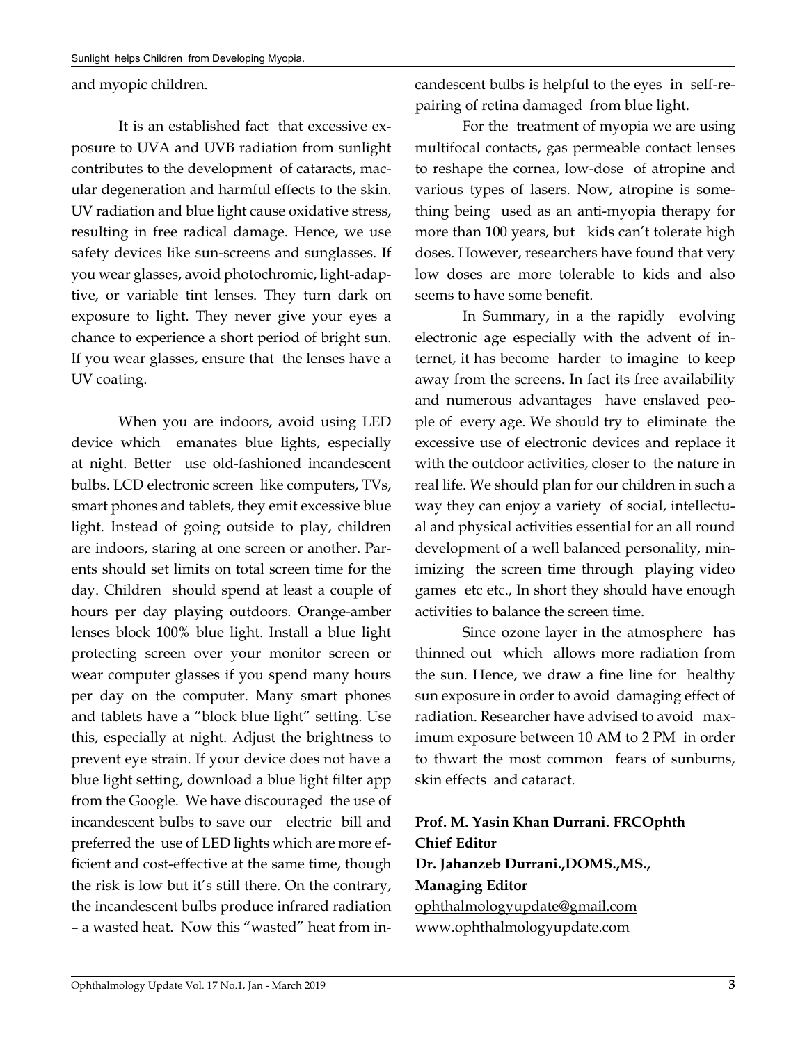and myopic children.

It is an established fact that excessive exposure to UVA and UVB radiation from sunlight contributes to the development of cataracts, macular degeneration and harmful effects to the skin. UV radiation and blue light cause oxidative stress, resulting in free radical damage. Hence, we use safety devices like sun-screens and sunglasses. If you wear glasses, avoid photochromic, light-adaptive, or variable tint lenses. They turn dark on exposure to light. They never give your eyes a chance to experience a short period of bright sun. If you wear glasses, ensure that the lenses have a UV coating.

When you are indoors, avoid using LED device which emanates blue lights, especially at night. Better use old-fashioned incandescent bulbs. LCD electronic screen like computers, TVs, smart phones and tablets, they emit excessive blue light. Instead of going outside to play, children are indoors, staring at one screen or another. Parents should set limits on total screen time for the day. Children should spend at least a couple of hours per day playing outdoors. Orange-amber lenses block 100% blue light. Install a blue light protecting screen over your monitor screen or wear computer glasses if you spend many hours per day on the computer. Many smart phones and tablets have a "block blue light" setting. Use this, especially at night. Adjust the brightness to prevent eye strain. If your device does not have a blue light setting, download a blue light filter app from the Google. We have discouraged the use of incandescent bulbs to save our electric bill and preferred the use of LED lights which are more efficient and cost-effective at the same time, though the risk is low but it's still there. On the contrary, the incandescent bulbs produce infrared radiation – a wasted heat. Now this "wasted" heat from incandescent bulbs is helpful to the eyes in self-repairing of retina damaged from blue light.

For the treatment of myopia we are using multifocal contacts, gas permeable contact lenses to reshape the cornea, low-dose of atropine and various types of lasers. Now, atropine is something being used as an anti-myopia therapy for more than 100 years, but kids can't tolerate high doses. However, researchers have found that very low doses are more tolerable to kids and also seems to have some benefit.

In Summary, in a the rapidly evolving electronic age especially with the advent of internet, it has become harder to imagine to keep away from the screens. In fact its free availability and numerous advantages have enslaved people of every age. We should try to eliminate the excessive use of electronic devices and replace it with the outdoor activities, closer to the nature in real life. We should plan for our children in such a way they can enjoy a variety of social, intellectual and physical activities essential for an all round development of a well balanced personality, minimizing the screen time through playing video games etc etc., In short they should have enough activities to balance the screen time.

Since ozone layer in the atmosphere has thinned out which allows more radiation from the sun. Hence, we draw a fine line for healthy sun exposure in order to avoid damaging effect of radiation. Researcher have advised to avoid maximum exposure between 10 AM to 2 PM in order to thwart the most common fears of sunburns, skin effects and cataract.

**Prof. M. Yasin Khan Durrani. FRCOphth**
**Chief Editor**
**Dr. Jahanzeb Durrani.,DOMS.,MS.,**
**Managing Editor**
ophthalmologyupdate@gmail.com
www.ophthalmologyupdate.com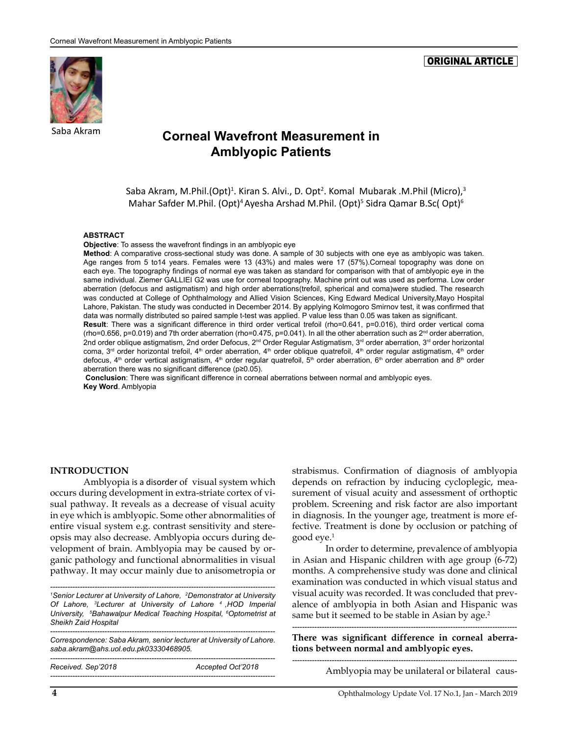ORIGINAL ARTICLE

Saba Akram

# Corneal Wavefront Measurement in Amblyopic Patients

Saba Akram, M.Phil.(Opt)[1]. Kiran S. Alvi., D. Opt[2]. Komal Mubarak .M.Phil (Micro),[3] Mahar Safder M.Phil. (Opt)[4] Ayesha Arshad M.Phil. (Opt)[5] Sidra Qamar B.Sc( Opt)[6]

### ABSTRACT

**Objective**: To assess the wavefront findings in an amblyopic eye

**Method**: A comparative cross-sectional study was done. A sample of 30 subjects with one eye as amblyopic was taken. Age ranges from 5 to14 years. Females were 13 (43%) and males were 17 (57%).Corneal topography was done on each eye. The topography findings of normal eye was taken as standard for comparison with that of amblyopic eye in the same individual. Ziemer GALLIEI G2 was use for corneal topography. Machine print out was used as performa. Low order aberration (defocus and astigmatism) and high order aberrations(trefoil, spherical and coma)were studied. The research was conducted at College of Ophthalmology and Allied Vision Sciences, King Edward Medical University,Mayo Hospital Lahore, Pakistan. The study was conducted in December 2014. By applying Kolmogoro Smirnov test, it was confirmed that data was normally distributed so paired sample t-test was applied. P value less than 0.05 was taken as significant.

**Result**: There was a significant difference in third order vertical trefoil (rho=0.641, p=0.016), third order vertical coma (rho=0.656, p=0.019) and 7th order aberration (rho=0.475, p=0.041). In all the other aberration such as 2nd order aberration, 2nd order oblique astigmatism, 2nd order Defocus, 2nd Order Regular Astigmatism, 3rd order aberration, 3rd order horizontal coma, 3rd order horizontal trefoil, 4th order aberration, 4th order oblique quatrefoil, 4th order regular astigmatism, 4th order defocus, 4th order vertical astigmatism, 4th order regular quatrefoil, 5th order aberration, 6th order aberration and 8th order aberration there was no significant difference (p≥0.05).

**Conclusion**: There was significant difference in corneal aberrations between normal and amblyopic eyes.

**Key Word**. Amblyopia

### INTRODUCTION

Amblyopia is a disorder of visual system which occurs during development in extra-striate cortex of visual pathway. It reveals as a decrease of visual acuity in eye which is amblyopic. Some other abnormalities of entire visual system e.g. contrast sensitivity and stereopsis may also decrease. Amblyopia occurs during development of brain. Amblyopia may be caused by organic pathology and functional abnormalities in visual pathway. It may occur mainly due to anisometropia or strabismus. Confirmation of diagnosis of amblyopia depends on refraction by inducing cycloplegic, measurement of visual acuity and assessment of orthoptic problem. Screening and risk factor are also important in diagnosis. In the younger age, treatment is more effective. Treatment is done by occlusion or patching of good eye.[1]

In order to determine, prevalence of amblyopia in Asian and Hispanic children with age group (6-72) months. A comprehensive study was done and clinical examination was conducted in which visual status and visual acuity was recorded. It was concluded that prevalence of amblyopia in both Asian and Hispanic was same but it seemed to be stable in Asian by age.[2]

**There was significant difference in corneal aberrations between normal and amblyopic eyes.**

Amblyopia may be unilateral or bilateral caus-

---

[1]*Senior Lecturer at University of Lahore,* [2]*Demonstrator at University Of Lahore,* [3]*Lecturer at University of Lahore* [4]*,HOD Imperial University,* [5]*Bahawalpur Medical Teaching Hospital,* [6]*Optometrist at Sheikh Zaid Hospital*

*Correspondence: Saba Akram, senior lecturer at University of Lahore. saba.akram@ahs.uol.edu.pk03330468905.*

*Received. Sep'2018* *Accepted Oct'2018*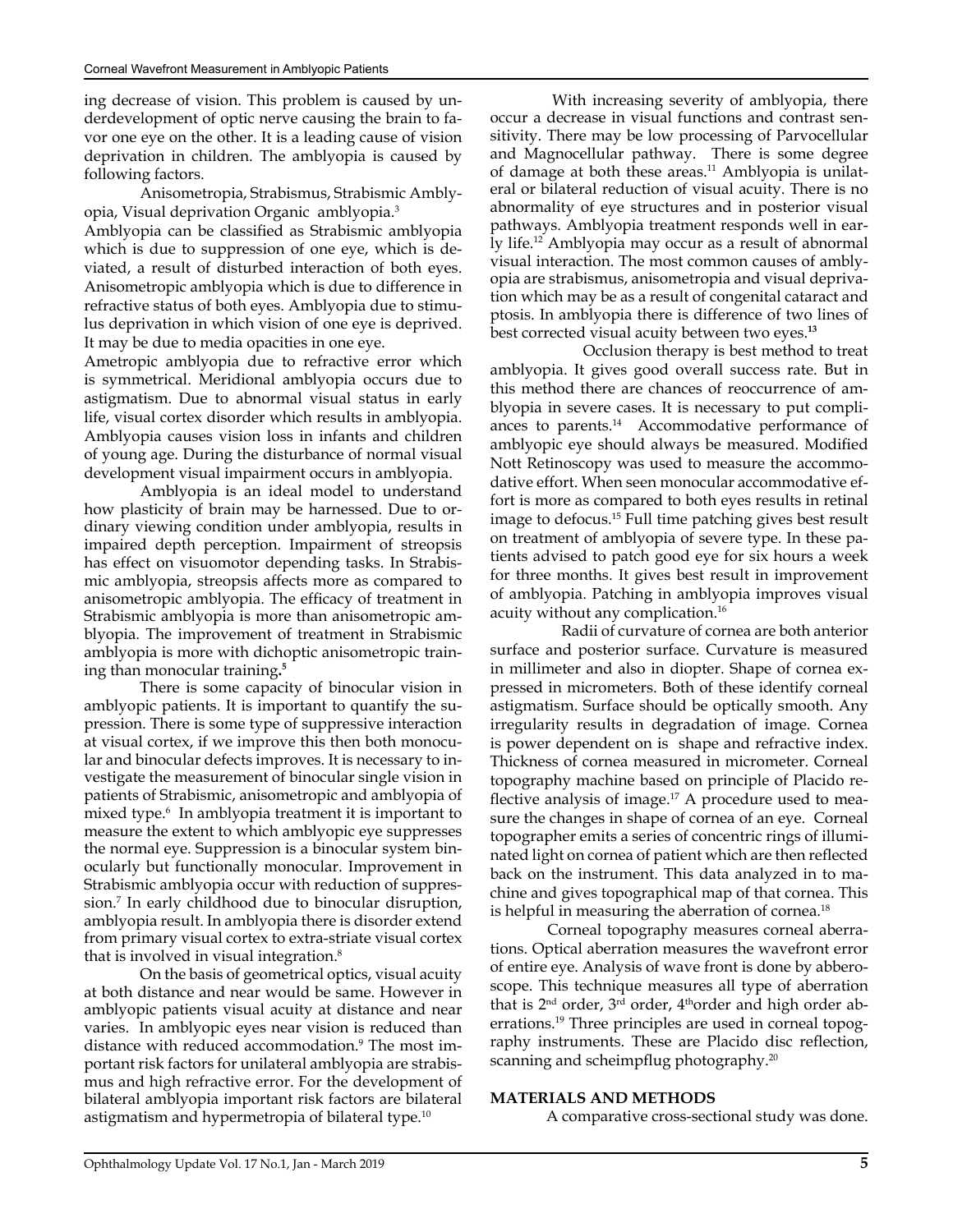ing decrease of vision. This problem is caused by underdevelopment of optic nerve causing the brain to favor one eye on the other. It is a leading cause of vision deprivation in children. The amblyopia is caused by following factors.

Anisometropia, Strabismus, Strabismic Amblyopia, Visual deprivation Organic amblyopia.[3]

Amblyopia can be classified as Strabismic amblyopia which is due to suppression of one eye, which is deviated, a result of disturbed interaction of both eyes. Anisometropic amblyopia which is due to difference in refractive status of both eyes. Amblyopia due to stimulus deprivation in which vision of one eye is deprived. It may be due to media opacities in one eye.

Ametropic amblyopia due to refractive error which is symmetrical. Meridional amblyopia occurs due to astigmatism. Due to abnormal visual status in early life, visual cortex disorder which results in amblyopia. Amblyopia causes vision loss in infants and children of young age. During the disturbance of normal visual development visual impairment occurs in amblyopia.

Amblyopia is an ideal model to understand how plasticity of brain may be harnessed. Due to ordinary viewing condition under amblyopia, results in impaired depth perception. Impairment of streopsis has effect on visuomotor depending tasks. In Strabismic amblyopia, streopsis affects more as compared to anisometropic amblyopia. The efficacy of treatment in Strabismic amblyopia is more than anisometropic amblyopia. The improvement of treatment in Strabismic amblyopia is more with dichoptic anisometropic training than monocular training**.**[5]

There is some capacity of binocular vision in amblyopic patients. It is important to quantify the suppression. There is some type of suppressive interaction at visual cortex, if we improve this then both monocular and binocular defects improves. It is necessary to investigate the measurement of binocular single vision in patients of Strabismic, anisometropic and amblyopia of mixed type.[6] In amblyopia treatment it is important to measure the extent to which amblyopic eye suppresses the normal eye. Suppression is a binocular system binocularly but functionally monocular. Improvement in Strabismic amblyopia occur with reduction of suppression.[7] In early childhood due to binocular disruption, amblyopia result. In amblyopia there is disorder extend from primary visual cortex to extra-striate visual cortex that is involved in visual integration.[8]

On the basis of geometrical optics, visual acuity at both distance and near would be same. However in amblyopic patients visual acuity at distance and near varies. In amblyopic eyes near vision is reduced than distance with reduced accommodation.[9] The most important risk factors for unilateral amblyopia are strabismus and high refractive error. For the development of bilateral amblyopia important risk factors are bilateral astigmatism and hypermetropia of bilateral type.[10]

With increasing severity of amblyopia, there occur a decrease in visual functions and contrast sensitivity. There may be low processing of Parvocellular and Magnocellular pathway. There is some degree of damage at both these areas.[11] Amblyopia is unilateral or bilateral reduction of visual acuity. There is no abnormality of eye structures and in posterior visual pathways. Amblyopia treatment responds well in early life.[12] Amblyopia may occur as a result of abnormal visual interaction. The most common causes of amblyopia are strabismus, anisometropia and visual deprivation which may be as a result of congenital cataract and ptosis. In amblyopia there is difference of two lines of best corrected visual acuity between two eyes.**[13]**

Occlusion therapy is best method to treat amblyopia. It gives good overall success rate. But in this method there are chances of reoccurrence of amblyopia in severe cases. It is necessary to put compliances to parents.[14] Accommodative performance of amblyopic eye should always be measured. Modified Nott Retinoscopy was used to measure the accommodative effort. When seen monocular accommodative effort is more as compared to both eyes results in retinal image to defocus.[15] Full time patching gives best result on treatment of amblyopia of severe type. In these patients advised to patch good eye for six hours a week for three months. It gives best result in improvement of amblyopia. Patching in amblyopia improves visual acuity without any complication.[16]

Radii of curvature of cornea are both anterior surface and posterior surface. Curvature is measured in millimeter and also in diopter. Shape of cornea expressed in micrometers. Both of these identify corneal astigmatism. Surface should be optically smooth. Any irregularity results in degradation of image. Cornea is power dependent on is shape and refractive index. Thickness of cornea measured in micrometer. Corneal topography machine based on principle of Placido reflective analysis of image.[17] A procedure used to measure the changes in shape of cornea of an eye. Corneal topographer emits a series of concentric rings of illuminated light on cornea of patient which are then reflected back on the instrument. This data analyzed in to machine and gives topographical map of that cornea. This is helpful in measuring the aberration of cornea.[18]

Corneal topography measures corneal aberrations. Optical aberration measures the wavefront error of entire eye. Analysis of wave front is done by abberoscope. This technique measures all type of aberration that is 2nd order, 3rd order, 4th order and high order aberrations.[19] Three principles are used in corneal topography instruments. These are Placido disc reflection, scanning and scheimpflug photography.[20]

## MATERIALS AND METHODS

A comparative cross-sectional study was done.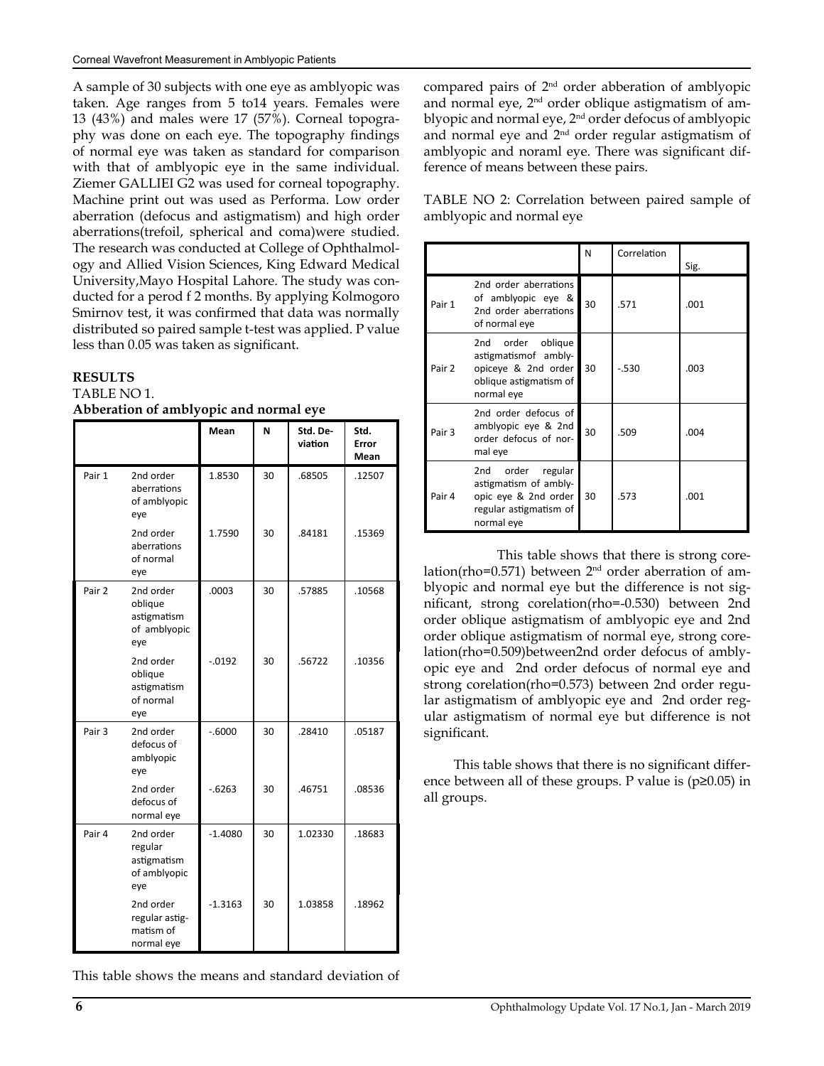A sample of 30 subjects with one eye as amblyopic was taken. Age ranges from 5 to14 years. Females were 13 (43%) and males were 17 (57%). Corneal topography was done on each eye. The topography findings of normal eye was taken as standard for comparison with that of amblyopic eye in the same individual. Ziemer GALLIEI G2 was used for corneal topography. Machine print out was used as Performa. Low order aberration (defocus and astigmatism) and high order aberrations(trefoil, spherical and coma)were studied. The research was conducted at College of Ophthalmology and Allied Vision Sciences, King Edward Medical University,Mayo Hospital Lahore. The study was conducted for a perod f 2 months. By applying Kolmogoro Smirnov test, it was confirmed that data was normally distributed so paired sample t-test was applied. P value less than 0.05 was taken as significant.

## RESULTS

TABLE NO 1.

**Abberation of amblyopic and normal eye**

| | | Mean | N | Std. Deviation | Std. Error Mean |
|---|---|---|---|---|---|
| Pair 1 | 2nd order aberrations of amblyopic eye | 1.8530 | 30 | .68505 | .12507 |
| | 2nd order aberrations of normal eye | 1.7590 | 30 | .84181 | .15369 |
| Pair 2 | 2nd order oblique astigmatism of amblyopic eye | .0003 | 30 | .57885 | .10568 |
| | 2nd order oblique astigmatism of normal eye | -.0192 | 30 | .56722 | .10356 |
| Pair 3 | 2nd order defocus of amblyopic eye | -.6000 | 30 | .28410 | .05187 |
| | 2nd order defocus of normal eye | -.6263 | 30 | .46751 | .08536 |
| Pair 4 | 2nd order regular astigmatism of amblyopic eye | -1.4080 | 30 | 1.02330 | .18683 |
| | 2nd order regular astigmatism of normal eye | -1.3163 | 30 | 1.03858 | .18962 |

This table shows the means and standard deviation of compared pairs of 2nd order abberation of amblyopic and normal eye, 2nd order oblique astigmatism of amblyopic and normal eye, 2nd order defocus of amblyopic and normal eye and 2nd order regular astigmatism of amblyopic and noraml eye. There was significant difference of means between these pairs.

TABLE NO 2: Correlation between paired sample of amblyopic and normal eye

| | | N | Correlation | Sig. |
|---|---|---|---|---|
| Pair 1 | 2nd order aberrations of amblyopic eye & 2nd order aberrations of normal eye | 30 | .571 | .001 |
| Pair 2 | 2nd order oblique astigmatismof amblyopiceye & 2nd order oblique astigmatism of normal eye | 30 | -.530 | .003 |
| Pair 3 | 2nd order defocus of amblyopic eye & 2nd order defocus of normal eye | 30 | .509 | .004 |
| Pair 4 | 2nd order regular astigmatism of amblyopic eye & 2nd order regular astigmatism of normal eye | 30 | .573 | .001 |

This table shows that there is strong corelation(rho=0.571) between 2nd order aberration of amblyopic and normal eye but the difference is not significant, strong corelation(rho=-0.530) between 2nd order oblique astigmatism of amblyopic eye and 2nd order oblique astigmatism of normal eye, strong corelation(rho=0.509)between2nd order defocus of amblyopic eye and 2nd order defocus of normal eye and strong corelation(rho=0.573) between 2nd order regular astigmatism of amblyopic eye and 2nd order regular astigmatism of normal eye but difference is not significant.

This table shows that there is no significant difference between all of these groups. P value is ($p \geq 0.05$) in all groups.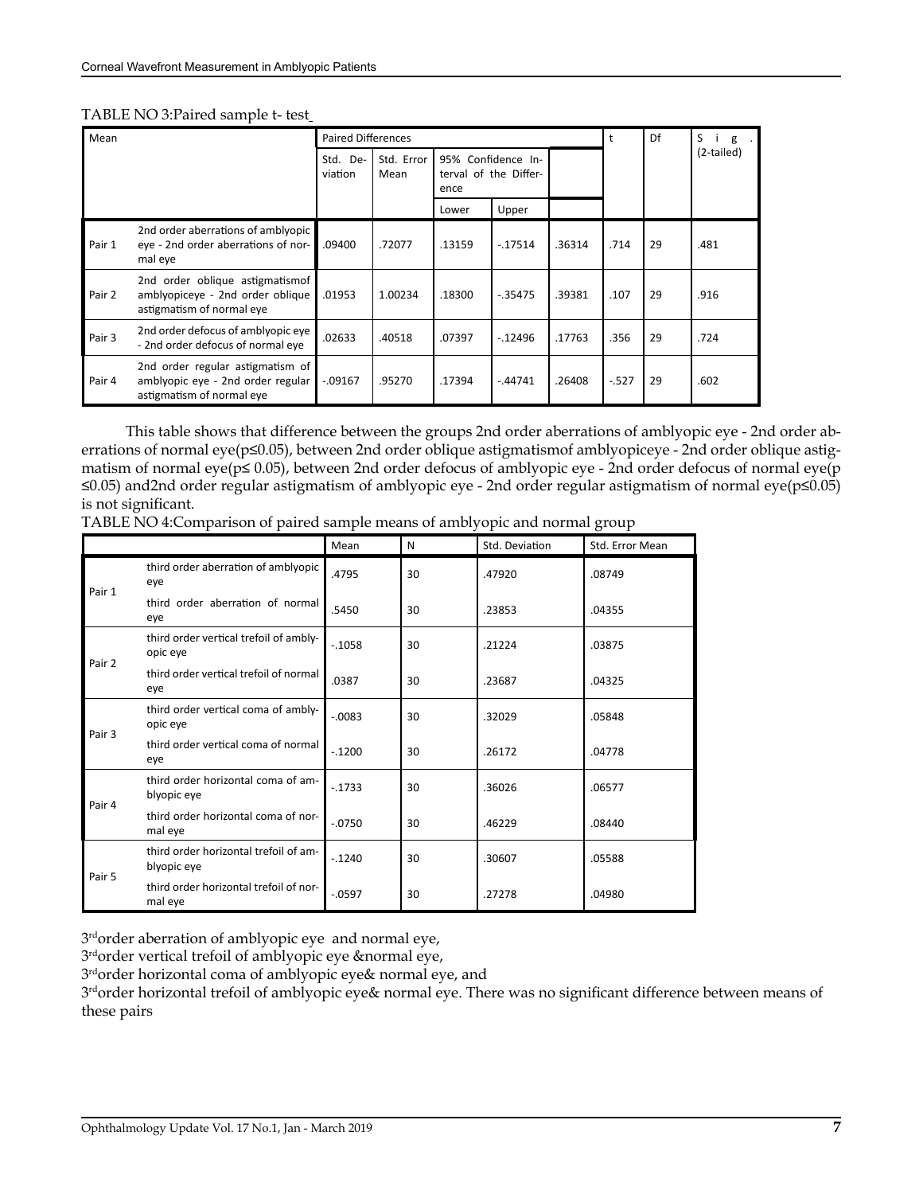TABLE NO 3:Paired sample t- test

| Mean | | Paired Differences | | | | | t | Df | Sig. (2-tailed) |
|---|---|---|---|---|---|---|---|---|---|
| | | Std. Deviation | Std. Error Mean | 95% Confidence Interval of the Difference | | | | | |
| | | | | Lower | Upper | | | | |
| Pair 1 | 2nd order aberrations of amblyopic eye - 2nd order aberrations of normal eye | .09400 | .72077 | .13159 | -.17514 | .36314 | .714 | 29 | .481 |
| Pair 2 | 2nd order oblique astigmatismof amblyopiceye - 2nd order oblique astigmatism of normal eye | .01953 | 1.00234 | .18300 | -.35475 | .39381 | .107 | 29 | .916 |
| Pair 3 | 2nd order defocus of amblyopic eye - 2nd order defocus of normal eye | .02633 | .40518 | .07397 | -.12496 | .17763 | .356 | 29 | .724 |
| Pair 4 | 2nd order regular astigmatism of amblyopic eye - 2nd order regular astigmatism of normal eye | -.09167 | .95270 | .17394 | -.44741 | .26408 | -.527 | 29 | .602 |

This table shows that difference between the groups 2nd order aberrations of amblyopic eye - 2nd order aberrations of normal eye($p \leq 0.05$), between 2nd order oblique astigmatismof amblyopiceye - 2nd order oblique astigmatism of normal eye($p \leq 0.05$), between 2nd order defocus of amblyopic eye - 2nd order defocus of normal eye($p \leq 0.05$) and2nd order regular astigmatism of amblyopic eye - 2nd order regular astigmatism of normal eye($p \leq 0.05$) is not significant.

TABLE NO 4:Comparison of paired sample means of amblyopic and normal group

| | | Mean | N | Std. Deviation | Std. Error Mean |
|---|---|---|---|---|---|
| Pair 1 | third order aberration of amblyopic eye | .4795 | 30 | .47920 | .08749 |
| | third order aberration of normal eye | .5450 | 30 | .23853 | .04355 |
| Pair 2 | third order vertical trefoil of amblyopic eye | -.1058 | 30 | .21224 | .03875 |
| | third order vertical trefoil of normal eye | .0387 | 30 | .23687 | .04325 |
| Pair 3 | third order vertical coma of amblyopic eye | -.0083 | 30 | .32029 | .05848 |
| | third order vertical coma of normal eye | -.1200 | 30 | .26172 | .04778 |
| Pair 4 | third order horizontal coma of amblyopic eye | -.1733 | 30 | .36026 | .06577 |
| | third order horizontal coma of normal eye | -.0750 | 30 | .46229 | .08440 |
| Pair 5 | third order horizontal trefoil of amblyopic eye | -.1240 | 30 | .30607 | .05588 |
| | third order horizontal trefoil of normal eye | -.0597 | 30 | .27278 | .04980 |

3rdorder aberration of amblyopic eye and normal eye,

3rdorder vertical trefoil of amblyopic eye &normal eye,

3rdorder horizontal coma of amblyopic eye& normal eye, and

3rdorder horizontal trefoil of amblyopic eye& normal eye. There was no significant difference between means of these pairs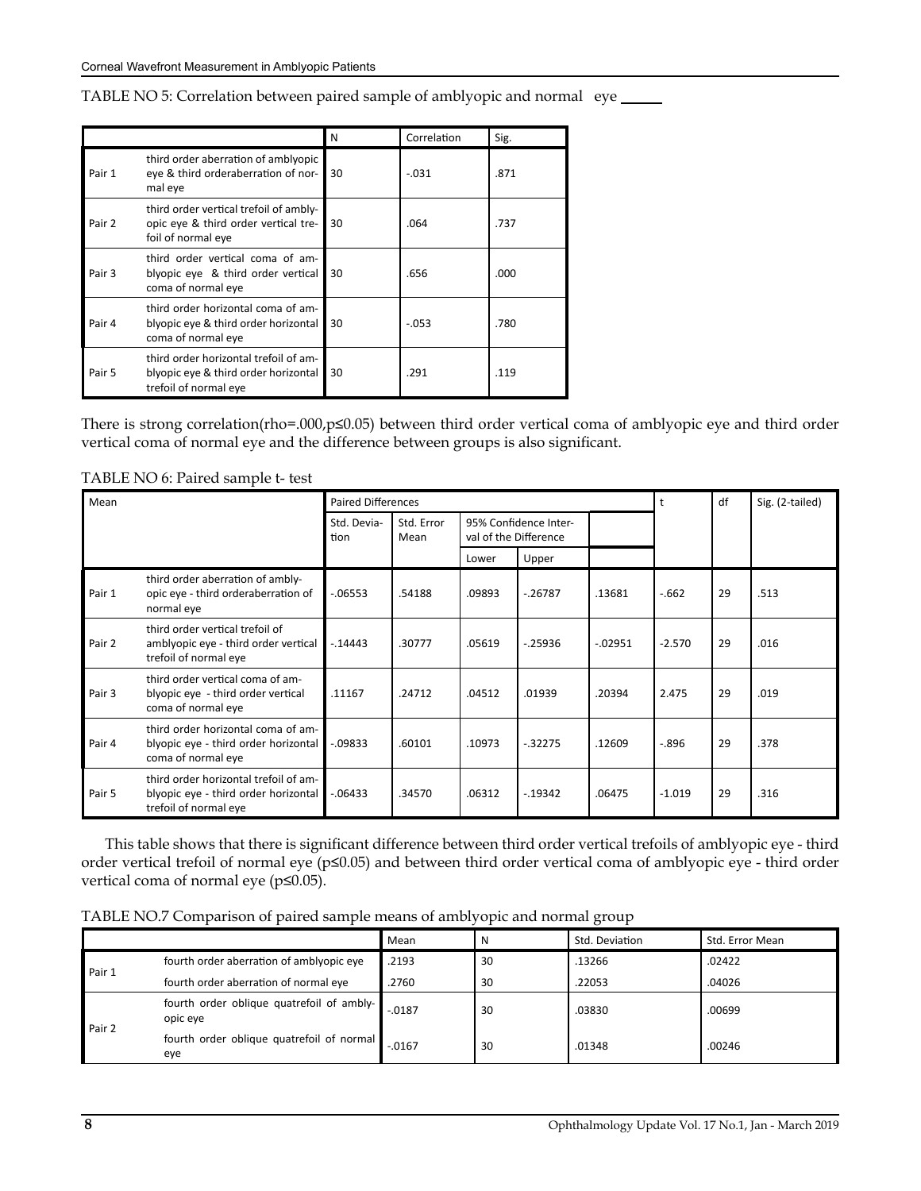TABLE NO 5: Correlation between paired sample of amblyopic and normal eye

| | | N | Correlation | Sig. |
|---|---|---|---|---|
| Pair 1 | third order aberration of amblyopic eye & third orderaberration of normal eye | 30 | -.031 | .871 |
| Pair 2 | third order vertical trefoil of amblyopic eye & third order vertical trefoil of normal eye | 30 | .064 | .737 |
| Pair 3 | third order vertical coma of amblyopic eye & third order vertical coma of normal eye | 30 | .656 | .000 |
| Pair 4 | third order horizontal coma of amblyopic eye & third order horizontal coma of normal eye | 30 | -.053 | .780 |
| Pair 5 | third order horizontal trefoil of amblyopic eye & third order horizontal trefoil of normal eye | 30 | .291 | .119 |

There is strong correlation(rho=.000,p≤0.05) between third order vertical coma of amblyopic eye and third order vertical coma of normal eye and the difference between groups is also significant.

TABLE NO 6: Paired sample t- test

| Mean | | Paired Differences | | | | | t | df | Sig. (2-tailed) |
|---|---|---|---|---|---|---|---|---|---|
| | | Std. Deviation | Std. Error Mean | 95% Confidence Interval of the Difference | | | | | |
| | | | | Lower | Upper | | | | |
| Pair 1 | third order aberration of amblyopic eye - third orderaberration of normal eye | -.06553 | .54188 | .09893 | -.26787 | .13681 | -.662 | 29 | .513 |
| Pair 2 | third order vertical trefoil of amblyopic eye - third order vertical trefoil of normal eye | -.14443 | .30777 | .05619 | -.25936 | -.02951 | -2.570 | 29 | .016 |
| Pair 3 | third order vertical coma of amblyopic eye - third order vertical coma of normal eye | .11167 | .24712 | .04512 | .01939 | .20394 | 2.475 | 29 | .019 |
| Pair 4 | third order horizontal coma of amblyopic eye - third order horizontal coma of normal eye | -.09833 | .60101 | .10973 | -.32275 | .12609 | -.896 | 29 | .378 |
| Pair 5 | third order horizontal trefoil of amblyopic eye - third order horizontal trefoil of normal eye | -.06433 | .34570 | .06312 | -.19342 | .06475 | -1.019 | 29 | .316 |

This table shows that there is significant difference between third order vertical trefoils of amblyopic eye - third order vertical trefoil of normal eye (p≤0.05) and between third order vertical coma of amblyopic eye - third order vertical coma of normal eye (p≤0.05).

TABLE NO.7 Comparison of paired sample means of amblyopic and normal group

| | | Mean | N | Std. Deviation | Std. Error Mean |
|---|---|---|---|---|---|
| Pair 1 | fourth order aberration of amblyopic eye | .2193 | 30 | .13266 | .02422 |
| | fourth order aberration of normal eye | .2760 | 30 | .22053 | .04026 |
| Pair 2 | fourth order oblique quatrefoil of amblyopic eye | -.0187 | 30 | .03830 | .00699 |
| | fourth order oblique quatrefoil of normal eye | -.0167 | 30 | .01348 | .00246 |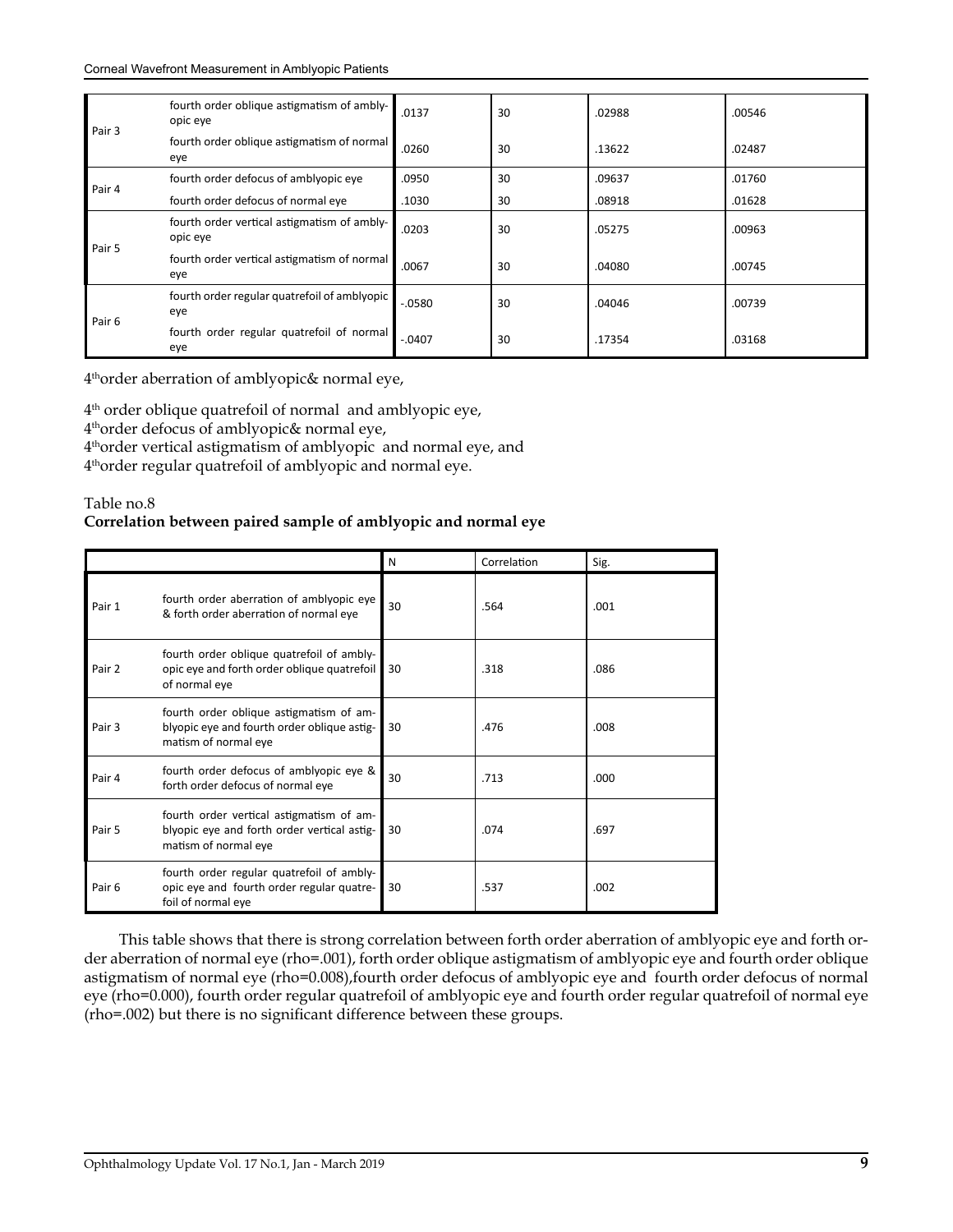| | | | | | |
|---|---|---|---|---|---|
| Pair 3 | fourth order oblique astigmatism of amblyopic eye | .0137 | 30 | .02988 | .00546 |
| | fourth order oblique astigmatism of normal eye | .0260 | 30 | .13622 | .02487 |
| Pair 4 | fourth order defocus of amblyopic eye | .0950 | 30 | .09637 | .01760 |
| | fourth order defocus of normal eye | .1030 | 30 | .08918 | .01628 |
| Pair 5 | fourth order vertical astigmatism of amblyopic eye | .0203 | 30 | .05275 | .00963 |
| | fourth order vertical astigmatism of normal eye | .0067 | 30 | .04080 | .00745 |
| Pair 6 | fourth order regular quatrefoil of amblyopic eye | -.0580 | 30 | .04046 | .00739 |
| | fourth order regular quatrefoil of normal eye | -.0407 | 30 | .17354 | .03168 |

4thorder aberration of amblyopic& normal eye,

4th order oblique quatrefoil of normal and amblyopic eye,
4thorder defocus of amblyopic& normal eye,
4thorder vertical astigmatism of amblyopic and normal eye, and
4thorder regular quatrefoil of amblyopic and normal eye.

Table no.8
**Correlation between paired sample of amblyopic and normal eye**

| | | N | Correlation | Sig. |
|---|---|---|---|---|
| Pair 1 | fourth order aberration of amblyopic eye & forth order aberration of normal eye | 30 | .564 | .001 |
| Pair 2 | fourth order oblique quatrefoil of amblyopic eye and forth order oblique quatrefoil of normal eye | 30 | .318 | .086 |
| Pair 3 | fourth order oblique astigmatism of amblyopic eye and fourth order oblique astigmatism of normal eye | 30 | .476 | .008 |
| Pair 4 | fourth order defocus of amblyopic eye & forth order defocus of normal eye | 30 | .713 | .000 |
| Pair 5 | fourth order vertical astigmatism of amblyopic eye and forth order vertical astigmatism of normal eye | 30 | .074 | .697 |
| Pair 6 | fourth order regular quatrefoil of amblyopic eye and fourth order regular quatrefoil of normal eye | 30 | .537 | .002 |

This table shows that there is strong correlation between forth order aberration of amblyopic eye and forth order aberration of normal eye (rho=.001), forth order oblique astigmatism of amblyopic eye and fourth order oblique astigmatism of normal eye (rho=0.008),fourth order defocus of amblyopic eye and fourth order defocus of normal eye (rho=0.000), fourth order regular quatrefoil of amblyopic eye and fourth order regular quatrefoil of normal eye (rho=.002) but there is no significant difference between these groups.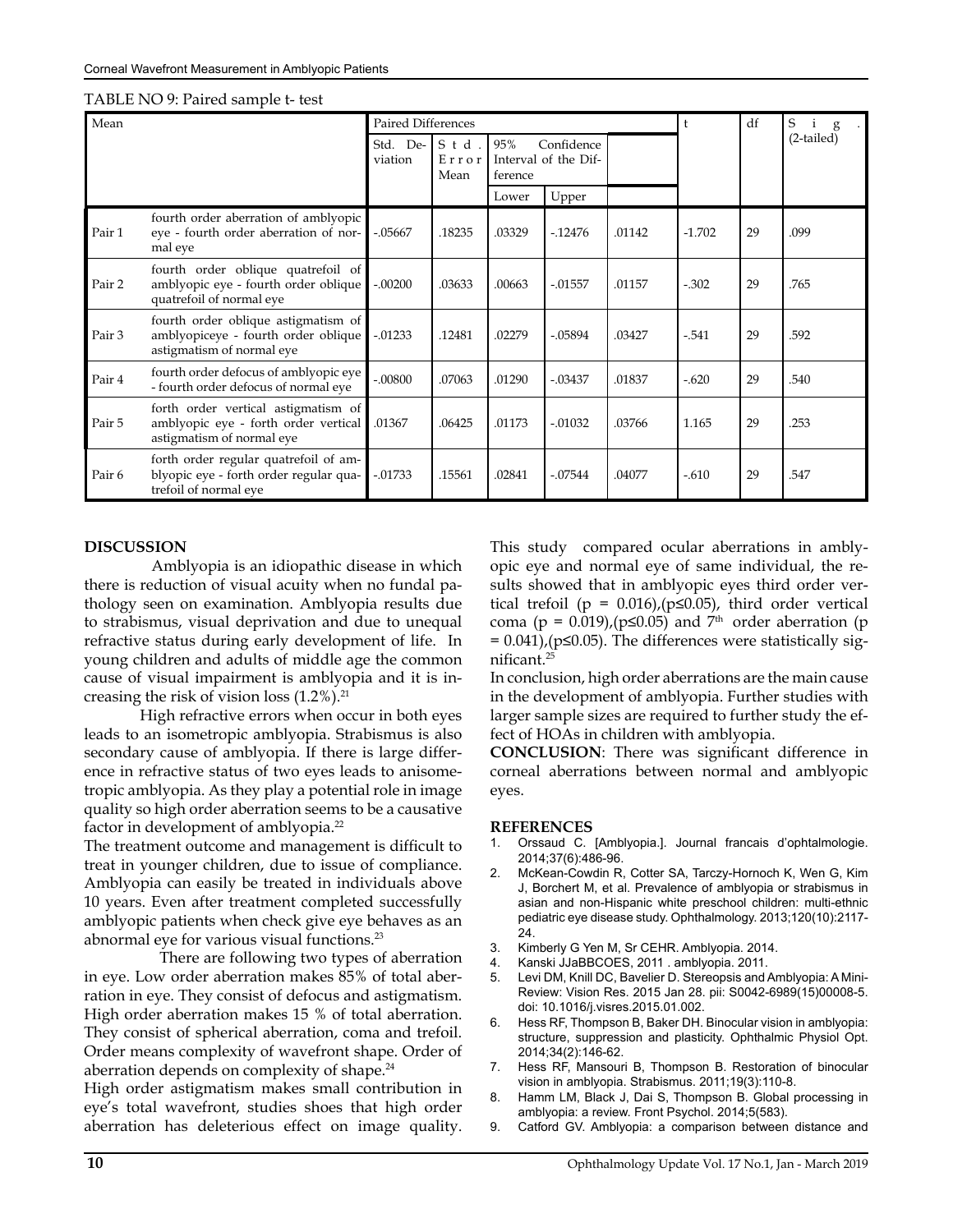TABLE NO 9: Paired sample t- test

| Mean | | Paired Differences | | | | | t | df | Sig. (2-tailed) |
|---|---|---|---|---|---|---|---|---|---|
| | | Std. Deviation | Std. Error Mean | 95% Confidence Interval of the Difference | | | | | |
| | | | | Lower | Upper | | | | |
| Pair 1 | fourth order aberration of amblyopic eye - fourth order aberration of normal eye | -.05667 | .18235 | .03329 | -.12476 | .01142 | -1.702 | 29 | .099 |
| Pair 2 | fourth order oblique quatrefoil of amblyopic eye - fourth order oblique quatrefoil of normal eye | -.00200 | .03633 | .00663 | -.01557 | .01157 | -.302 | 29 | .765 |
| Pair 3 | fourth order oblique astigmatism of amblyopiceye - fourth order oblique astigmatism of normal eye | -.01233 | .12481 | .02279 | -.05894 | .03427 | -.541 | 29 | .592 |
| Pair 4 | fourth order defocus of amblyopic eye - fourth order defocus of normal eye | -.00800 | .07063 | .01290 | -.03437 | .01837 | -.620 | 29 | .540 |
| Pair 5 | forth order vertical astigmatism of amblyopic eye - forth order vertical astigmatism of normal eye | .01367 | .06425 | .01173 | -.01032 | .03766 | 1.165 | 29 | .253 |
| Pair 6 | forth order regular quatrefoil of amblyopic eye - forth order regular quatrefoil of normal eye | -.01733 | .15561 | .02841 | -.07544 | .04077 | -.610 | 29 | .547 |

## DISCUSSION

Amblyopia is an idiopathic disease in which there is reduction of visual acuity when no fundal pathology seen on examination. Amblyopia results due to strabismus, visual deprivation and due to unequal refractive status during early development of life. In young children and adults of middle age the common cause of visual impairment is amblyopia and it is increasing the risk of vision loss (1.2%).[21]

High refractive errors when occur in both eyes leads to an isometropic amblyopia. Strabismus is also secondary cause of amblyopia. If there is large difference in refractive status of two eyes leads to anisometropic amblyopia. As they play a potential role in image quality so high order aberration seems to be a causative factor in development of amblyopia.[22]

The treatment outcome and management is difficult to treat in younger children, due to issue of compliance. Amblyopia can easily be treated in individuals above 10 years. Even after treatment completed successfully amblyopic patients when check give eye behaves as an abnormal eye for various visual functions.[23]

There are following two types of aberration in eye. Low order aberration makes 85% of total aberration in eye. They consist of defocus and astigmatism. High order aberration makes 15 % of total aberration. They consist of spherical aberration, coma and trefoil. Order means complexity of wavefront shape. Order of aberration depends on complexity of shape.[24]

High order astigmatism makes small contribution in eye's total wavefront, studies shoes that high order aberration has deleterious effect on image quality. This study compared ocular aberrations in amblyopic eye and normal eye of same individual, the results showed that in amblyopic eyes third order vertical trefoil ($p = 0.016$),($p \leq 0.05$), third order vertical coma ($p = 0.019$),($p \leq 0.05$) and 7th order aberration ($p = 0.041$),($p \leq 0.05$). The differences were statistically significant.[25]

In conclusion, high order aberrations are the main cause in the development of amblyopia. Further studies with larger sample sizes are required to further study the effect of HOAs in children with amblyopia.

**CONCLUSION**: There was significant difference in corneal aberrations between normal and amblyopic eyes.

## REFERENCES

1. Orssaud C. [Amblyopia.]. Journal francais d'ophtalmologie. 2014;37(6):486-96.
2. McKean-Cowdin R, Cotter SA, Tarczy-Hornoch K, Wen G, Kim J, Borchert M, et al. Prevalence of amblyopia or strabismus in asian and non-Hispanic white preschool children: multi-ethnic pediatric eye disease study. Ophthalmology. 2013;120(10):2117-24.
3. Kimberly G Yen M, Sr CEHR. Amblyopia. 2014.
4. Kanski JJaBBCOES, 2011 . amblyopia. 2011.
5. Levi DM, Knill DC, Bavelier D. Stereopsis and Amblyopia: A Mini-Review: Vision Res. 2015 Jan 28. pii: S0042-6989(15)00008-5. doi: 10.1016/j.visres.2015.01.002.
6. Hess RF, Thompson B, Baker DH. Binocular vision in amblyopia: structure, suppression and plasticity. Ophthalmic Physiol Opt. 2014;34(2):146-62.
7. Hess RF, Mansouri B, Thompson B. Restoration of binocular vision in amblyopia. Strabismus. 2011;19(3):110-8.
8. Hamm LM, Black J, Dai S, Thompson B. Global processing in amblyopia: a review. Front Psychol. 2014;5(583).
9. Catford GV. Amblyopia: a comparison between distance and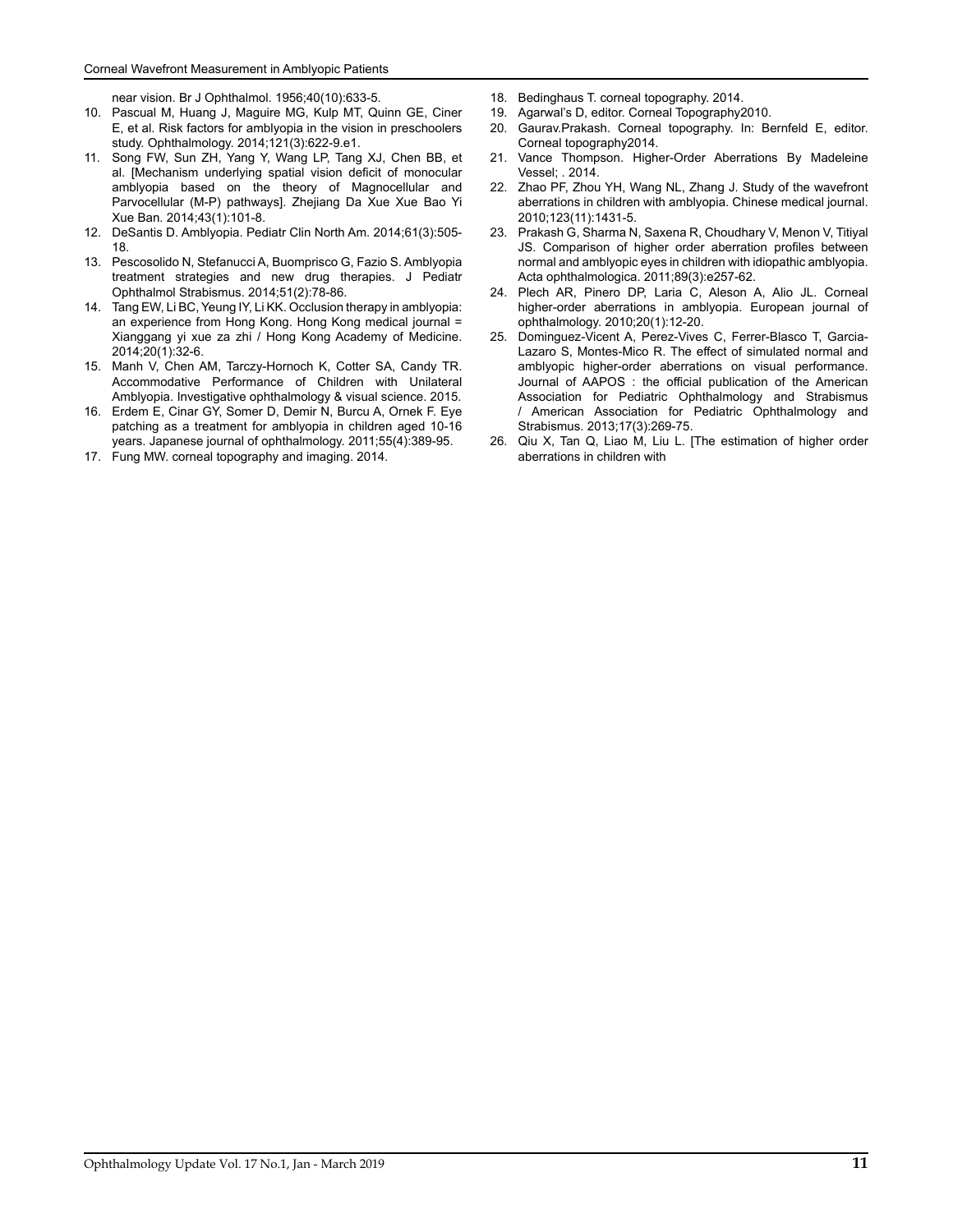near vision. Br J Ophthalmol. 1956;40(10):633-5.

10. Pascual M, Huang J, Maguire MG, Kulp MT, Quinn GE, Ciner E, et al. Risk factors for amblyopia in the vision in preschoolers study. Ophthalmology. 2014;121(3):622-9.e1.
11. Song FW, Sun ZH, Yang Y, Wang LP, Tang XJ, Chen BB, et al. [Mechanism underlying spatial vision deficit of monocular amblyopia based on the theory of Magnocellular and Parvocellular (M-P) pathways]. Zhejiang Da Xue Xue Bao Yi Xue Ban. 2014;43(1):101-8.
12. DeSantis D. Amblyopia. Pediatr Clin North Am. 2014;61(3):505-18.
13. Pescosolido N, Stefanucci A, Buomprisco G, Fazio S. Amblyopia treatment strategies and new drug therapies. J Pediatr Ophthalmol Strabismus. 2014;51(2):78-86.
14. Tang EW, Li BC, Yeung IY, Li KK. Occlusion therapy in amblyopia: an experience from Hong Kong. Hong Kong medical journal = Xianggang yi xue za zhi / Hong Kong Academy of Medicine. 2014;20(1):32-6.
15. Manh V, Chen AM, Tarczy-Hornoch K, Cotter SA, Candy TR. Accommodative Performance of Children with Unilateral Amblyopia. Investigative ophthalmology & visual science. 2015.
16. Erdem E, Cinar GY, Somer D, Demir N, Burcu A, Ornek F. Eye patching as a treatment for amblyopia in children aged 10-16 years. Japanese journal of ophthalmology. 2011;55(4):389-95.
17. Fung MW. corneal topography and imaging. 2014.
18. Bedinghaus T. corneal topography. 2014.
19. Agarwal's D, editor. Corneal Topography2010.
20. Gaurav.Prakash. Corneal topography. In: Bernfeld E, editor. Corneal topography2014.
21. Vance Thompson. Higher-Order Aberrations By Madeleine Vessel; . 2014.
22. Zhao PF, Zhou YH, Wang NL, Zhang J. Study of the wavefront aberrations in children with amblyopia. Chinese medical journal. 2010;123(11):1431-5.
23. Prakash G, Sharma N, Saxena R, Choudhary V, Menon V, Titiyal JS. Comparison of higher order aberration profiles between normal and amblyopic eyes in children with idiopathic amblyopia. Acta ophthalmologica. 2011;89(3):e257-62.
24. Plech AR, Pinero DP, Laria C, Aleson A, Alio JL. Corneal higher-order aberrations in amblyopia. European journal of ophthalmology. 2010;20(1):12-20.
25. Dominguez-Vicent A, Perez-Vives C, Ferrer-Blasco T, Garcia-Lazaro S, Montes-Mico R. The effect of simulated normal and amblyopic higher-order aberrations on visual performance. Journal of AAPOS : the official publication of the American Association for Pediatric Ophthalmology and Strabismus / American Association for Pediatric Ophthalmology and Strabismus. 2013;17(3):269-75.
26. Qiu X, Tan Q, Liao M, Liu L. [The estimation of higher order aberrations in children with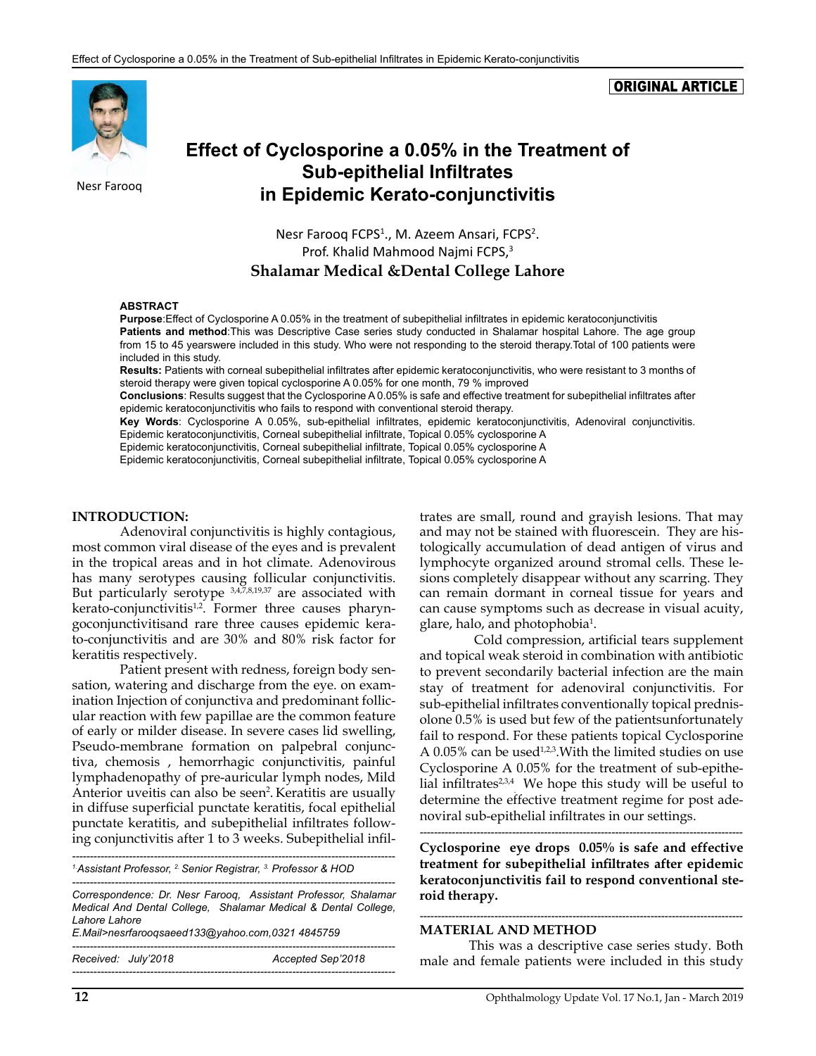ORIGINAL ARTICLE

# Effect of Cyclosporine a 0.05% in the Treatment of Sub-epithelial Infiltrates in Epidemic Kerato-conjunctivitis

Nesr Farooq

Nesr Farooq FCPS[1]., M. Azeem Ansari, FCPS[2].
Prof. Khalid Mahmood Najmi FCPS,[3]
**Shalamar Medical &Dental College Lahore**

**ABSTRACT**

**Purpose**:Effect of Cyclosporine A 0.05% in the treatment of subepithelial infiltrates in epidemic keratoconjunctivitis

**Patients and method**:This was Descriptive Case series study conducted in Shalamar hospital Lahore. The age group from 15 to 45 yearswere included in this study. Who were not responding to the steroid therapy.Total of 100 patients were included in this study.

**Results:** Patients with corneal subepithelial infiltrates after epidemic keratoconjunctivitis, who were resistant to 3 months of steroid therapy were given topical cyclosporine A 0.05% for one month, 79 % improved

**Conclusions**: Results suggest that the Cyclosporine A 0.05% is safe and effective treatment for subepithelial infiltrates after epidemic keratoconjunctivitis who fails to respond with conventional steroid therapy.

**Key Words**: Cyclosporine A 0.05%, sub-epithelial infiltrates, epidemic keratoconjunctivitis, Adenoviral conjunctivitis. Epidemic keratoconjunctivitis, Corneal subepithelial infiltrate, Topical 0.05% cyclosporine A
Epidemic keratoconjunctivitis, Corneal subepithelial infiltrate, Topical 0.05% cyclosporine A
Epidemic keratoconjunctivitis, Corneal subepithelial infiltrate, Topical 0.05% cyclosporine A

## INTRODUCTION:

Adenoviral conjunctivitis is highly contagious, most common viral disease of the eyes and is prevalent in the tropical areas and in hot climate. Adenovirous has many serotypes causing follicular conjunctivitis. But particularly serotype [3,4,7,8,19,37] are associated with kerato-conjunctivitis[1,2]. Former three causes pharyngoconjunctivitisand rare three causes epidemic kerato-conjunctivitis and are 30% and 80% risk factor for keratitis respectively.

Patient present with redness, foreign body sensation, watering and discharge from the eye. on examination Injection of conjunctiva and predominant follicular reaction with few papillae are the common feature of early or milder disease. In severe cases lid swelling, Pseudo-membrane formation on palpebral conjunctiva, chemosis , hemorrhagic conjunctivitis, painful lymphadenopathy of pre-auricular lymph nodes, Mild Anterior uveitis can also be seen[2]. Keratitis are usually in diffuse superficial punctate keratitis, focal epithelial punctate keratitis, and subepithelial infiltrates following conjunctivitis after 1 to 3 weeks. Subepithelial infiltrates are small, round and grayish lesions. That may and may not be stained with fluorescein. They are histologically accumulation of dead antigen of virus and lymphocyte organized around stromal cells. These lesions completely disappear without any scarring. They can remain dormant in corneal tissue for years and can cause symptoms such as decrease in visual acuity, glare, halo, and photophobia[1].

Cold compression, artificial tears supplement and topical weak steroid in combination with antibiotic to prevent secondarily bacterial infection are the main stay of treatment for adenoviral conjunctivitis. For sub-epithelial infiltrates conventionally topical prednisolone 0.5% is used but few of the patientsunfortunately fail to respond. For these patients topical Cyclosporine A 0.05% can be used[1,2,3].With the limited studies on use Cyclosporine A 0.05% for the treatment of sub-epithelial infiltrates[2,3,4] We hope this study will be useful to determine the effective treatment regime for post adenoviral sub-epithelial infiltrates in our settings.

**Cyclosporine eye drops 0.05% is safe and effective treatment for subepithelial infiltrates after epidemic keratoconjunctivitis fail to respond conventional steroid therapy.**

## MATERIAL AND METHOD

This was a descriptive case series study. Both male and female patients were included in this study

[1.] Assistant Professor, [2.] Senior Registrar, [3.] Professor & HOD

Correspondence: Dr. Nesr Farooq, Assistant Professor, Shalamar Medical And Dental College, Shalamar Medical & Dental College, Lahore Lahore
E.Mail>nesrfarooqsaeed133@yahoo.com,0321 4845759

Received: July'2018 Accepted Sep'2018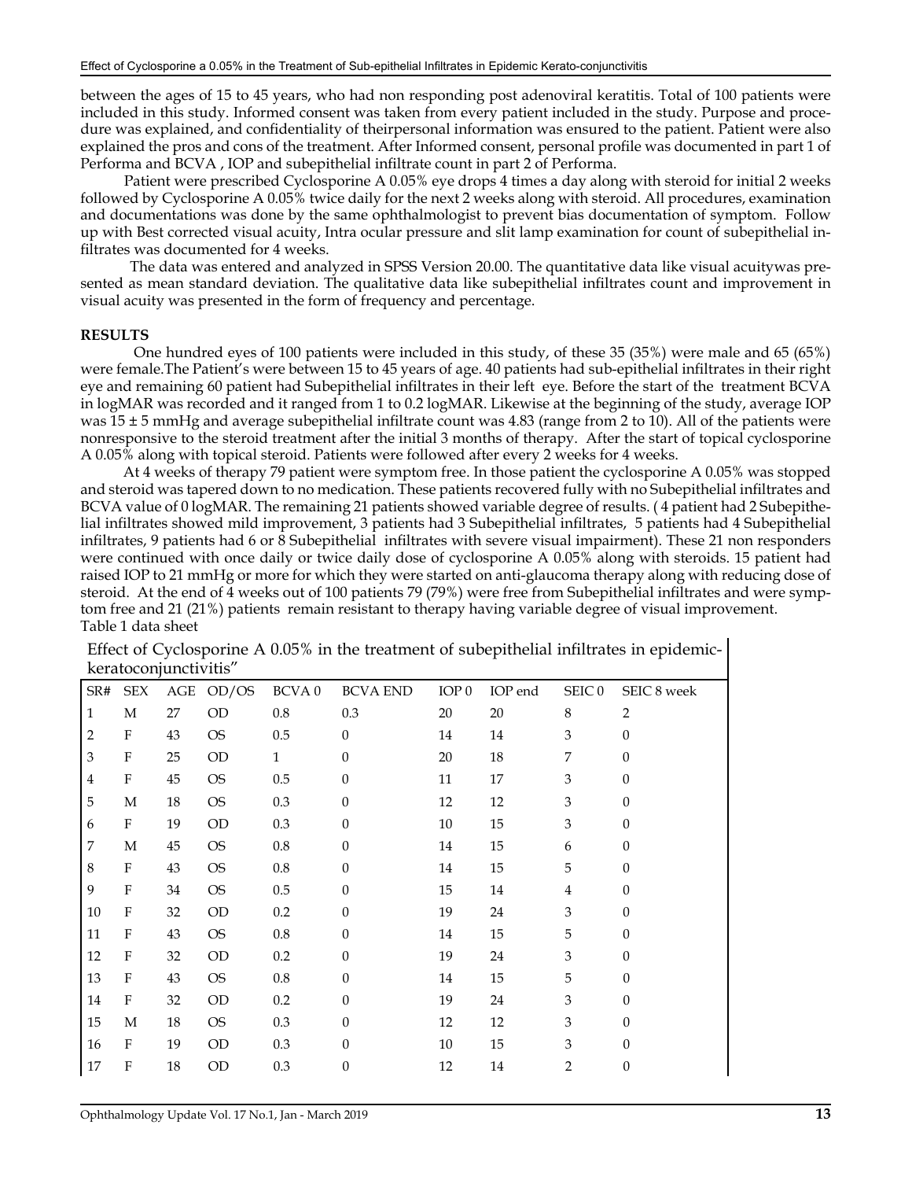between the ages of 15 to 45 years, who had non responding post adenoviral keratitis. Total of 100 patients were included in this study. Informed consent was taken from every patient included in the study. Purpose and procedure was explained, and confidentiality of theirpersonal information was ensured to the patient. Patient were also explained the pros and cons of the treatment. After Informed consent, personal profile was documented in part 1 of Performa and BCVA , IOP and subepithelial infiltrate count in part 2 of Performa.

Patient were prescribed Cyclosporine A 0.05% eye drops 4 times a day along with steroid for initial 2 weeks followed by Cyclosporine A 0.05% twice daily for the next 2 weeks along with steroid. All procedures, examination and documentations was done by the same ophthalmologist to prevent bias documentation of symptom. Follow up with Best corrected visual acuity, Intra ocular pressure and slit lamp examination for count of subepithelial infiltrates was documented for 4 weeks.

The data was entered and analyzed in SPSS Version 20.00. The quantitative data like visual acuitywas presented as mean standard deviation. The qualitative data like subepithelial infiltrates count and improvement in visual acuity was presented in the form of frequency and percentage.

**RESULTS**

One hundred eyes of 100 patients were included in this study, of these 35 (35%) were male and 65 (65%) were female.The Patient's were between 15 to 45 years of age. 40 patients had sub-epithelial infiltrates in their right eye and remaining 60 patient had Subepithelial infiltrates in their left eye. Before the start of the treatment BCVA in logMAR was recorded and it ranged from 1 to 0.2 logMAR. Likewise at the beginning of the study, average IOP was 15 ± 5 mmHg and average subepithelial infiltrate count was 4.83 (range from 2 to 10). All of the patients were nonresponsive to the steroid treatment after the initial 3 months of therapy. After the start of topical cyclosporine A 0.05% along with topical steroid. Patients were followed after every 2 weeks for 4 weeks.

At 4 weeks of therapy 79 patient were symptom free. In those patient the cyclosporine A 0.05% was stopped and steroid was tapered down to no medication. These patients recovered fully with no Subepithelial infiltrates and BCVA value of 0 logMAR. The remaining 21 patients showed variable degree of results. ( 4 patient had 2 Subepithelial infiltrates showed mild improvement, 3 patients had 3 Subepithelial infiltrates, 5 patients had 4 Subepithelial infiltrates, 9 patients had 6 or 8 Subepithelial infiltrates with severe visual impairment). These 21 non responders were continued with once daily or twice daily dose of cyclosporine A 0.05% along with steroids. 15 patient had raised IOP to 21 mmHg or more for which they were started on anti-glaucoma therapy along with reducing dose of steroid. At the end of 4 weeks out of 100 patients 79 (79%) were free from Subepithelial infiltrates and were symptom free and 21 (21%) patients remain resistant to therapy having variable degree of visual improvement.

Table 1 data sheet

Effect of Cyclosporine A 0.05% in the treatment of subepithelial infiltrates in epidemic-keratoconjunctivitis"

| SR# | SEX | AGE | OD/OS | BCVA 0 | BCVA END | IOP 0 | IOP end | SEIC 0 | SEIC 8 week |
|---|---|---|---|---|---|---|---|---|---|
| 1 | M | 27 | OD | 0.8 | 0.3 | 20 | 20 | 8 | 2 |
| 2 | F | 43 | OS | 0.5 | 0 | 14 | 14 | 3 | 0 |
| 3 | F | 25 | OD | 1 | 0 | 20 | 18 | 7 | 0 |
| 4 | F | 45 | OS | 0.5 | 0 | 11 | 17 | 3 | 0 |
| 5 | M | 18 | OS | 0.3 | 0 | 12 | 12 | 3 | 0 |
| 6 | F | 19 | OD | 0.3 | 0 | 10 | 15 | 3 | 0 |
| 7 | M | 45 | OS | 0.8 | 0 | 14 | 15 | 6 | 0 |
| 8 | F | 43 | OS | 0.8 | 0 | 14 | 15 | 5 | 0 |
| 9 | F | 34 | OS | 0.5 | 0 | 15 | 14 | 4 | 0 |
| 10 | F | 32 | OD | 0.2 | 0 | 19 | 24 | 3 | 0 |
| 11 | F | 43 | OS | 0.8 | 0 | 14 | 15 | 5 | 0 |
| 12 | F | 32 | OD | 0.2 | 0 | 19 | 24 | 3 | 0 |
| 13 | F | 43 | OS | 0.8 | 0 | 14 | 15 | 5 | 0 |
| 14 | F | 32 | OD | 0.2 | 0 | 19 | 24 | 3 | 0 |
| 15 | M | 18 | OS | 0.3 | 0 | 12 | 12 | 3 | 0 |
| 16 | F | 19 | OD | 0.3 | 0 | 10 | 15 | 3 | 0 |
| 17 | F | 18 | OD | 0.3 | 0 | 12 | 14 | 2 | 0 |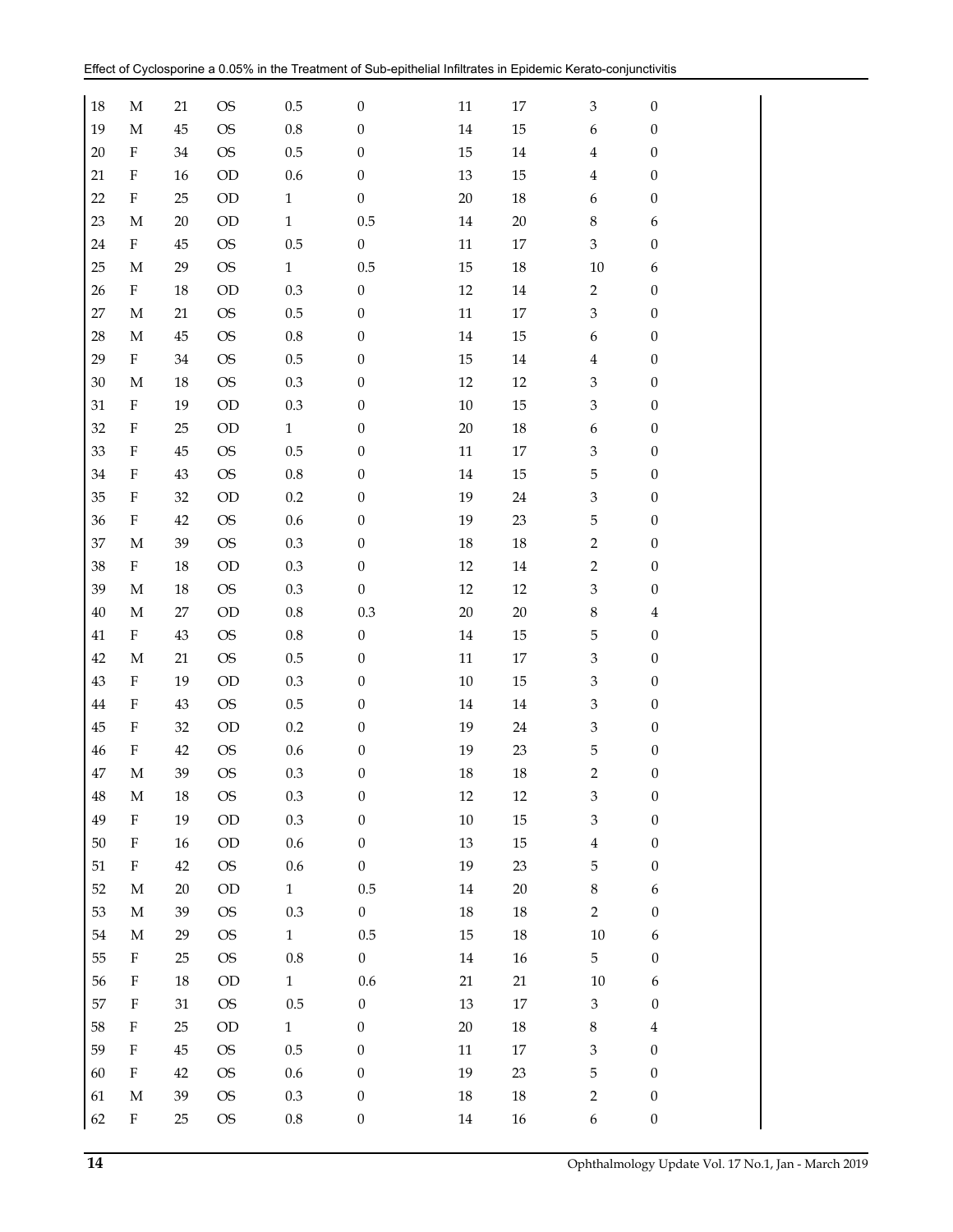| | | | | | | | | | |
|---|---|---|---|---|---|---|---|---|---|
| 18 | M | 21 | OS | 0.5 | 0 | 11 | 17 | 3 | 0 |
| 19 | M | 45 | OS | 0.8 | 0 | 14 | 15 | 6 | 0 |
| 20 | F | 34 | OS | 0.5 | 0 | 15 | 14 | 4 | 0 |
| 21 | F | 16 | OD | 0.6 | 0 | 13 | 15 | 4 | 0 |
| 22 | F | 25 | OD | 1 | 0 | 20 | 18 | 6 | 0 |
| 23 | M | 20 | OD | 1 | 0.5 | 14 | 20 | 8 | 6 |
| 24 | F | 45 | OS | 0.5 | 0 | 11 | 17 | 3 | 0 |
| 25 | M | 29 | OS | 1 | 0.5 | 15 | 18 | 10 | 6 |
| 26 | F | 18 | OD | 0.3 | 0 | 12 | 14 | 2 | 0 |
| 27 | M | 21 | OS | 0.5 | 0 | 11 | 17 | 3 | 0 |
| 28 | M | 45 | OS | 0.8 | 0 | 14 | 15 | 6 | 0 |
| 29 | F | 34 | OS | 0.5 | 0 | 15 | 14 | 4 | 0 |
| 30 | M | 18 | OS | 0.3 | 0 | 12 | 12 | 3 | 0 |
| 31 | F | 19 | OD | 0.3 | 0 | 10 | 15 | 3 | 0 |
| 32 | F | 25 | OD | 1 | 0 | 20 | 18 | 6 | 0 |
| 33 | F | 45 | OS | 0.5 | 0 | 11 | 17 | 3 | 0 |
| 34 | F | 43 | OS | 0.8 | 0 | 14 | 15 | 5 | 0 |
| 35 | F | 32 | OD | 0.2 | 0 | 19 | 24 | 3 | 0 |
| 36 | F | 42 | OS | 0.6 | 0 | 19 | 23 | 5 | 0 |
| 37 | M | 39 | OS | 0.3 | 0 | 18 | 18 | 2 | 0 |
| 38 | F | 18 | OD | 0.3 | 0 | 12 | 14 | 2 | 0 |
| 39 | M | 18 | OS | 0.3 | 0 | 12 | 12 | 3 | 0 |
| 40 | M | 27 | OD | 0.8 | 0.3 | 20 | 20 | 8 | 4 |
| 41 | F | 43 | OS | 0.8 | 0 | 14 | 15 | 5 | 0 |
| 42 | M | 21 | OS | 0.5 | 0 | 11 | 17 | 3 | 0 |
| 43 | F | 19 | OD | 0.3 | 0 | 10 | 15 | 3 | 0 |
| 44 | F | 43 | OS | 0.5 | 0 | 14 | 14 | 3 | 0 |
| 45 | F | 32 | OD | 0.2 | 0 | 19 | 24 | 3 | 0 |
| 46 | F | 42 | OS | 0.6 | 0 | 19 | 23 | 5 | 0 |
| 47 | M | 39 | OS | 0.3 | 0 | 18 | 18 | 2 | 0 |
| 48 | M | 18 | OS | 0.3 | 0 | 12 | 12 | 3 | 0 |
| 49 | F | 19 | OD | 0.3 | 0 | 10 | 15 | 3 | 0 |
| 50 | F | 16 | OD | 0.6 | 0 | 13 | 15 | 4 | 0 |
| 51 | F | 42 | OS | 0.6 | 0 | 19 | 23 | 5 | 0 |
| 52 | M | 20 | OD | 1 | 0.5 | 14 | 20 | 8 | 6 |
| 53 | M | 39 | OS | 0.3 | 0 | 18 | 18 | 2 | 0 |
| 54 | M | 29 | OS | 1 | 0.5 | 15 | 18 | 10 | 6 |
| 55 | F | 25 | OS | 0.8 | 0 | 14 | 16 | 5 | 0 |
| 56 | F | 18 | OD | 1 | 0.6 | 21 | 21 | 10 | 6 |
| 57 | F | 31 | OS | 0.5 | 0 | 13 | 17 | 3 | 0 |
| 58 | F | 25 | OD | 1 | 0 | 20 | 18 | 8 | 4 |
| 59 | F | 45 | OS | 0.5 | 0 | 11 | 17 | 3 | 0 |
| 60 | F | 42 | OS | 0.6 | 0 | 19 | 23 | 5 | 0 |
| 61 | M | 39 | OS | 0.3 | 0 | 18 | 18 | 2 | 0 |
| 62 | F | 25 | OS | 0.8 | 0 | 14 | 16 | 6 | 0 |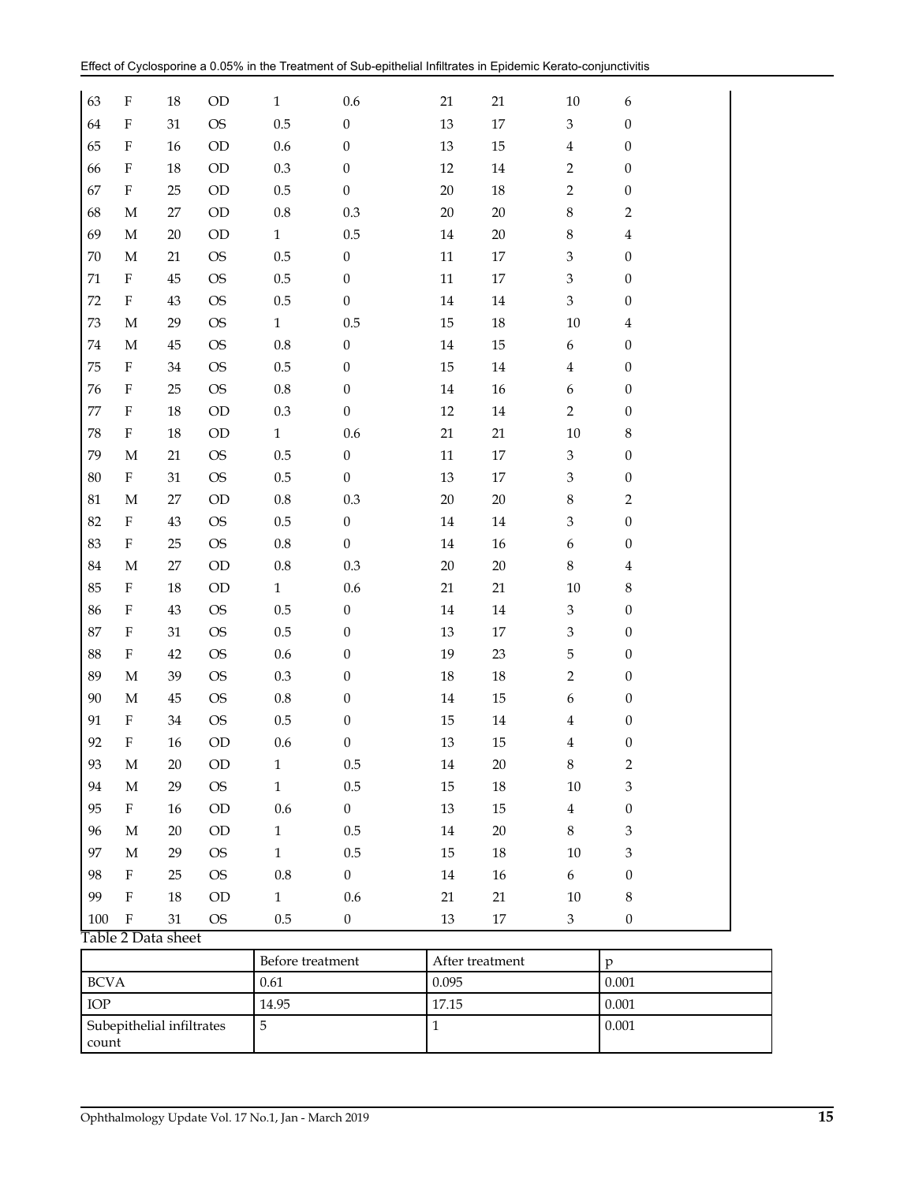| 63 | F | 18 | OD | 1 | 0.6 | 21 | 21 | 10 | 6 |
|---|---|---|---|---|---|---|---|---|---|
| 64 | F | 31 | OS | 0.5 | 0 | 13 | 17 | 3 | 0 |
| 65 | F | 16 | OD | 0.6 | 0 | 13 | 15 | 4 | 0 |
| 66 | F | 18 | OD | 0.3 | 0 | 12 | 14 | 2 | 0 |
| 67 | F | 25 | OD | 0.5 | 0 | 20 | 18 | 2 | 0 |
| 68 | M | 27 | OD | 0.8 | 0.3 | 20 | 20 | 8 | 2 |
| 69 | M | 20 | OD | 1 | 0.5 | 14 | 20 | 8 | 4 |
| 70 | M | 21 | OS | 0.5 | 0 | 11 | 17 | 3 | 0 |
| 71 | F | 45 | OS | 0.5 | 0 | 11 | 17 | 3 | 0 |
| 72 | F | 43 | OS | 0.5 | 0 | 14 | 14 | 3 | 0 |
| 73 | M | 29 | OS | 1 | 0.5 | 15 | 18 | 10 | 4 |
| 74 | M | 45 | OS | 0.8 | 0 | 14 | 15 | 6 | 0 |
| 75 | F | 34 | OS | 0.5 | 0 | 15 | 14 | 4 | 0 |
| 76 | F | 25 | OS | 0.8 | 0 | 14 | 16 | 6 | 0 |
| 77 | F | 18 | OD | 0.3 | 0 | 12 | 14 | 2 | 0 |
| 78 | F | 18 | OD | 1 | 0.6 | 21 | 21 | 10 | 8 |
| 79 | M | 21 | OS | 0.5 | 0 | 11 | 17 | 3 | 0 |
| 80 | F | 31 | OS | 0.5 | 0 | 13 | 17 | 3 | 0 |
| 81 | M | 27 | OD | 0.8 | 0.3 | 20 | 20 | 8 | 2 |
| 82 | F | 43 | OS | 0.5 | 0 | 14 | 14 | 3 | 0 |
| 83 | F | 25 | OS | 0.8 | 0 | 14 | 16 | 6 | 0 |
| 84 | M | 27 | OD | 0.8 | 0.3 | 20 | 20 | 8 | 4 |
| 85 | F | 18 | OD | 1 | 0.6 | 21 | 21 | 10 | 8 |
| 86 | F | 43 | OS | 0.5 | 0 | 14 | 14 | 3 | 0 |
| 87 | F | 31 | OS | 0.5 | 0 | 13 | 17 | 3 | 0 |
| 88 | F | 42 | OS | 0.6 | 0 | 19 | 23 | 5 | 0 |
| 89 | M | 39 | OS | 0.3 | 0 | 18 | 18 | 2 | 0 |
| 90 | M | 45 | OS | 0.8 | 0 | 14 | 15 | 6 | 0 |
| 91 | F | 34 | OS | 0.5 | 0 | 15 | 14 | 4 | 0 |
| 92 | F | 16 | OD | 0.6 | 0 | 13 | 15 | 4 | 0 |
| 93 | M | 20 | OD | 1 | 0.5 | 14 | 20 | 8 | 2 |
| 94 | M | 29 | OS | 1 | 0.5 | 15 | 18 | 10 | 3 |
| 95 | F | 16 | OD | 0.6 | 0 | 13 | 15 | 4 | 0 |
| 96 | M | 20 | OD | 1 | 0.5 | 14 | 20 | 8 | 3 |
| 97 | M | 29 | OS | 1 | 0.5 | 15 | 18 | 10 | 3 |
| 98 | F | 25 | OS | 0.8 | 0 | 14 | 16 | 6 | 0 |
| 99 | F | 18 | OD | 1 | 0.6 | 21 | 21 | 10 | 8 |
| 100 | F | 31 | OS | 0.5 | 0 | 13 | 17 | 3 | 0 |

Table 2 Data sheet

| | Before treatment | After treatment | p |
|---|---|---|---|
| BCVA | 0.61 | 0.095 | 0.001 |
| IOP | 14.95 | 17.15 | 0.001 |
| Subepithelial infiltrates count | 5 | 1 | 0.001 |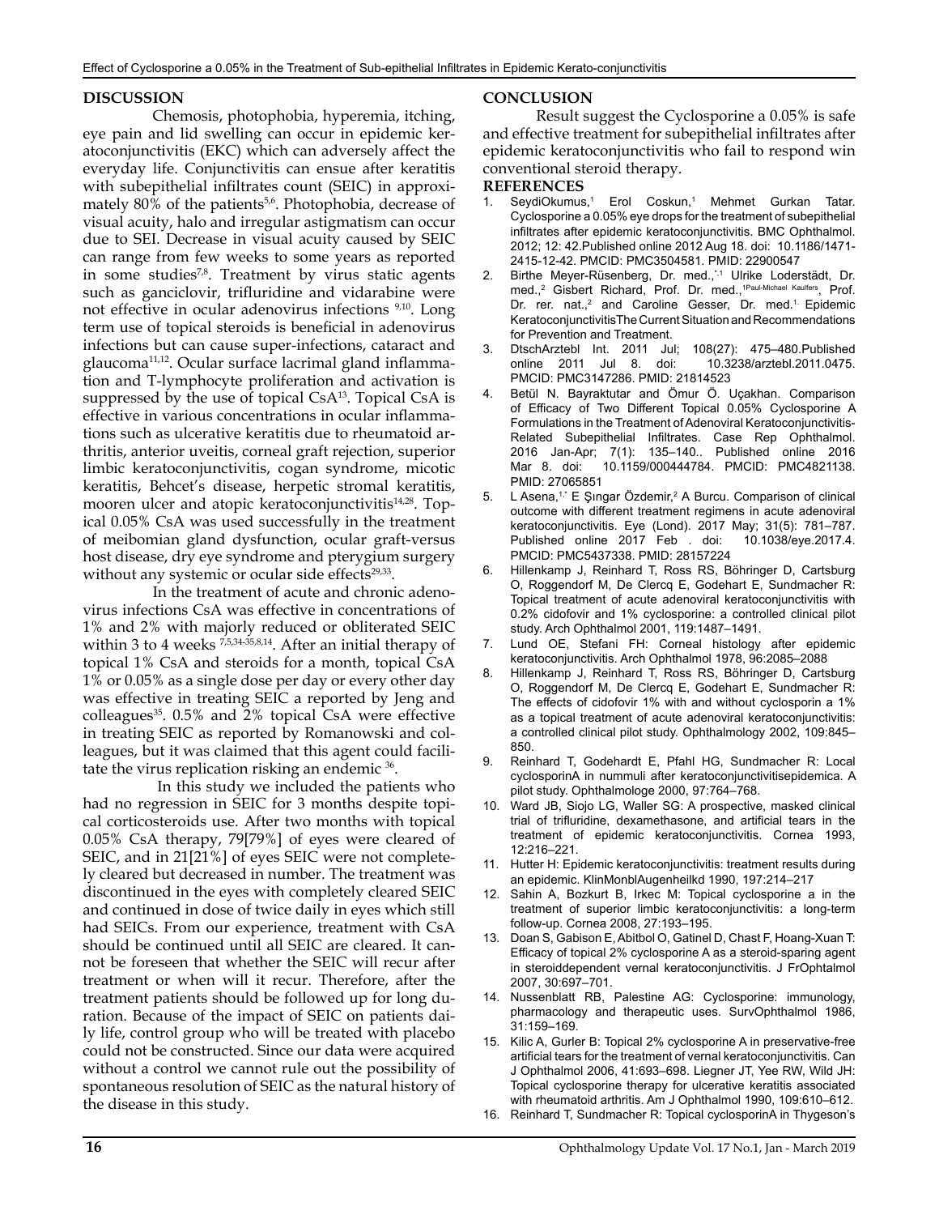## DISCUSSION

Chemosis, photophobia, hyperemia, itching, eye pain and lid swelling can occur in epidemic keratoconjunctivitis (EKC) which can adversely affect the everyday life. Conjunctivitis can ensue after keratitis with subepithelial infiltrates count (SEIC) in approximately 80% of the patients[5,6]. Photophobia, decrease of visual acuity, halo and irregular astigmatism can occur due to SEI. Decrease in visual acuity caused by SEIC can range from few weeks to some years as reported in some studies[7,8]. Treatment by virus static agents such as ganciclovir, trifluridine and vidarabine were not effective in ocular adenovirus infections [9,10]. Long term use of topical steroids is beneficial in adenovirus infections but can cause super-infections, cataract and glaucoma[11,12]. Ocular surface lacrimal gland inflammation and T-lymphocyte proliferation and activation is suppressed by the use of topical CsA[13]. Topical CsA is effective in various concentrations in ocular inflammations such as ulcerative keratitis due to rheumatoid arthritis, anterior uveitis, corneal graft rejection, superior limbic keratoconjunctivitis, cogan syndrome, micotic keratitis, Behcet's disease, herpetic stromal keratitis, mooren ulcer and atopic keratoconjunctivitis[14,28]. Topical 0.05% CsA was used successfully in the treatment of meibomian gland dysfunction, ocular graft-versus host disease, dry eye syndrome and pterygium surgery without any systemic or ocular side effects[29,33].

In the treatment of acute and chronic adenovirus infections CsA was effective in concentrations of 1% and 2% with majorly reduced or obliterated SEIC within 3 to 4 weeks [7,5,34-35,8,14]. After an initial therapy of topical 1% CsA and steroids for a month, topical CsA 1% or 0.05% as a single dose per day or every other day was effective in treating SEIC a reported by Jeng and colleagues[35]. 0.5% and 2% topical CsA were effective in treating SEIC as reported by Romanowski and colleagues, but it was claimed that this agent could facilitate the virus replication risking an endemic [36].

In this study we included the patients who had no regression in SEIC for 3 months despite topical corticosteroids use. After two months with topical 0.05% CsA therapy, 79[79%] of eyes were cleared of SEIC, and in 21[21%] of eyes SEIC were not completely cleared but decreased in number. The treatment was discontinued in the eyes with completely cleared SEIC and continued in dose of twice daily in eyes which still had SEICs. From our experience, treatment with CsA should be continued until all SEIC are cleared. It cannot be foreseen that whether the SEIC will recur after treatment or when will it recur. Therefore, after the treatment patients should be followed up for long duration. Because of the impact of SEIC on patients daily life, control group who will be treated with placebo could not be constructed. Since our data were acquired without a control we cannot rule out the possibility of spontaneous resolution of SEIC as the natural history of the disease in this study.

## CONCLUSION

Result suggest the Cyclosporine a 0.05% is safe and effective treatment for subepithelial infiltrates after epidemic keratoconjunctivitis who fail to respond win conventional steroid therapy.

## REFERENCES

1. SeydiOkumus,[1] Erol Coskun,[1] Mehmet Gurkan Tatar. Cyclosporine a 0.05% eye drops for the treatment of subepithelial infiltrates after epidemic keratoconjunctivitis. BMC Ophthalmol. 2012; 12: 42.Published online 2012 Aug 18. doi: 10.1186/1471-2415-12-42. PMCID: PMC3504581. PMID: 22900547
2. Birthe Meyer-Rüsenberg, Dr. med.,[*,1] Ulrike Loderstädt, Dr. med.,[2] Gisbert Richard, Prof. Dr. med.,[1Paul-Michael Kaulfers], Prof. Dr. rer. nat.,[2] and Caroline Gesser, Dr. med.[1.] Epidemic KeratoconjunctivitisThe Current Situation and Recommendations for Prevention and Treatment.
3. DtschArztebl Int. 2011 Jul; 108(27): 475–480.Published online 2011 Jul 8. doi: 10.3238/arztebl.2011.0475. PMCID: PMC3147286. PMID: 21814523
4. Betül N. Bayraktutar and Ömür Ö. Uçakhan. Comparison of Efficacy of Two Different Topical 0.05% Cyclosporine A Formulations in the Treatment of Adenoviral Keratoconjunctivitis-Related Subepithelial Infiltrates. Case Rep Ophthalmol. 2016 Jan-Apr; 7(1): 135–140.. Published online 2016 Mar 8. doi: 10.1159/000444784. PMCID: PMC4821138. PMID: 27065851
5. L Asena,[1,*] E Şıngar Özdemir,[2] A Burcu. Comparison of clinical outcome with different treatment regimens in acute adenoviral keratoconjunctivitis. Eye (Lond). 2017 May; 31(5): 781–787. Published online 2017 Feb . doi: 10.1038/eye.2017.4. PMCID: PMC5437338. PMID: 28157224
6. Hillenkamp J, Reinhard T, Ross RS, Böhringer D, Cartsburg O, Roggendorf M, De Clercq E, Godehart E, Sundmacher R: Topical treatment of acute adenoviral keratoconjunctivitis with 0.2% cidofovir and 1% cyclosporine: a controlled clinical pilot study. Arch Ophthalmol 2001, 119:1487–1491.
7. Lund OE, Stefani FH: Corneal histology after epidemic keratoconjunctivitis. Arch Ophthalmol 1978, 96:2085–2088
8. Hillenkamp J, Reinhard T, Ross RS, Böhringer D, Cartsburg O, Roggendorf M, De Clercq E, Godehart E, Sundmacher R: The effects of cidofovir 1% with and without cyclosporin a 1% as a topical treatment of acute adenoviral keratoconjunctivitis: a controlled clinical pilot study. Ophthalmology 2002, 109:845–850.
9. Reinhard T, Godehardt E, Pfahl HG, Sundmacher R: Local cyclosporinA in nummuli after keratoconjunctivitisepidemica. A pilot study. Ophthalmologe 2000, 97:764–768.
10. Ward JB, Siojo LG, Waller SG: A prospective, masked clinical trial of trifluridine, dexamethasone, and artificial tears in the treatment of epidemic keratoconjunctivitis. Cornea 1993, 12:216–221.
11. Hutter H: Epidemic keratoconjunctivitis: treatment results during an epidemic. KlinMonblAugenheilkd 1990, 197:214–217
12. Sahin A, Bozkurt B, Irkec M: Topical cyclosporine a in the treatment of superior limbic keratoconjunctivitis: a long-term follow-up. Cornea 2008, 27:193–195.
13. Doan S, Gabison E, Abitbol O, Gatinel D, Chast F, Hoang-Xuan T: Efficacy of topical 2% cyclosporine A as a steroid-sparing agent in steroiddependent vernal keratoconjunctivitis. J FrOphtalmol 2007, 30:697–701.
14. Nussenblatt RB, Palestine AG: Cyclosporine: immunology, pharmacology and therapeutic uses. SurvOphthalmol 1986, 31:159–169.
15. Kilic A, Gurler B: Topical 2% cyclosporine A in preservative-free artificial tears for the treatment of vernal keratoconjunctivitis. Can J Ophthalmol 2006, 41:693–698. Liegner JT, Yee RW, Wild JH: Topical cyclosporine therapy for ulcerative keratitis associated with rheumatoid arthritis. Am J Ophthalmol 1990, 109:610–612.
16. Reinhard T, Sundmacher R: Topical cyclosporinA in Thygeson's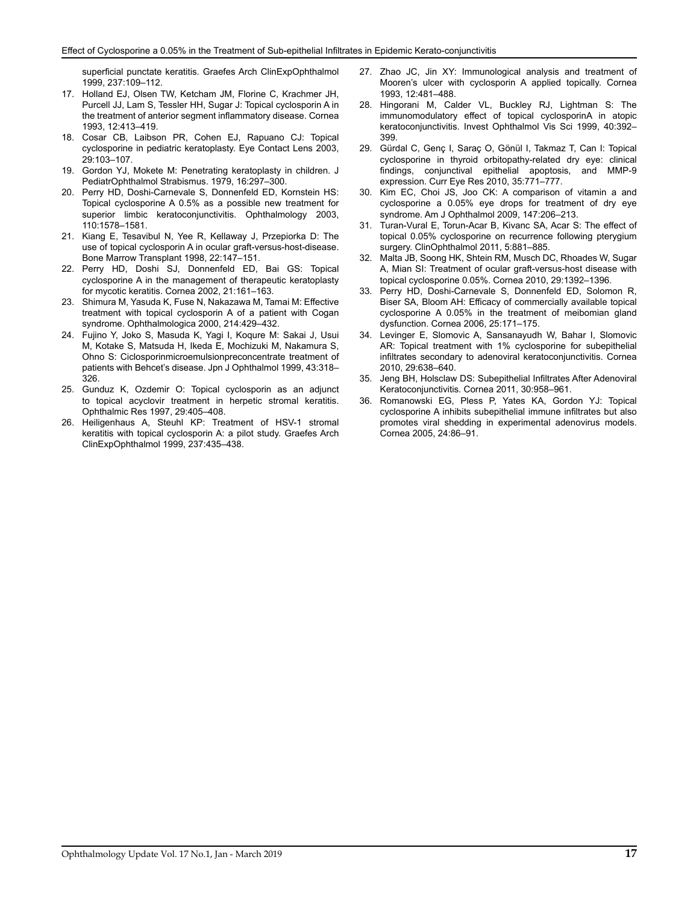superficial punctate keratitis. Graefes Arch ClinExpOphthalmol 1999, 237:109–112.

17. Holland EJ, Olsen TW, Ketcham JM, Florine C, Krachmer JH, Purcell JJ, Lam S, Tessler HH, Sugar J: Topical cyclosporin A in the treatment of anterior segment inflammatory disease. Cornea 1993, 12:413–419.
18. Cosar CB, Laibson PR, Cohen EJ, Rapuano CJ: Topical cyclosporine in pediatric keratoplasty. Eye Contact Lens 2003, 29:103–107.
19. Gordon YJ, Mokete M: Penetrating keratoplasty in children. J PediatrOphthalmol Strabismus. 1979, 16:297–300.
20. Perry HD, Doshi-Carnevale S, Donnenfeld ED, Kornstein HS: Topical cyclosporine A 0.5% as a possible new treatment for superior limbic keratoconjunctivitis. Ophthalmology 2003, 110:1578–1581.
21. Kiang E, Tesavibul N, Yee R, Kellaway J, Przepiorka D: The use of topical cyclosporin A in ocular graft-versus-host-disease. Bone Marrow Transplant 1998, 22:147–151.
22. Perry HD, Doshi SJ, Donnenfeld ED, Bai GS: Topical cyclosporine A in the management of therapeutic keratoplasty for mycotic keratitis. Cornea 2002, 21:161–163.
23. Shimura M, Yasuda K, Fuse N, Nakazawa M, Tamai M: Effective treatment with topical cyclosporin A of a patient with Cogan syndrome. Ophthalmologica 2000, 214:429–432.
24. Fujino Y, Joko S, Masuda K, Yagi I, Koqure M: Sakai J, Usui M, Kotake S, Matsuda H, Ikeda E, Mochizuki M, Nakamura S, Ohno S: Ciclosporinmicroemulsionpreconcentrate treatment of patients with Behcet's disease. Jpn J Ophthalmol 1999, 43:318–326.
25. Gunduz K, Ozdemir O: Topical cyclosporin as an adjunct to topical acyclovir treatment in herpetic stromal keratitis. Ophthalmic Res 1997, 29:405–408.
26. Heiligenhaus A, Steuhl KP: Treatment of HSV-1 stromal keratitis with topical cyclosporin A: a pilot study. Graefes Arch ClinExpOphthalmol 1999, 237:435–438.
27. Zhao JC, Jin XY: Immunological analysis and treatment of Mooren's ulcer with cyclosporin A applied topically. Cornea 1993, 12:481–488.
28. Hingorani M, Calder VL, Buckley RJ, Lightman S: The immunomodulatory effect of topical cyclosporinA in atopic keratoconjunctivitis. Invest Ophthalmol Vis Sci 1999, 40:392–399.
29. Gürdal C, Genç I, Saraç O, Gönül I, Takmaz T, Can I: Topical cyclosporine in thyroid orbitopathy-related dry eye: clinical findings, conjunctival epithelial apoptosis, and MMP-9 expression. Curr Eye Res 2010, 35:771–777.
30. Kim EC, Choi JS, Joo CK: A comparison of vitamin a and cyclosporine a 0.05% eye drops for treatment of dry eye syndrome. Am J Ophthalmol 2009, 147:206–213.
31. Turan-Vural E, Torun-Acar B, Kivanc SA, Acar S: The effect of topical 0.05% cyclosporine on recurrence following pterygium surgery. ClinOphthalmol 2011, 5:881–885.
32. Malta JB, Soong HK, Shtein RM, Musch DC, Rhoades W, Sugar A, Mian SI: Treatment of ocular graft-versus-host disease with topical cyclosporine 0.05%. Cornea 2010, 29:1392–1396.
33. Perry HD, Doshi-Carnevale S, Donnenfeld ED, Solomon R, Biser SA, Bloom AH: Efficacy of commercially available topical cyclosporine A 0.05% in the treatment of meibomian gland dysfunction. Cornea 2006, 25:171–175.
34. Levinger E, Slomovic A, Sansanayudh W, Bahar I, Slomovic AR: Topical treatment with 1% cyclosporine for subepithelial infiltrates secondary to adenoviral keratoconjunctivitis. Cornea 2010, 29:638–640.
35. Jeng BH, Holsclaw DS: Subepithelial Infiltrates After Adenoviral Keratoconjunctivitis. Cornea 2011, 30:958–961.
36. Romanowski EG, Pless P, Yates KA, Gordon YJ: Topical cyclosporine A inhibits subepithelial immune infiltrates but also promotes viral shedding in experimental adenovirus models. Cornea 2005, 24:86–91.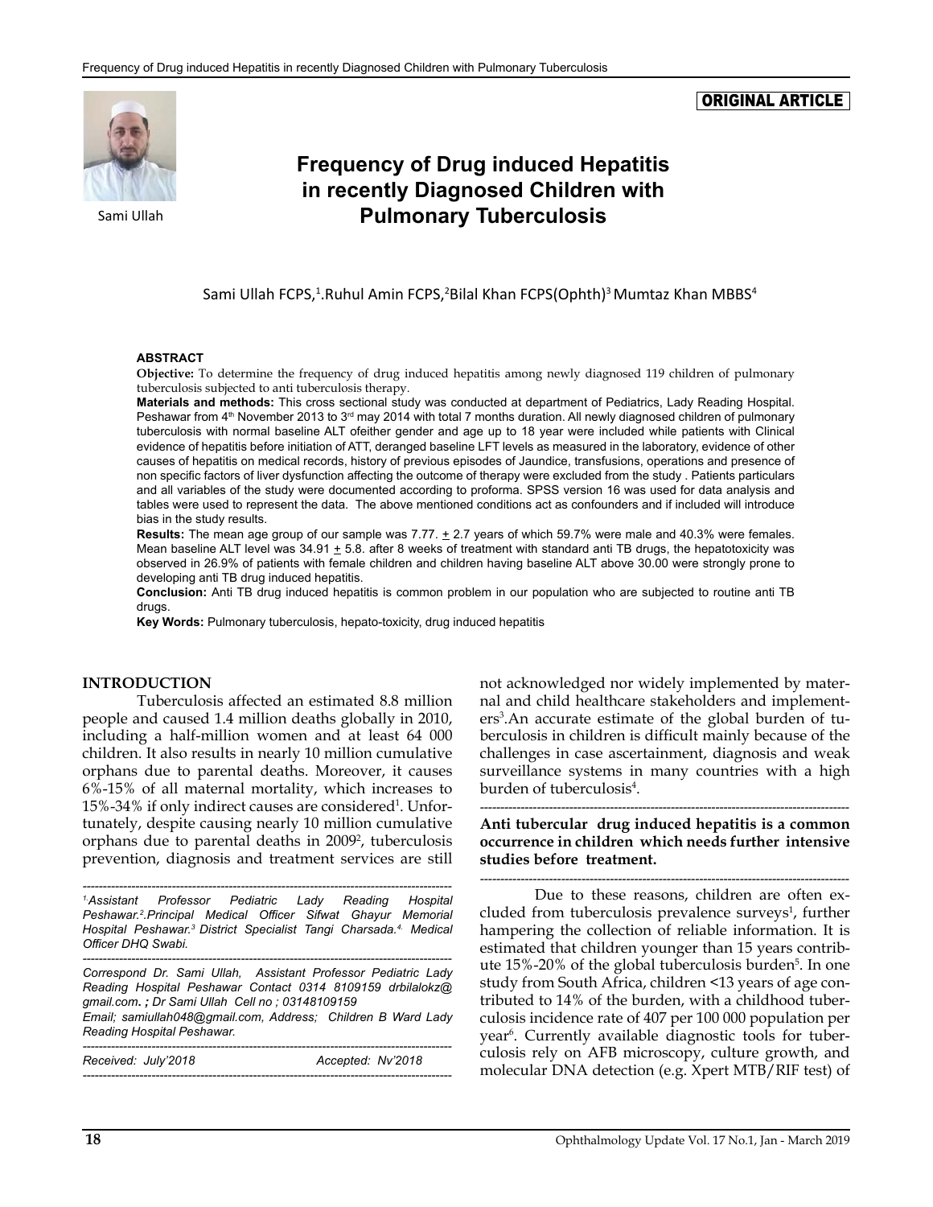ORIGINAL ARTICLE

Sami Ullah

# Frequency of Drug induced Hepatitis in recently Diagnosed Children with Pulmonary Tuberculosis

Sami Ullah FCPS,[1].Ruhul Amin FCPS,[2]Bilal Khan FCPS(Ophth)[3] Mumtaz Khan MBBS[4]

### ABSTRACT

**Objective:** To determine the frequency of drug induced hepatitis among newly diagnosed 119 children of pulmonary tuberculosis subjected to anti tuberculosis therapy.

**Materials and methods:** This cross sectional study was conducted at department of Pediatrics, Lady Reading Hospital. Peshawar from 4th November 2013 to 3rd may 2014 with total 7 months duration. All newly diagnosed children of pulmonary tuberculosis with normal baseline ALT ofeither gender and age up to 18 year were included while patients with Clinical evidence of hepatitis before initiation of ATT, deranged baseline LFT levels as measured in the laboratory, evidence of other causes of hepatitis on medical records, history of previous episodes of Jaundice, transfusions, operations and presence of non specific factors of liver dysfunction affecting the outcome of therapy were excluded from the study . Patients particulars and all variables of the study were documented according to proforma. SPSS version 16 was used for data analysis and tables were used to represent the data. The above mentioned conditions act as confounders and if included will introduce bias in the study results.

**Results:** The mean age group of our sample was 7.77. $\pm$ 2.7 years of which 59.7% were male and 40.3% were females. Mean baseline ALT level was 34.91 $\pm$ 5.8. after 8 weeks of treatment with standard anti TB drugs, the hepatotoxicity was observed in 26.9% of patients with female children and children having baseline ALT above 30.00 were strongly prone to developing anti TB drug induced hepatitis.

**Conclusion:** Anti TB drug induced hepatitis is common problem in our population who are subjected to routine anti TB drugs.

**Key Words:** Pulmonary tuberculosis, hepato-toxicity, drug induced hepatitis

## INTRODUCTION

Tuberculosis affected an estimated 8.8 million people and caused 1.4 million deaths globally in 2010, including a half-million women and at least 64 000 children. It also results in nearly 10 million cumulative orphans due to parental deaths. Moreover, it causes 6%-15% of all maternal mortality, which increases to 15%-34% if only indirect causes are considered[1]. Unfortunately, despite causing nearly 10 million cumulative orphans due to parental deaths in 2009[2], tuberculosis prevention, diagnosis and treatment services are still not acknowledged nor widely implemented by maternal and child healthcare stakeholders and implementers[3].An accurate estimate of the global burden of tuberculosis in children is difficult mainly because of the challenges in case ascertainment, diagnosis and weak surveillance systems in many countries with a high burden of tuberculosis[4].

**Anti tubercular drug induced hepatitis is a common occurrence in children which needs further intensive studies before treatment.**

Due to these reasons, children are often excluded from tuberculosis prevalence surveys[1], further hampering the collection of reliable information. It is estimated that children younger than 15 years contribute 15%-20% of the global tuberculosis burden[5]. In one study from South Africa, children <13 years of age contributed to 14% of the burden, with a childhood tuberculosis incidence rate of 407 per 100 000 population per year[6]. Currently available diagnostic tools for tuberculosis rely on AFB microscopy, culture growth, and molecular DNA detection (e.g. Xpert MTB/RIF test) of

---

*1.Assistant Professor Pediatric Lady Reading Hospital Peshawar.2.Principal Medical Officer Sifwat Ghayur Memorial Hospital Peshawar.3 District Specialist Tangi Charsada.4. Medical Officer DHQ Swabi.*

*Correspond Dr. Sami Ullah, Assistant Professor Pediatric Lady Reading Hospital Peshawar Contact 0314 8109159 drbilalokz@gmail.com. ; Dr Sami Ullah Cell no ; 03148109159*

*Email; samiullah048@gmail.com, Address; Children B Ward Lady Reading Hospital Peshawar.*

*Received: July'2018 Accepted: Nv'2018*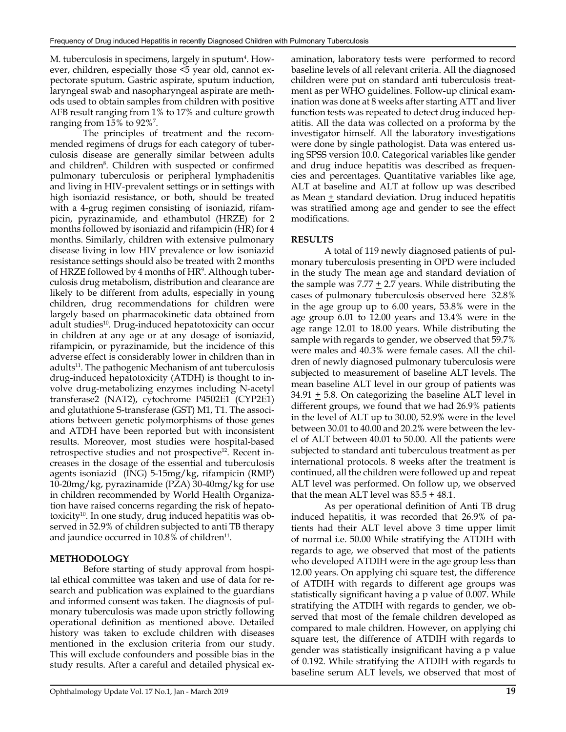M. tuberculosis in specimens, largely in sputum[4]. However, children, especially those <5 year old, cannot expectorate sputum. Gastric aspirate, sputum induction, laryngeal swab and nasopharyngeal aspirate are methods used to obtain samples from children with positive AFB result ranging from 1% to 17% and culture growth ranging from 15% to 92%[7].

The principles of treatment and the recommended regimens of drugs for each category of tuberculosis disease are generally similar between adults and children[8]. Children with suspected or confirmed pulmonary tuberculosis or peripheral lymphadenitis and living in HIV-prevalent settings or in settings with high isoniazid resistance, or both, should be treated with a 4-grug regimen consisting of isoniazid, rifampicin, pyrazinamide, and ethambutol (HRZE) for 2 months followed by isoniazid and rifampicin (HR) for 4 months. Similarly, children with extensive pulmonary disease living in low HIV prevalence or low isoniazid resistance settings should also be treated with 2 months of HRZE followed by 4 months of HR[9]. Although tuberculosis drug metabolism, distribution and clearance are likely to be different from adults, especially in young children, drug recommendations for children were largely based on pharmacokinetic data obtained from adult studies[10]. Drug-induced hepatotoxicity can occur in children at any age or at any dosage of isoniazid, rifampicin, or pyrazinamide, but the incidence of this adverse effect is considerably lower in children than in adults[11]. The pathogenic Mechanism of ant tuberculosis drug-induced hepatotoxicity (ATDH) is thought to involve drug-metabolizing enzymes including N-acetyl transferase2 (NAT2), cytochrome P4502E1 (CYP2E1) and glutathione S-transferase (GST) M1, T1. The associations between genetic polymorphisms of those genes and ATDH have been reported but with inconsistent results. Moreover, most studies were hospital-based retrospective studies and not prospective[12]. Recent increases in the dosage of the essential and tuberculosis agents isoniazid (ING) 5-15mg/kg, rifampicin (RMP) 10-20mg/kg, pyrazinamide (PZA) 30-40mg/kg for use in children recommended by World Health Organization have raised concerns regarding the risk of hepatotoxicity[10]. In one study, drug induced hepatitis was observed in 52.9% of children subjected to anti TB therapy and jaundice occurred in 10.8% of children[11].

## METHODOLOGY

Before starting of study approval from hospital ethical committee was taken and use of data for research and publication was explained to the guardians and informed consent was taken. The diagnosis of pulmonary tuberculosis was made upon strictly following operational definition as mentioned above. Detailed history was taken to exclude children with diseases mentioned in the exclusion criteria from our study. This will exclude confounders and possible bias in the study results. After a careful and detailed physical examination, laboratory tests were performed to record baseline levels of all relevant criteria. All the diagnosed children were put on standard anti tuberculosis treatment as per WHO guidelines. Follow-up clinical examination was done at 8 weeks after starting ATT and liver function tests was repeated to detect drug induced hepatitis. All the data was collected on a proforma by the investigator himself. All the laboratory investigations were done by single pathologist. Data was entered using SPSS version 10.0. Categorical variables like gender and drug induce hepatitis was described as frequencies and percentages. Quantitative variables like age, ALT at baseline and ALT at follow up was described as Mean ± standard deviation. Drug induced hepatitis was stratified among age and gender to see the effect modifications.

## RESULTS

A total of 119 newly diagnosed patients of pulmonary tuberculosis presenting in OPD were included in the study The mean age and standard deviation of the sample was 7.77 ± 2.7 years. While distributing the cases of pulmonary tuberculosis observed here 32.8% in the age group up to 6.00 years, 53.8% were in the age group 6.01 to 12.00 years and 13.4% were in the age range 12.01 to 18.00 years. While distributing the sample with regards to gender, we observed that 59.7% were males and 40.3% were female cases. All the children of newly diagnosed pulmonary tuberculosis were subjected to measurement of baseline ALT levels. The mean baseline ALT level in our group of patients was 34.91 ± 5.8. On categorizing the baseline ALT level in different groups, we found that we had 26.9% patients in the level of ALT up to 30.00, 52.9% were in the level between 30.01 to 40.00 and 20.2% were between the level of ALT between 40.01 to 50.00. All the patients were subjected to standard anti tuberculous treatment as per international protocols. 8 weeks after the treatment is continued, all the children were followed up and repeat ALT level was performed. On follow up, we observed that the mean ALT level was 85.5 ± 48.1.

As per operational definition of Anti TB drug induced hepatitis, it was recorded that 26.9% of patients had their ALT level above 3 time upper limit of normal i.e. 50.00 While stratifying the ATDIH with regards to age, we observed that most of the patients who developed ATDIH were in the age group less than 12.00 years. On applying chi square test, the difference of ATDIH with regards to different age groups was statistically significant having a p value of 0.007. While stratifying the ATDIH with regards to gender, we observed that most of the female children developed as compared to male children. However, on applying chi square test, the difference of ATDIH with regards to gender was statistically insignificant having a p value of 0.192. While stratifying the ATDIH with regards to baseline serum ALT levels, we observed that most of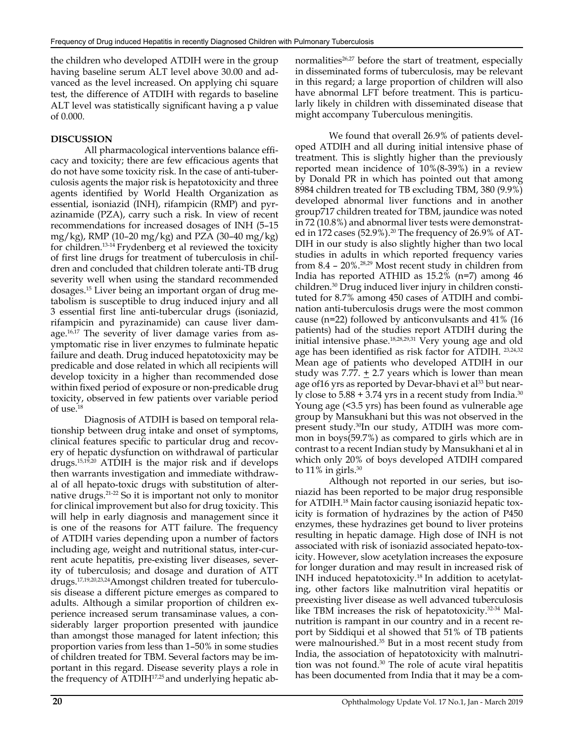the children who developed ATDIH were in the group having baseline serum ALT level above 30.00 and advanced as the level increased. On applying chi square test, the difference of ATDIH with regards to baseline ALT level was statistically significant having a p value of 0.000.

## DISCUSSION

All pharmacological interventions balance efficacy and toxicity; there are few efficacious agents that do not have some toxicity risk. In the case of anti-tuberculosis agents the major risk is hepatotoxicity and three agents identified by World Health Organization as essential, isoniazid (INH), rifampicin (RMP) and pyrazinamide (PZA), carry such a risk. In view of recent recommendations for increased dosages of INH (5–15 mg/kg), RMP (10–20 mg/kg) and PZA (30–40 mg/kg) for children.[13-14] Frydenberg et al reviewed the toxicity of first line drugs for treatment of tuberculosis in children and concluded that children tolerate anti-TB drug severity well when using the standard recommended dosages.[15] Liver being an important organ of drug metabolism is susceptible to drug induced injury and all 3 essential first line anti-tubercular drugs (isoniazid, rifampicin and pyrazinamide) can cause liver damage.[16,17] The severity of liver damage varies from asymptomatic rise in liver enzymes to fulminate hepatic failure and death. Drug induced hepatotoxicity may be predicable and dose related in which all recipients will develop toxicity in a higher than recommended dose within fixed period of exposure or non-predicable drug toxicity, observed in few patients over variable period of use.[18]

Diagnosis of ATDIH is based on temporal relationship between drug intake and onset of symptoms, clinical features specific to particular drug and recovery of hepatic dysfunction on withdrawal of particular drugs.[15,19,20] ATDIH is the major risk and if develops then warrants investigation and immediate withdrawal of all hepato-toxic drugs with substitution of alternative drugs.[21-22] So it is important not only to monitor for clinical improvement but also for drug toxicity. This will help in early diagnosis and management since it is one of the reasons for ATT failure. The frequency of ATDIH varies depending upon a number of factors including age, weight and nutritional status, inter-current acute hepatitis, pre-existing liver diseases, severity of tuberculosis; and dosage and duration of ATT drugs.[17,19,20,23,24]Amongst children treated for tuberculosis disease a different picture emerges as compared to adults. Although a similar proportion of children experience increased serum transaminase values, a considerably larger proportion presented with jaundice than amongst those managed for latent infection; this proportion varies from less than 1–50% in some studies of children treated for TBM. Several factors may be important in this regard. Disease severity plays a role in the frequency of ATDIH[17,25] and underlying hepatic abnormalities[26,27] before the start of treatment, especially in disseminated forms of tuberculosis, may be relevant in this regard; a large proportion of children will also have abnormal LFT before treatment. This is particularly likely in children with disseminated disease that might accompany Tuberculous meningitis.

We found that overall 26.9% of patients developed ATDIH and all during initial intensive phase of treatment. This is slightly higher than the previously reported mean incidence of 10%(8-39%) in a review by Donald PR in which has pointed out that among 8984 children treated for TB excluding TBM, 380 (9.9%) developed abnormal liver functions and in another group717 children treated for TBM, jaundice was noted in 72 (10.8%) and abnormal liver tests were demonstrated in 172 cases (52.9%).[20] The frequency of 26.9% of ATDIH in our study is also slightly higher than two local studies in adults in which reported frequency varies from 8.4 – 20%.[28,29] Most recent study in children from India has reported ATHID as 15.2% (n=7) among 46 children.[30] Drug induced liver injury in children constituted for 8.7% among 450 cases of ATDIH and combination anti-tuberculosis drugs were the most common cause (n=22) followed by anticonvulsants and 41% (16 patients) had of the studies report ATDIH during the initial intensive phase.[18,28,29,31] Very young age and old age has been identified as risk factor for ATDIH.[23,24,32] Mean age of patients who developed ATDIH in our study was 7.77. ± 2.7 years which is lower than mean age of16 yrs as reported by Devar-bhavi et al[33] but nearly close to 5.88 + 3.74 yrs in a recent study from India.[30] Young age (<3.5 yrs) has been found as vulnerable age group by Mansukhani but this was not observed in the present study.[30]In our study, ATDIH was more common in boys(59.7%) as compared to girls which are in contrast to a recent Indian study by Mansukhani et al in which only 20% of boys developed ATDIH compared to 11% in girls.[30]

Although not reported in our series, but isoniazid has been reported to be major drug responsible for ATDIH.[18] Main factor causing isoniazid hepatic toxicity is formation of hydrazines by the action of P450 enzymes, these hydrazines get bound to liver proteins resulting in hepatic damage. High dose of INH is not associated with risk of isoniazid associated hepato-toxicity. However, slow acetylation increases the exposure for longer duration and may result in increased risk of INH induced hepatotoxicity.[18] In addition to acetylating, other factors like malnutrition viral hepatitis or preexisting liver disease as well advanced tuberculosis like TBM increases the risk of hepatotoxicity.[32-34] Malnutrition is rampant in our country and in a recent report by Siddiqui et al showed that 51% of TB patients were malnourished.[35] But in a most recent study from India, the association of hepatotoxicity with malnutrition was not found.[30] The role of acute viral hepatitis has been documented from India that it may be a com-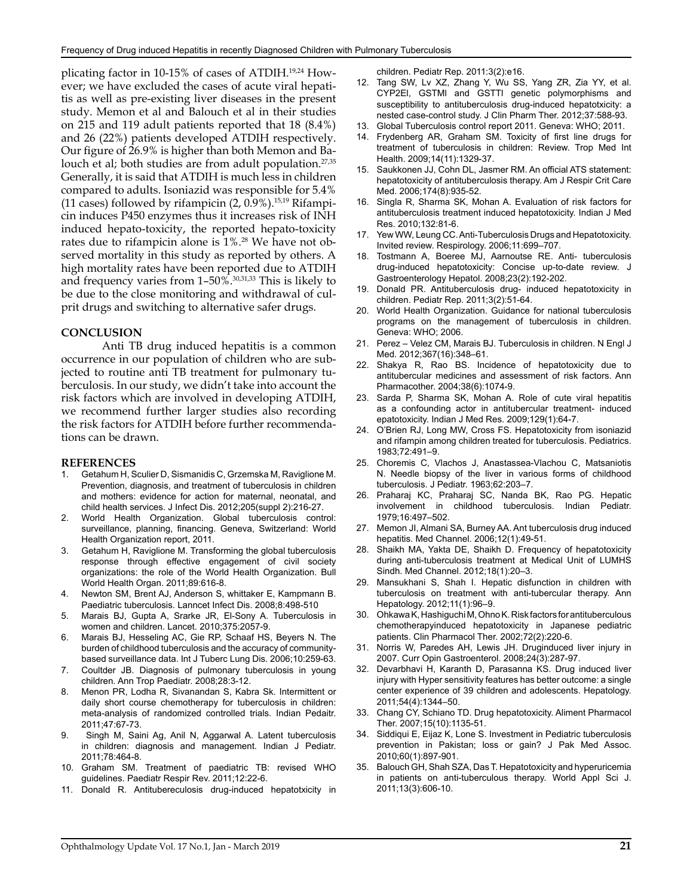plicating factor in 10-15% of cases of ATDIH.[19,24] However; we have excluded the cases of acute viral hepatitis as well as pre-existing liver diseases in the present study. Memon et al and Balouch et al in their studies on 215 and 119 adult patients reported that 18 (8.4%) and 26 (22%) patients developed ATDIH respectively. Our figure of 26.9% is higher than both Memon and Balouch et al; both studies are from adult population.[27,35] Generally, it is said that ATDIH is much less in children compared to adults. Isoniazid was responsible for 5.4% (11 cases) followed by rifampicin (2, 0.9%).[15,19] Rifampicin induces P450 enzymes thus it increases risk of INH induced hepato-toxicity, the reported hepato-toxicity rates due to rifampicin alone is 1%.[28] We have not observed mortality in this study as reported by others. A high mortality rates have been reported due to ATDIH and frequency varies from 1–50%.[30,31,33] This is likely to be due to the close monitoring and withdrawal of culprit drugs and switching to alternative safer drugs.

## CONCLUSION

Anti TB drug induced hepatitis is a common occurrence in our population of children who are subjected to routine anti TB treatment for pulmonary tuberculosis. In our study, we didn't take into account the risk factors which are involved in developing ATDIH, we recommend further larger studies also recording the risk factors for ATDIH before further recommendations can be drawn.

## REFERENCES

1. Getahum H, Sculier D, Sismanidis C, Grzemska M, Raviglione M. Prevention, diagnosis, and treatment of tuberculosis in children and mothers: evidence for action for maternal, neonatal, and child health services. J Infect Dis. 2012;205(suppl 2):216-27.
2. World Health Organization. Global tuberculosis control: surveillance, planning, financing. Geneva, Switzerland: World Health Organization report, 2011.
3. Getahum H, Raviglione M. Transforming the global tuberculosis response through effective engagement of civil society organizations: the role of the World Health Organization. Bull World Health Organ. 2011;89:616-8.
4. Newton SM, Brent AJ, Anderson S, whittaker E, Kampmann B. Paediatric tuberculosis. Lanncet Infect Dis. 2008;8:498-510
5. Marais BJ, Gupta A, Srarke JR, El-Sony A. Tuberculosis in women and children. Lancet. 2010;375:2057-9.
6. Marais BJ, Hesseling AC, Gie RP, Schaaf HS, Beyers N. The burden of childhood tuberculosis and the accuracy of community-based surveillance data. Int J Tuberc Lung Dis. 2006;10:259-63.
7. Coultder JB. Diagnosis of pulmonary tuberculosis in young children. Ann Trop Paediatr. 2008;28:3-12.
8. Menon PR, Lodha R, Sivanandan S, Kabra Sk. Intermittent or daily short course chemotherapy for tuberculosis in children: meta-analysis of randomized controlled trials. Indian Pedaitr. 2011;47:67-73.
9. Singh M, Saini Ag, Anil N, Aggarwal A. Latent tuberculosis in children: diagnosis and management. Indian J Pediatr. 2011;78:464-8.
10. Graham SM. Treatment of paediatric TB: revised WHO guidelines. Paediatr Respir Rev. 2011;12:22-6.
11. Donald R. Antitubereculosis drug-induced hepatotxicity in children. Pediatr Rep. 2011:3(2):e16.
12. Tang SW, Lv XZ, Zhang Y, Wu SS, Yang ZR, Zia YY, et al. CYP2El, GSTMl and GSTTl genetic polymorphisms and susceptibility to antituberculosis drug-induced hepatotxicity: a nested case-control study. J Clin Pharm Ther. 2012;37:588-93.
13. Global Tuberculosis control report 2011. Geneva: WHO; 2011.
14. Frydenberg AR, Graham SM. Toxicity of first line drugs for treatment of tuberculosis in children: Review. Trop Med Int Health. 2009;14(11):1329-37.
15. Saukkonen JJ, Cohn DL, Jasmer RM. An official ATS statement: hepatotoxicity of antituberculosis therapy. Am J Respir Crit Care Med. 2006;174(8):935-52.
16. Singla R, Sharma SK, Mohan A. Evaluation of risk factors for antituberculosis treatment induced hepatotoxicity. Indian J Med Res. 2010;132:81-6.
17. Yew WW, Leung CC. Anti-Tuberculosis Drugs and Hepatotoxicity. Invited review. Respirology. 2006;11:699–707.
18. Tostmann A, Boeree MJ, Aarnoutse RE. Anti- tuberculosis drug-induced hepatotoxicity: Concise up-to-date review. J Gastroenterology Hepatol. 2008;23(2):192-202.
19. Donald PR. Antituberculosis drug- induced hepatotoxicity in children. Pediatr Rep. 2011;3(2):51-64.
20. World Health Organization. Guidance for national tuberculosis programs on the management of tuberculosis in children. Geneva: WHO; 2006.
21. Perez – Velez CM, Marais BJ. Tuberculosis in children. N Engl J Med. 2012;367(16):348–61.
22. Shakya R, Rao BS. Incidence of hepatotoxicity due to antitubercular medicines and assessment of risk factors. Ann Pharmacother. 2004;38(6):1074-9.
23. Sarda P, Sharma SK, Mohan A. Role of cute viral hepatitis as a confounding actor in antitubercular treatment- induced epatotoxicity. Indian J Med Res. 2009;129(1):64-7.
24. O'Brien RJ, Long MW, Cross FS. Hepatotoxicity from isoniazid and rifampin among children treated for tuberculosis. Pediatrics. 1983;72:491–9.
25. Choremis C, Vlachos J, Anastassea-Vlachou C, Matsaniotis N. Needle biopsy of the liver in various forms of childhood tuberculosis. J Pediatr. 1963;62:203–7.
26. Praharaj KC, Praharaj SC, Nanda BK, Rao PG. Hepatic involvement in childhood tuberculosis. Indian Pediatr. 1979;16:497–502.
27. Memon JI, Almani SA, Burney AA. Ant tuberculosis drug induced hepatitis. Med Channel. 2006;12(1):49-51.
28. Shaikh MA, Yakta DE, Shaikh D. Frequency of hepatotoxicity during anti-tuberculosis treatment at Medical Unit of LUMHS Sindh. Med Channel. 2012;18(1):20–3.
29. Mansukhani S, Shah I. Hepatic disfunction in children with tuberculosis on treatment with anti-tubercular therapy. Ann Hepatology. 2012;11(1):96–9.
30. Ohkawa K, Hashiguchi M, Ohno K. Risk factors for antituberculous chemotherapyinduced hepatotoxicity in Japanese pediatric patients. Clin Pharmacol Ther. 2002;72(2):220-6.
31. Norris W, Paredes AH, Lewis JH. Druginduced liver injury in 2007. Curr Opin Gastroenterol. 2008;24(3):287-97.
32. Devarbhavi H, Karanth D, Parasanna KS. Drug induced liver injury with Hyper sensitivity features has better outcome: a single center experience of 39 children and adolescents. Hepatology. 2011;54(4):1344–50.
33. Chang CY, Schiano TD. Drug hepatotoxicity. Aliment Pharmacol Ther. 2007;15(10):1135-51.
34. Siddiqui E, Eijaz K, Lone S. Investment in Pediatric tuberculosis prevention in Pakistan; loss or gain? J Pak Med Assoc. 2010;60(1):897-901.
35. Balouch GH, Shah SZA, Das T. Hepatotoxicity and hyperuricemia in patients on anti-tuberculous therapy. World Appl Sci J. 2011;13(3):606-10.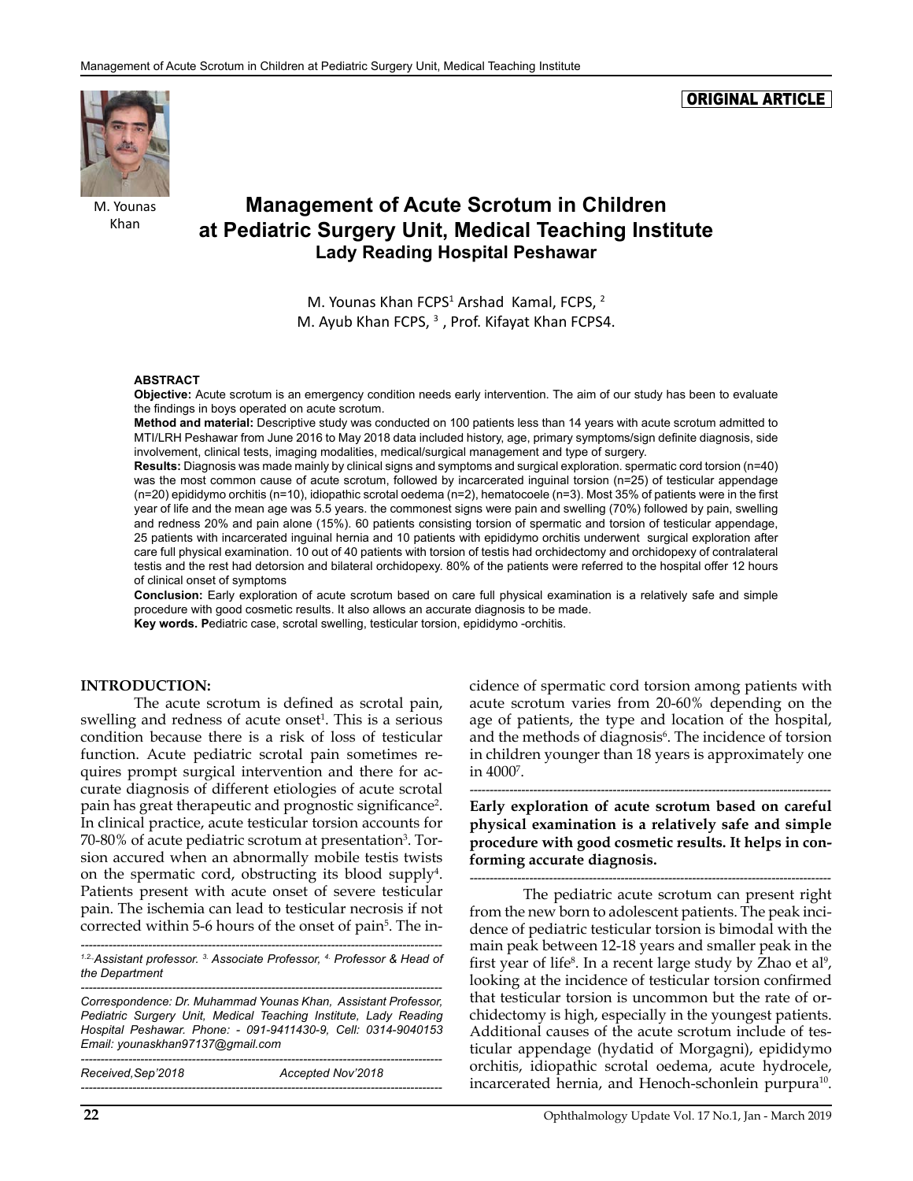ORIGINAL ARTICLE

M. Younas Khan

# Management of Acute Scrotum in Children at Pediatric Surgery Unit, Medical Teaching Institute Lady Reading Hospital Peshawar

M. Younas Khan FCPS[1] Arshad Kamal, FCPS, [2]
M. Ayub Khan FCPS, [3] , Prof. Kifayat Khan FCPS4.

## ABSTRACT

**Objective:** Acute scrotum is an emergency condition needs early intervention. The aim of our study has been to evaluate the findings in boys operated on acute scrotum.

**Method and material:** Descriptive study was conducted on 100 patients less than 14 years with acute scrotum admitted to MTI/LRH Peshawar from June 2016 to May 2018 data included history, age, primary symptoms/sign definite diagnosis, side involvement, clinical tests, imaging modalities, medical/surgical management and type of surgery.

**Results:** Diagnosis was made mainly by clinical signs and symptoms and surgical exploration. spermatic cord torsion (n=40) was the most common cause of acute scrotum, followed by incarcerated inguinal torsion (n=25) of testicular appendage (n=20) epididymo orchitis (n=10), idiopathic scrotal oedema (n=2), hematocoele (n=3). Most 35% of patients were in the first year of life and the mean age was 5.5 years. the commonest signs were pain and swelling (70%) followed by pain, swelling and redness 20% and pain alone (15%). 60 patients consisting torsion of spermatic and torsion of testicular appendage, 25 patients with incarcerated inguinal hernia and 10 patients with epididymo orchitis underwent surgical exploration after care full physical examination. 10 out of 40 patients with torsion of testis had orchidectomy and orchidopexy of contralateral testis and the rest had detorsion and bilateral orchidopexy. 80% of the patients were referred to the hospital offer 12 hours of clinical onset of symptoms

**Conclusion:** Early exploration of acute scrotum based on care full physical examination is a relatively safe and simple procedure with good cosmetic results. It also allows an accurate diagnosis to be made.

**Key words. P**ediatric case, scrotal swelling, testicular torsion, epididymo -orchitis.

## INTRODUCTION:

The acute scrotum is defined as scrotal pain, swelling and redness of acute onset[1]. This is a serious condition because there is a risk of loss of testicular function. Acute pediatric scrotal pain sometimes requires prompt surgical intervention and there for accurate diagnosis of different etiologies of acute scrotal pain has great therapeutic and prognostic significance[2]. In clinical practice, acute testicular torsion accounts for 70-80% of acute pediatric scrotum at presentation[3]. Torsion accured when an abnormally mobile testis twists on the spermatic cord, obstructing its blood supply[4]. Patients present with acute onset of severe testicular pain. The ischemia can lead to testicular necrosis if not corrected within 5-6 hours of the onset of pain[5]. The incidence of spermatic cord torsion among patients with acute scrotum varies from 20-60% depending on the age of patients, the type and location of the hospital, and the methods of diagnosis[6]. The incidence of torsion in children younger than 18 years is approximately one in 4000[7].

**Early exploration of acute scrotum based on careful physical examination is a relatively safe and simple procedure with good cosmetic results. It helps in conforming accurate diagnosis.**

The pediatric acute scrotum can present right from the new born to adolescent patients. The peak incidence of pediatric testicular torsion is bimodal with the main peak between 12-18 years and smaller peak in the first year of life[8]. In a recent large study by Zhao et al[9], looking at the incidence of testicular torsion confirmed that testicular torsion is uncommon but the rate of orchidectomy is high, especially in the youngest patients. Additional causes of the acute scrotum include of testicular appendage (hydatid of Morgagni), epididymo orchitis, idiopathic scrotal oedema, acute hydrocele, incarcerated hernia, and Henoch-schonlein purpura[10].

*1.2. Assistant professor. 3. Associate Professor, 4. Professor & Head of the Department*

*Correspondence: Dr. Muhammad Younas Khan, Assistant Professor, Pediatric Surgery Unit, Medical Teaching Institute, Lady Reading Hospital Peshawar. Phone: - 091-9411430-9, Cell: 0314-9040153 Email: younaskhan97137@gmail.com*

*Received,Sep'2018 Accepted Nov'2018*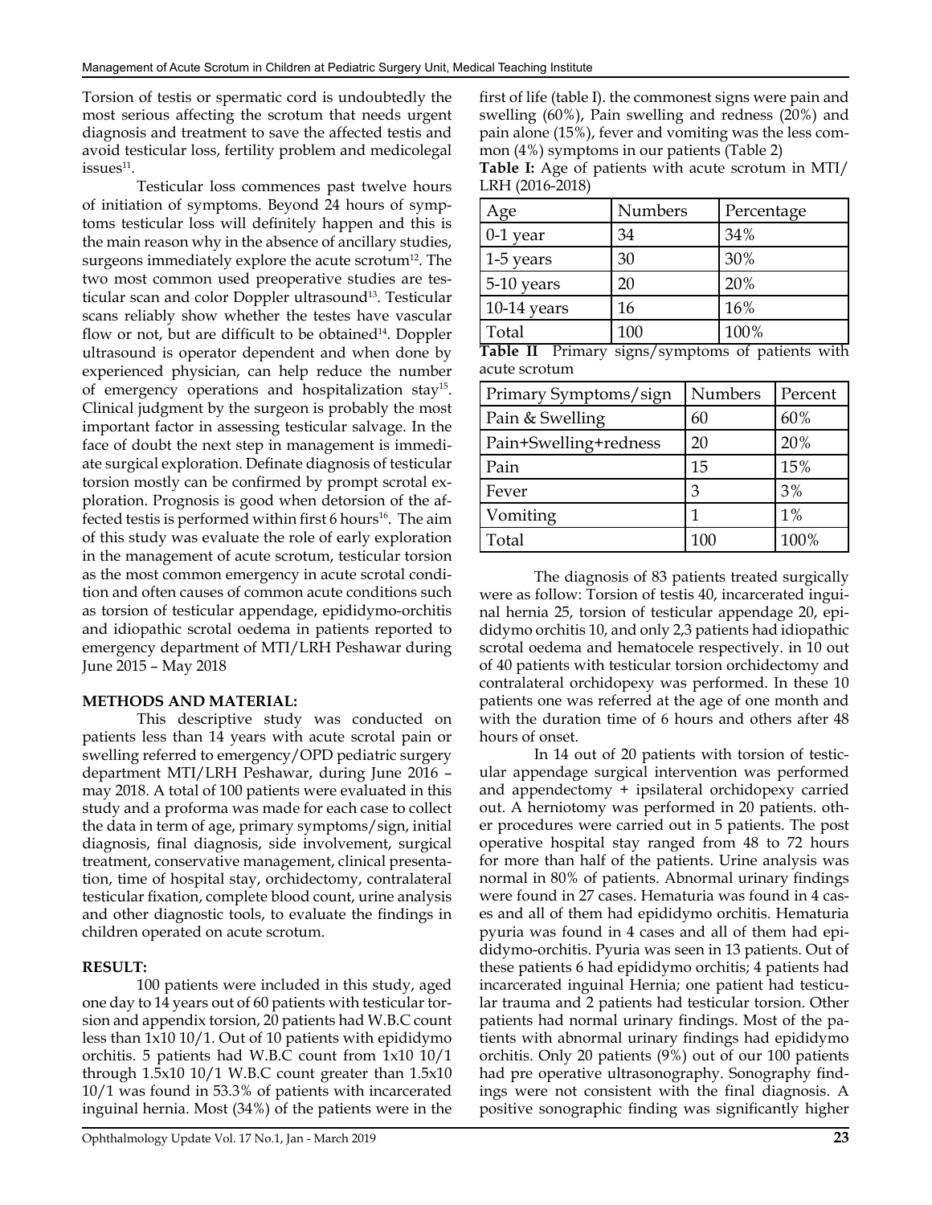Torsion of testis or spermatic cord is undoubtedly the most serious affecting the scrotum that needs urgent diagnosis and treatment to save the affected testis and avoid testicular loss, fertility problem and medicolegal issues[11].

Testicular loss commences past twelve hours of initiation of symptoms. Beyond 24 hours of symptoms testicular loss will definitely happen and this is the main reason why in the absence of ancillary studies, surgeons immediately explore the acute scrotum[12]. The two most common used preoperative studies are testicular scan and color Doppler ultrasound[13]. Testicular scans reliably show whether the testes have vascular flow or not, but are difficult to be obtained[14]. Doppler ultrasound is operator dependent and when done by experienced physician, can help reduce the number of emergency operations and hospitalization stay[15]. Clinical judgment by the surgeon is probably the most important factor in assessing testicular salvage. In the face of doubt the next step in management is immediate surgical exploration. Definate diagnosis of testicular torsion mostly can be confirmed by prompt scrotal exploration. Prognosis is good when detorsion of the affected testis is performed within first 6 hours[16]. The aim of this study was evaluate the role of early exploration in the management of acute scrotum, testicular torsion as the most common emergency in acute scrotal condition and often causes of common acute conditions such as torsion of testicular appendage, epididymo-orchitis and idiopathic scrotal oedema in patients reported to emergency department of MTI/LRH Peshawar during June 2015 – May 2018

**METHODS AND MATERIAL:**

This descriptive study was conducted on patients less than 14 years with acute scrotal pain or swelling referred to emergency/OPD pediatric surgery department MTI/LRH Peshawar, during June 2016 – may 2018. A total of 100 patients were evaluated in this study and a proforma was made for each case to collect the data in term of age, primary symptoms/sign, initial diagnosis, final diagnosis, side involvement, surgical treatment, conservative management, clinical presentation, time of hospital stay, orchidectomy, contralateral testicular fixation, complete blood count, urine analysis and other diagnostic tools, to evaluate the findings in children operated on acute scrotum.

**RESULT:**

100 patients were included in this study, aged one day to 14 years out of 60 patients with testicular torsion and appendix torsion, 20 patients had W.B.C count less than 1x10 10/1. Out of 10 patients with epididymo orchitis. 5 patients had W.B.C count from 1x10 10/1 through 1.5x10 10/1 W.B.C count greater than 1.5x10 10/1 was found in 53.3% of patients with incarcerated inguinal hernia. Most (34%) of the patients were in the first of life (table I). the commonest signs were pain and swelling (60%), Pain swelling and redness (20%) and pain alone (15%), fever and vomiting was the less common (4%) symptoms in our patients (Table 2)

**Table I:** Age of patients with acute scrotum in MTI/LRH (2016-2018)

| Age | Numbers | Percentage |
|---|---|---|
| 0-1 year | 34 | 34% |
| 1-5 years | 30 | 30% |
| 5-10 years | 20 | 20% |
| 10-14 years | 16 | 16% |
| Total | 100 | 100% |

**Table II** Primary signs/symptoms of patients with acute scrotum

| Primary Symptoms/sign | Numbers | Percent |
|---|---|---|
| Pain & Swelling | 60 | 60% |
| Pain+Swelling+redness | 20 | 20% |
| Pain | 15 | 15% |
| Fever | 3 | 3% |
| Vomiting | 1 | 1% |
| Total | 100 | 100% |

The diagnosis of 83 patients treated surgically were as follow: Torsion of testis 40, incarcerated inguinal hernia 25, torsion of testicular appendage 20, epididymo orchitis 10, and only 2,3 patients had idiopathic scrotal oedema and hematocele respectively. in 10 out of 40 patients with testicular torsion orchidectomy and contralateral orchidopexy was performed. In these 10 patients one was referred at the age of one month and with the duration time of 6 hours and others after 48 hours of onset.

In 14 out of 20 patients with torsion of testicular appendage surgical intervention was performed and appendectomy + ipsilateral orchidopexy carried out. A herniotomy was performed in 20 patients. other procedures were carried out in 5 patients. The post operative hospital stay ranged from 48 to 72 hours for more than half of the patients. Urine analysis was normal in 80% of patients. Abnormal urinary findings were found in 27 cases. Hematuria was found in 4 cases and all of them had epididymo orchitis. Hematuria pyuria was found in 4 cases and all of them had epididymo-orchitis. Pyuria was seen in 13 patients. Out of these patients 6 had epididymo orchitis; 4 patients had incarcerated inguinal Hernia; one patient had testicular trauma and 2 patients had testicular torsion. Other patients had normal urinary findings. Most of the patients with abnormal urinary findings had epididymo orchitis. Only 20 patients (9%) out of our 100 patients had pre operative ultrasonography. Sonography findings were not consistent with the final diagnosis. A positive sonographic finding was significantly higher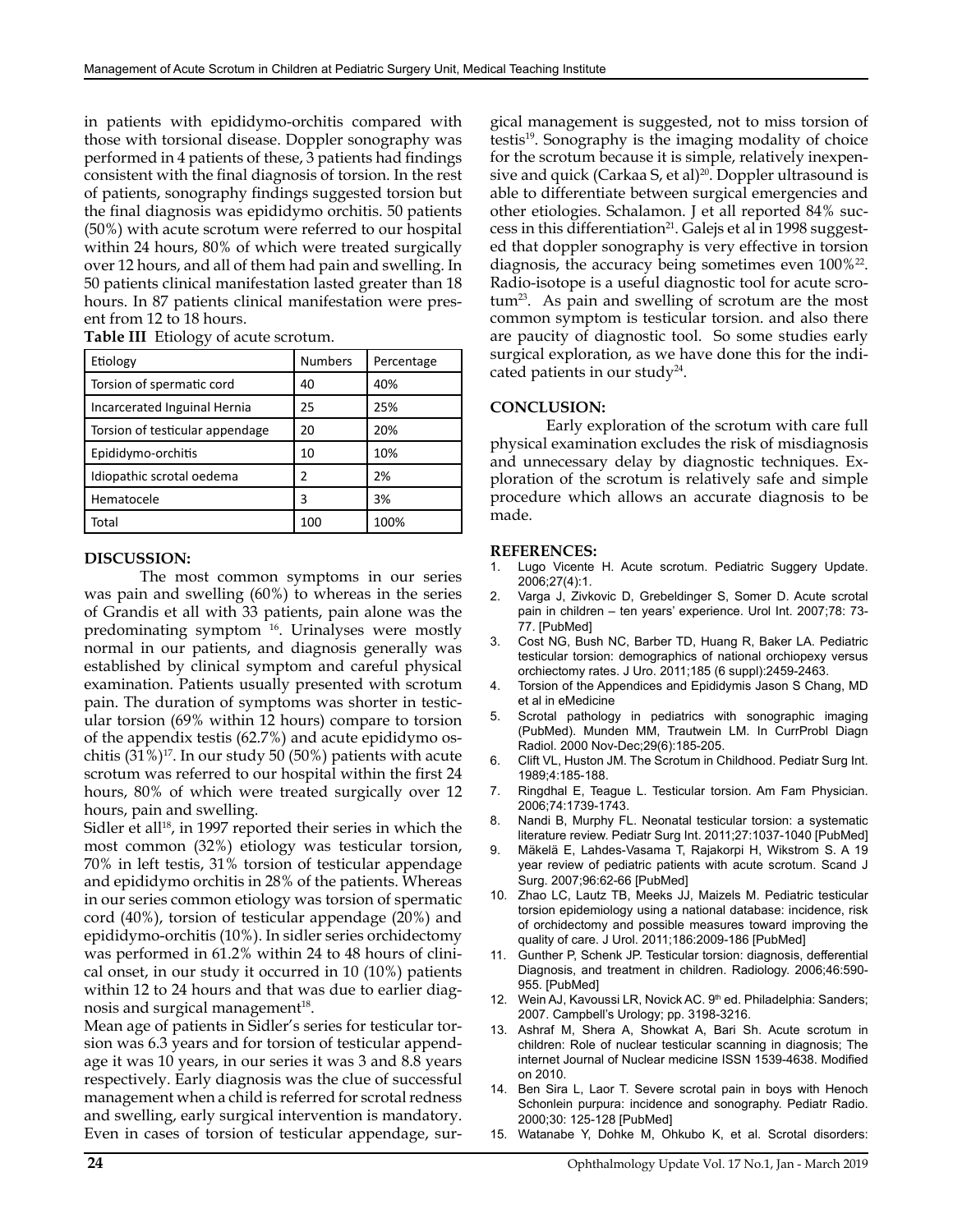in patients with epididymo-orchitis compared with those with torsional disease. Doppler sonography was performed in 4 patients of these, 3 patients had findings consistent with the final diagnosis of torsion. In the rest of patients, sonography findings suggested torsion but the final diagnosis was epididymo orchitis. 50 patients (50%) with acute scrotum were referred to our hospital within 24 hours, 80% of which were treated surgically over 12 hours, and all of them had pain and swelling. In 50 patients clinical manifestation lasted greater than 18 hours. In 87 patients clinical manifestation were present from 12 to 18 hours.

**Table III** Etiology of acute scrotum.

| Etiology | Numbers | Percentage |
|---|---|---|
| Torsion of spermatic cord | 40 | 40% |
| Incarcerated Inguinal Hernia | 25 | 25% |
| Torsion of testicular appendage | 20 | 20% |
| Epididymo-orchitis | 10 | 10% |
| Idiopathic scrotal oedema | 2 | 2% |
| Hematocele | 3 | 3% |
| Total | 100 | 100% |

## DISCUSSION:

The most common symptoms in our series was pain and swelling (60%) to whereas in the series of Grandis et all with 33 patients, pain alone was the predominating symptom [16]. Urinalyses were mostly normal in our patients, and diagnosis generally was established by clinical symptom and careful physical examination. Patients usually presented with scrotum pain. The duration of symptoms was shorter in testicular torsion (69% within 12 hours) compare to torsion of the appendix testis (62.7%) and acute epididymo oschitis (31%)[17]. In our study 50 (50%) patients with acute scrotum was referred to our hospital within the first 24 hours, 80% of which were treated surgically over 12 hours, pain and swelling.

Sidler et all[18], in 1997 reported their series in which the most common (32%) etiology was testicular torsion, 70% in left testis, 31% torsion of testicular appendage and epididymo orchitis in 28% of the patients. Whereas in our series common etiology was torsion of spermatic cord (40%), torsion of testicular appendage (20%) and epididymo-orchitis (10%). In sidler series orchidectomy was performed in 61.2% within 24 to 48 hours of clinical onset, in our study it occurred in 10 (10%) patients within 12 to 24 hours and that was due to earlier diagnosis and surgical management[18].

Mean age of patients in Sidler's series for testicular torsion was 6.3 years and for torsion of testicular appendage it was 10 years, in our series it was 3 and 8.8 years respectively. Early diagnosis was the clue of successful management when a child is referred for scrotal redness and swelling, early surgical intervention is mandatory. Even in cases of torsion of testicular appendage, surgical management is suggested, not to miss torsion of testis[19]. Sonography is the imaging modality of choice for the scrotum because it is simple, relatively inexpensive and quick (Carkaa S, et al)[20]. Doppler ultrasound is able to differentiate between surgical emergencies and other etiologies. Schalamon. J et all reported 84% success in this differentiation[21]. Galejs et al in 1998 suggested that doppler sonography is very effective in torsion diagnosis, the accuracy being sometimes even 100%[22]. Radio-isotope is a useful diagnostic tool for acute scrotum[23]. As pain and swelling of scrotum are the most common symptom is testicular torsion. and also there are paucity of diagnostic tool. So some studies early surgical exploration, as we have done this for the indicated patients in our study[24].

## CONCLUSION:

Early exploration of the scrotum with care full physical examination excludes the risk of misdiagnosis and unnecessary delay by diagnostic techniques. Exploration of the scrotum is relatively safe and simple procedure which allows an accurate diagnosis to be made.

## REFERENCES:

1. Lugo Vicente H. Acute scrotum. Pediatric Suggery Update. 2006;27(4):1.
2. Varga J, Zivkovic D, Grebeldinger S, Somer D. Acute scrotal pain in children – ten years' experience. Urol Int. 2007;78: 73-77. [PubMed]
3. Cost NG, Bush NC, Barber TD, Huang R, Baker LA. Pediatric testicular torsion: demographics of national orchiopexy versus orchiectomy rates. J Uro. 2011;185 (6 suppl):2459-2463.
4. Torsion of the Appendices and Epididymis Jason S Chang, MD et al in eMedicine
5. Scrotal pathology in pediatrics with sonographic imaging (PubMed). Munden MM, Trautwein LM. In CurrProbl Diagn Radiol. 2000 Nov-Dec;29(6):185-205.
6. Clift VL, Huston JM. The Scrotum in Childhood. Pediatr Surg Int. 1989;4:185-188.
7. Ringdhal E, Teague L. Testicular torsion. Am Fam Physician. 2006;74:1739-1743.
8. Nandi B, Murphy FL. Neonatal testicular torsion: a systematic literature review. Pediatr Surg Int. 2011;27:1037-1040 [PubMed]
9. Mäkelä E, Lahdes-Vasama T, Rajakorpi H, Wikstrom S. A 19 year review of pediatric patients with acute scrotum. Scand J Surg. 2007;96:62-66 [PubMed]
10. Zhao LC, Lautz TB, Meeks JJ, Maizels M. Pediatric testicular torsion epidemiology using a national database: incidence, risk of orchidectomy and possible measures toward improving the quality of care. J Urol. 2011;186:2009-186 [PubMed]
11. Gunther P, Schenk JP. Testicular torsion: diagnosis, defferential Diagnosis, and treatment in children. Radiology. 2006;46:590-955. [PubMed]
12. Wein AJ, Kavoussi LR, Novick AC. 9th ed. Philadelphia: Sanders; 2007. Campbell's Urology; pp. 3198-3216.
13. Ashraf M, Shera A, Showkat A, Bari Sh. Acute scrotum in children: Role of nuclear testicular scanning in diagnosis; The internet Journal of Nuclear medicine ISSN 1539-4638. Modified on 2010.
14. Ben Sira L, Laor T. Severe scrotal pain in boys with Henoch Schonlein purpura: incidence and sonography. Pediatr Radio. 2000;30: 125-128 [PubMed]
15. Watanabe Y, Dohke M, Ohkubo K, et al. Scrotal disorders: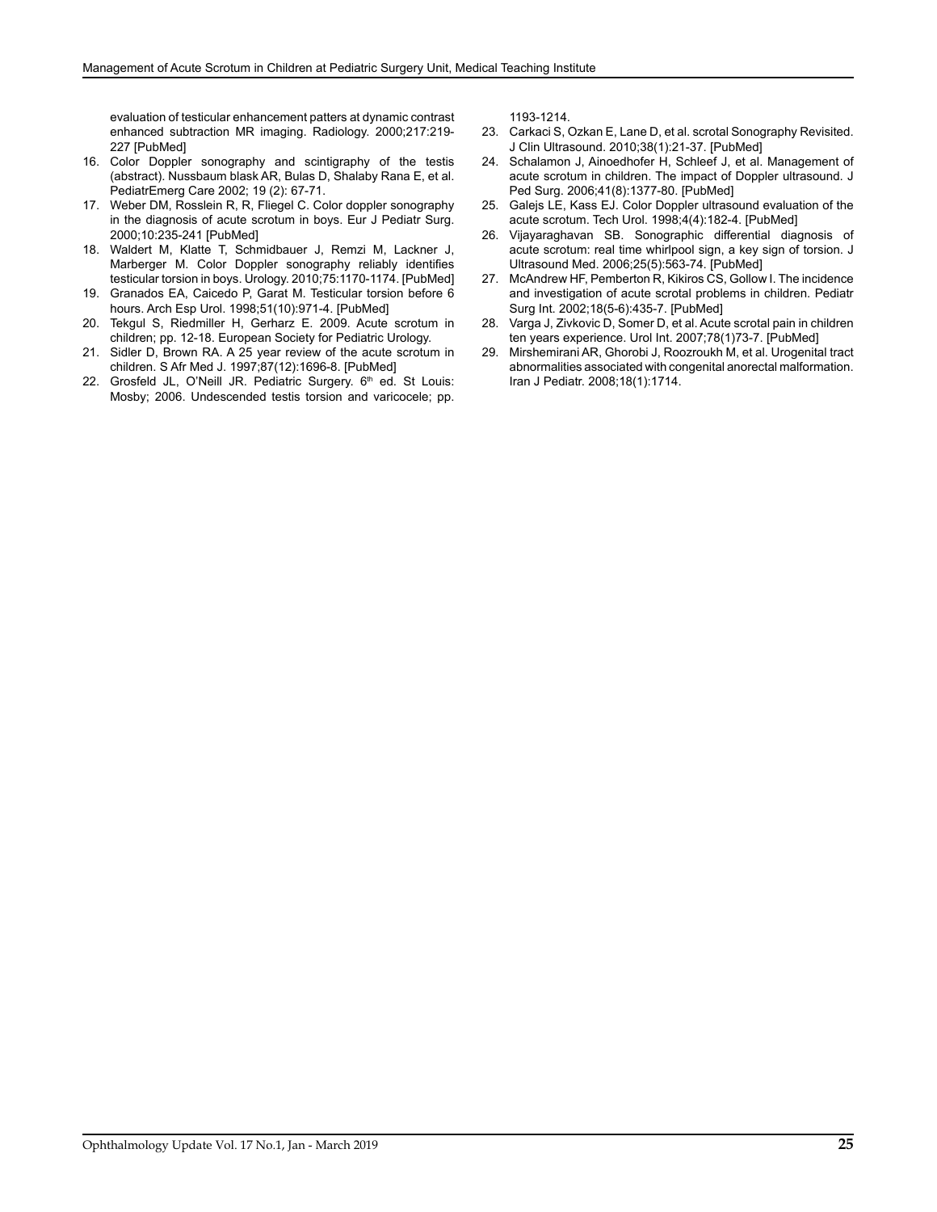evaluation of testicular enhancement patters at dynamic contrast enhanced subtraction MR imaging. Radiology. 2000;217:219-227 [PubMed]

16. Color Doppler sonography and scintigraphy of the testis (abstract). Nussbaum blask AR, Bulas D, Shalaby Rana E, et al. PediatrEmerg Care 2002; 19 (2): 67-71.
17. Weber DM, Rosslein R, R, Fliegel C. Color doppler sonography in the diagnosis of acute scrotum in boys. Eur J Pediatr Surg. 2000;10:235-241 [PubMed]
18. Waldert M, Klatte T, Schmidbauer J, Remzi M, Lackner J, Marberger M. Color Doppler sonography reliably identifies testicular torsion in boys. Urology. 2010;75:1170-1174. [PubMed]
19. Granados EA, Caicedo P, Garat M. Testicular torsion before 6 hours. Arch Esp Urol. 1998;51(10):971-4. [PubMed]
20. Tekgul S, Riedmiller H, Gerharz E. 2009. Acute scrotum in children; pp. 12-18. European Society for Pediatric Urology.
21. Sidler D, Brown RA. A 25 year review of the acute scrotum in children. S Afr Med J. 1997;87(12):1696-8. [PubMed]
22. Grosfeld JL, O'Neill JR. Pediatric Surgery. 6th ed. St Louis: Mosby; 2006. Undescended testis torsion and varicocele; pp. 1193-1214.
23. Carkaci S, Ozkan E, Lane D, et al. scrotal Sonography Revisited. J Clin Ultrasound. 2010;38(1):21-37. [PubMed]
24. Schalamon J, Ainoedhofer H, Schleef J, et al. Management of acute scrotum in children. The impact of Doppler ultrasound. J Ped Surg. 2006;41(8):1377-80. [PubMed]
25. Galejs LE, Kass EJ. Color Doppler ultrasound evaluation of the acute scrotum. Tech Urol. 1998;4(4):182-4. [PubMed]
26. Vijayaraghavan SB. Sonographic differential diagnosis of acute scrotum: real time whirlpool sign, a key sign of torsion. J Ultrasound Med. 2006;25(5):563-74. [PubMed]
27. McAndrew HF, Pemberton R, Kikiros CS, Gollow I. The incidence and investigation of acute scrotal problems in children. Pediatr Surg Int. 2002;18(5-6):435-7. [PubMed]
28. Varga J, Zivkovic D, Somer D, et al. Acute scrotal pain in children ten years experience. Urol Int. 2007;78(1)73-7. [PubMed]
29. Mirshemirani AR, Ghorobi J, Roozroukh M, et al. Urogenital tract abnormalities associated with congenital anorectal malformation. Iran J Pediatr. 2008;18(1):1714.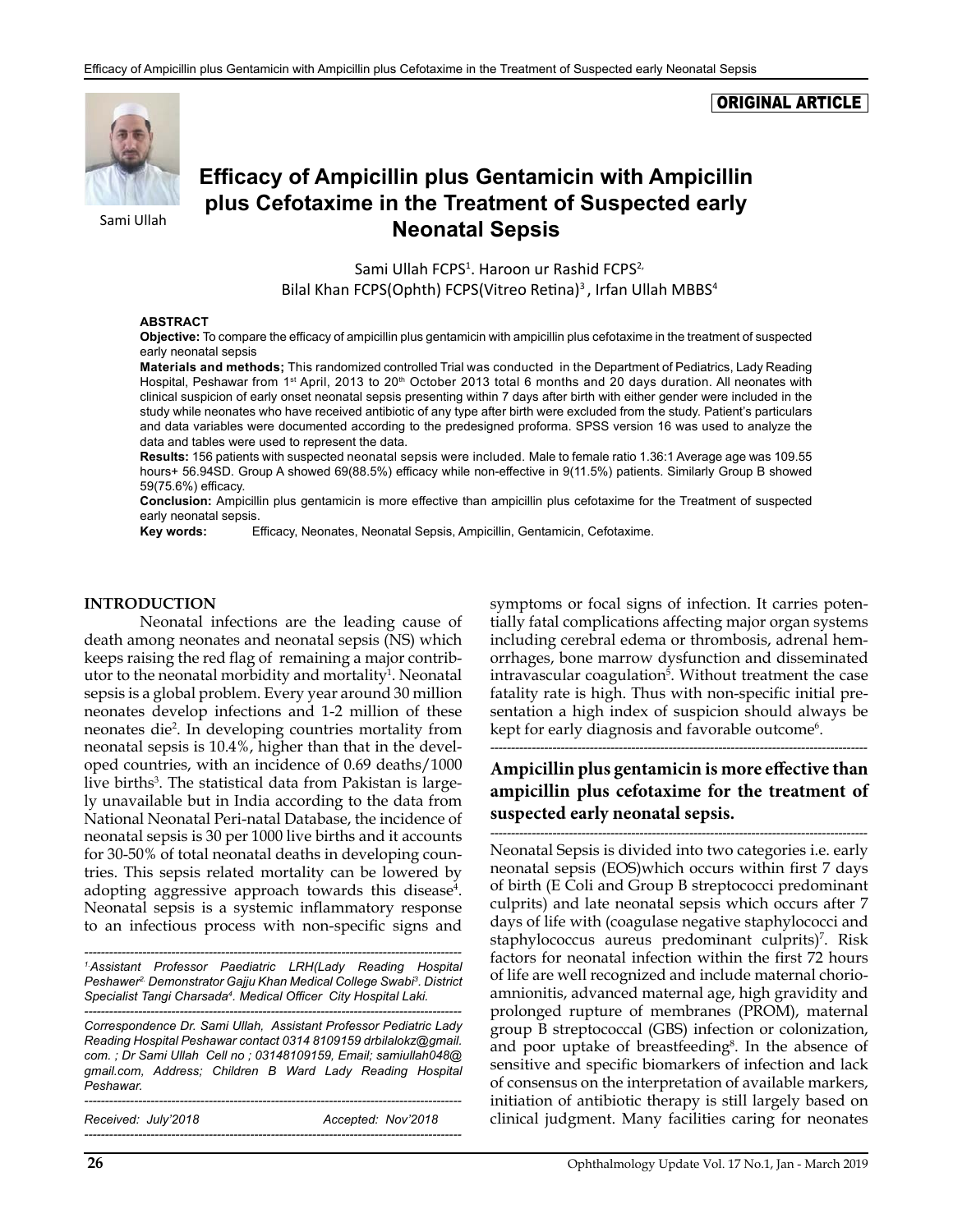ORIGINAL ARTICLE

# Efficacy of Ampicillin plus Gentamicin with Ampicillin plus Cefotaxime in the Treatment of Suspected early Neonatal Sepsis

Sami Ullah

Sami Ullah FCPS[1]. Haroon ur Rashid FCPS[2,] Bilal Khan FCPS(Ophth) FCPS(Vitreo Retina)[3], Irfan Ullah MBBS[4]

### ABSTRACT

**Objective:** To compare the efficacy of ampicillin plus gentamicin with ampicillin plus cefotaxime in the treatment of suspected early neonatal sepsis

**Materials and methods;** This randomized controlled Trial was conducted in the Department of Pediatrics, Lady Reading Hospital, Peshawar from 1st April, 2013 to 20th October 2013 total 6 months and 20 days duration. All neonates with clinical suspicion of early onset neonatal sepsis presenting within 7 days after birth with either gender were included in the study while neonates who have received antibiotic of any type after birth were excluded from the study. Patient's particulars and data variables were documented according to the predesigned proforma. SPSS version 16 was used to analyze the data and tables were used to represent the data.

**Results:** 156 patients with suspected neonatal sepsis were included. Male to female ratio 1.36:1 Average age was 109.55 hours+ 56.94SD. Group A showed 69(88.5%) efficacy while non-effective in 9(11.5%) patients. Similarly Group B showed 59(75.6%) efficacy.

**Conclusion:** Ampicillin plus gentamicin is more effective than ampicillin plus cefotaxime for the Treatment of suspected early neonatal sepsis.

**Key words:** Efficacy, Neonates, Neonatal Sepsis, Ampicillin, Gentamicin, Cefotaxime.

## INTRODUCTION

Neonatal infections are the leading cause of death among neonates and neonatal sepsis (NS) which keeps raising the red flag of remaining a major contributor to the neonatal morbidity and mortality[1]. Neonatal sepsis is a global problem. Every year around 30 million neonates develop infections and 1-2 million of these neonates die[2]. In developing countries mortality from neonatal sepsis is 10.4%, higher than that in the developed countries, with an incidence of 0.69 deaths/1000 live births[3]. The statistical data from Pakistan is largely unavailable but in India according to the data from National Neonatal Peri-natal Database, the incidence of neonatal sepsis is 30 per 1000 live births and it accounts for 30-50% of total neonatal deaths in developing countries. This sepsis related mortality can be lowered by adopting aggressive approach towards this disease[4]. Neonatal sepsis is a systemic inflammatory response to an infectious process with non-specific signs and symptoms or focal signs of infection. It carries potentially fatal complications affecting major organ systems including cerebral edema or thrombosis, adrenal hemorrhages, bone marrow dysfunction and disseminated intravascular coagulation[5]. Without treatment the case fatality rate is high. Thus with non-specific initial presentation a high index of suspicion should always be kept for early diagnosis and favorable outcome[6].

**Ampicillin plus gentamicin is more effective than ampicillin plus cefotaxime for the treatment of suspected early neonatal sepsis.**

Neonatal Sepsis is divided into two categories i.e. early neonatal sepsis (EOS)which occurs within first 7 days of birth (E Coli and Group B streptococci predominant culprits) and late neonatal sepsis which occurs after 7 days of life with (coagulase negative staphylococci and staphylococcus aureus predominant culprits)[7]. Risk factors for neonatal infection within the first 72 hours of life are well recognized and include maternal chorioamnionitis, advanced maternal age, high gravidity and prolonged rupture of membranes (PROM), maternal group B streptococcal (GBS) infection or colonization, and poor uptake of breastfeeding[8]. In the absence of sensitive and specific biomarkers of infection and lack of consensus on the interpretation of available markers, initiation of antibiotic therapy is still largely based on clinical judgment. Many facilities caring for neonates

---

*1.Assistant Professor Paediatric LRH(Lady Reading Hospital Peshawer[2.] Demonstrator Gajju Khan Medical College Swabi[3]. District Specialist Tangi Charsada[4]. Medical Officer City Hospital Laki.*

*Correspondence Dr. Sami Ullah, Assistant Professor Pediatric Lady Reading Hospital Peshawar contact 0314 8109159 drbilalokz@gmail.com. ; Dr Sami Ullah Cell no ; 03148109159, Email; samiullah048@gmail.com, Address; Children B Ward Lady Reading Hospital Peshawar.*

*Received: July'2018* *Accepted: Nov'2018*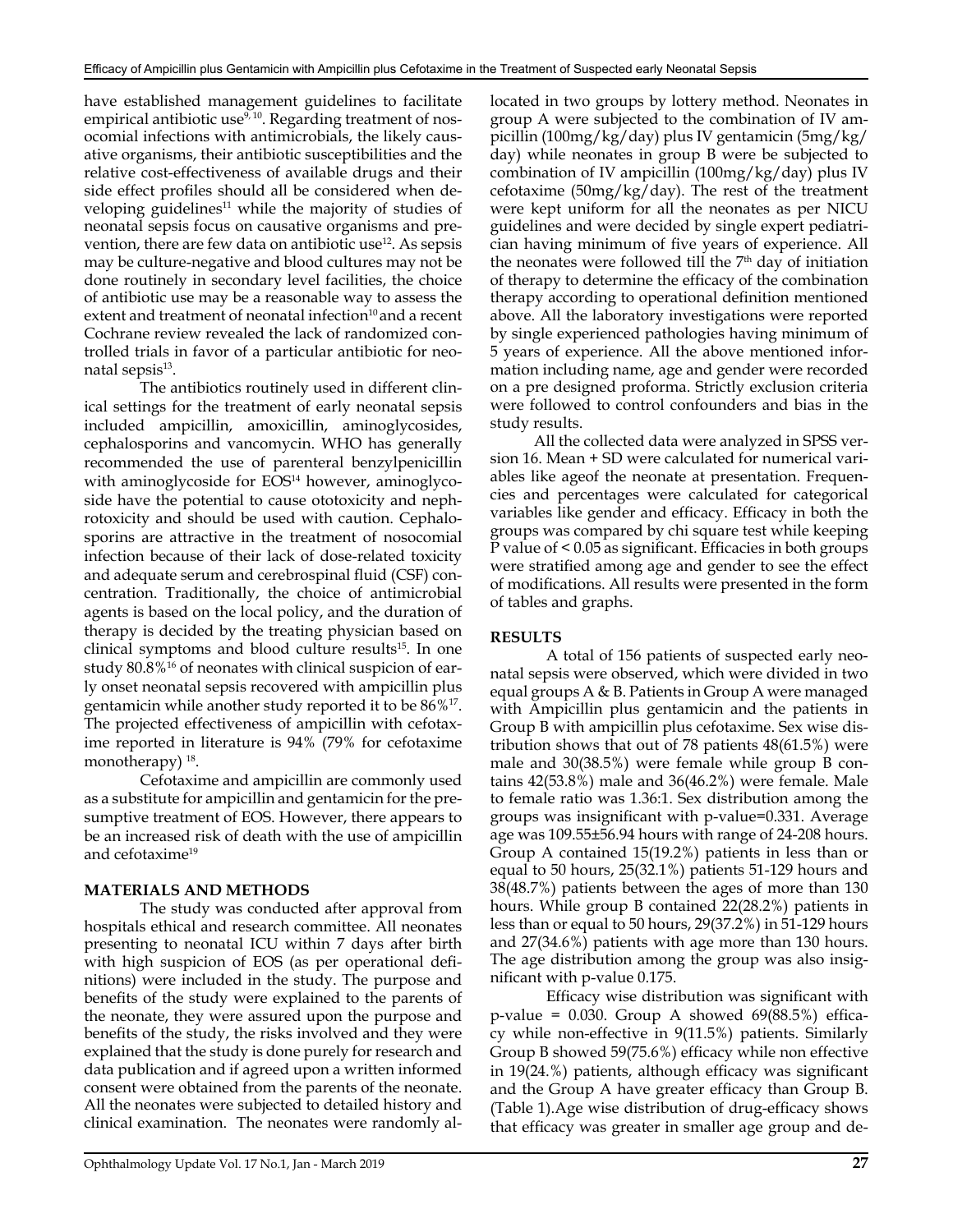have established management guidelines to facilitate empirical antibiotic use[9, 10]. Regarding treatment of nosocomial infections with antimicrobials, the likely causative organisms, their antibiotic susceptibilities and the relative cost-effectiveness of available drugs and their side effect profiles should all be considered when developing guidelines[11] while the majority of studies of neonatal sepsis focus on causative organisms and prevention, there are few data on antibiotic use[12]. As sepsis may be culture-negative and blood cultures may not be done routinely in secondary level facilities, the choice of antibiotic use may be a reasonable way to assess the extent and treatment of neonatal infection[10] and a recent Cochrane review revealed the lack of randomized controlled trials in favor of a particular antibiotic for neonatal sepsis[13].

The antibiotics routinely used in different clinical settings for the treatment of early neonatal sepsis included ampicillin, amoxicillin, aminoglycosides, cephalosporins and vancomycin. WHO has generally recommended the use of parenteral benzylpenicillin with aminoglycoside for EOS[14] however, aminoglycoside have the potential to cause ototoxicity and nephrotoxicity and should be used with caution. Cephalosporins are attractive in the treatment of nosocomial infection because of their lack of dose-related toxicity and adequate serum and cerebrospinal fluid (CSF) concentration. Traditionally, the choice of antimicrobial agents is based on the local policy, and the duration of therapy is decided by the treating physician based on clinical symptoms and blood culture results[15]. In one study 80.8%[16] of neonates with clinical suspicion of early onset neonatal sepsis recovered with ampicillin plus gentamicin while another study reported it to be 86%[17]. The projected effectiveness of ampicillin with cefotaxime reported in literature is 94% (79% for cefotaxime monotherapy) [18].

Cefotaxime and ampicillin are commonly used as a substitute for ampicillin and gentamicin for the presumptive treatment of EOS. However, there appears to be an increased risk of death with the use of ampicillin and cefotaxime[19]

## MATERIALS AND METHODS

The study was conducted after approval from hospitals ethical and research committee. All neonates presenting to neonatal ICU within 7 days after birth with high suspicion of EOS (as per operational definitions) were included in the study. The purpose and benefits of the study were explained to the parents of the neonate, they were assured upon the purpose and benefits of the study, the risks involved and they were explained that the study is done purely for research and data publication and if agreed upon a written informed consent were obtained from the parents of the neonate. All the neonates were subjected to detailed history and clinical examination. The neonates were randomly allocated in two groups by lottery method. Neonates in group A were subjected to the combination of IV ampicillin (100mg/kg/day) plus IV gentamicin (5mg/kg/day) while neonates in group B were be subjected to combination of IV ampicillin (100mg/kg/day) plus IV cefotaxime (50mg/kg/day). The rest of the treatment were kept uniform for all the neonates as per NICU guidelines and were decided by single expert pediatrician having minimum of five years of experience. All the neonates were followed till the 7[th] day of initiation of therapy to determine the efficacy of the combination therapy according to operational definition mentioned above. All the laboratory investigations were reported by single experienced pathologies having minimum of 5 years of experience. All the above mentioned information including name, age and gender were recorded on a pre designed proforma. Strictly exclusion criteria were followed to control confounders and bias in the study results.

All the collected data were analyzed in SPSS version 16. Mean + SD were calculated for numerical variables like ageof the neonate at presentation. Frequencies and percentages were calculated for categorical variables like gender and efficacy. Efficacy in both the groups was compared by chi square test while keeping P value of < 0.05 as significant. Efficacies in both groups were stratified among age and gender to see the effect of modifications. All results were presented in the form of tables and graphs.

## RESULTS

A total of 156 patients of suspected early neonatal sepsis were observed, which were divided in two equal groups A & B. Patients in Group A were managed with Ampicillin plus gentamicin and the patients in Group B with ampicillin plus cefotaxime. Sex wise distribution shows that out of 78 patients 48(61.5%) were male and 30(38.5%) were female while group B contains 42(53.8%) male and 36(46.2%) were female. Male to female ratio was 1.36:1. Sex distribution among the groups was insignificant with p-value=0.331. Average age was 109.55±56.94 hours with range of 24-208 hours. Group A contained 15(19.2%) patients in less than or equal to 50 hours, 25(32.1%) patients 51-129 hours and 38(48.7%) patients between the ages of more than 130 hours. While group B contained 22(28.2%) patients in less than or equal to 50 hours, 29(37.2%) in 51-129 hours and 27(34.6%) patients with age more than 130 hours. The age distribution among the group was also insignificant with p-value 0.175.

Efficacy wise distribution was significant with p-value = 0.030. Group A showed 69(88.5%) efficacy while non-effective in 9(11.5%) patients. Similarly Group B showed 59(75.6%) efficacy while non effective in 19(24.%) patients, although efficacy was significant and the Group A have greater efficacy than Group B. (Table 1).Age wise distribution of drug-efficacy shows that efficacy was greater in smaller age group and de-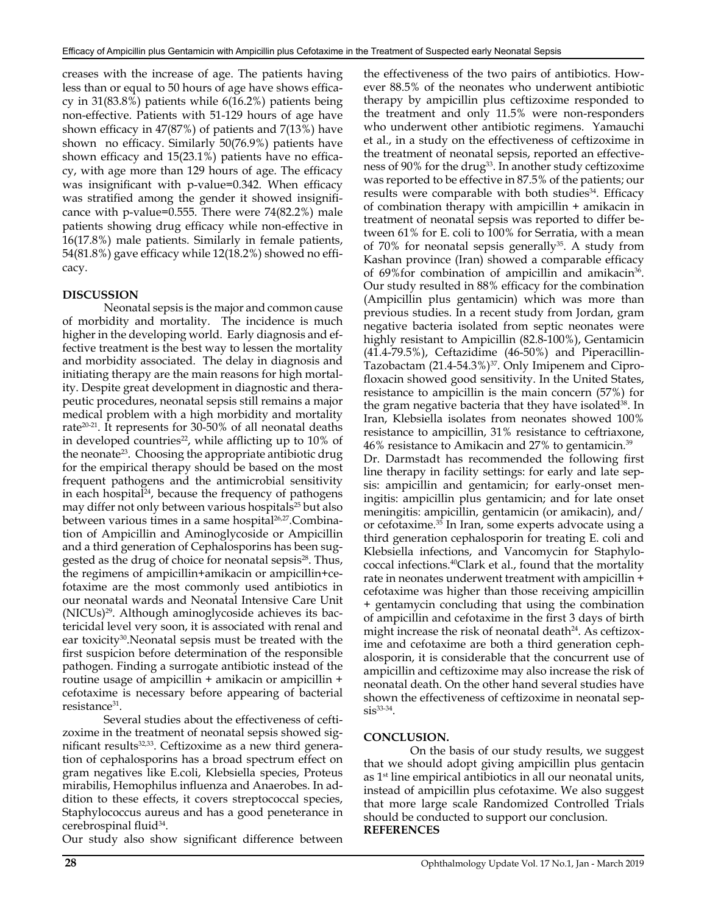creases with the increase of age. The patients having less than or equal to 50 hours of age have shows efficacy in 31(83.8%) patients while 6(16.2%) patients being non-effective. Patients with 51-129 hours of age have shown efficacy in 47(87%) of patients and 7(13%) have shown no efficacy. Similarly 50(76.9%) patients have shown efficacy and 15(23.1%) patients have no efficacy, with age more than 129 hours of age. The efficacy was insignificant with p-value=0.342. When efficacy was stratified among the gender it showed insignificance with p-value=0.555. There were 74(82.2%) male patients showing drug efficacy while non-effective in 16(17.8%) male patients. Similarly in female patients, 54(81.8%) gave efficacy while 12(18.2%) showed no efficacy.

## DISCUSSION

Neonatal sepsis is the major and common cause of morbidity and mortality. The incidence is much higher in the developing world. Early diagnosis and effective treatment is the best way to lessen the mortality and morbidity associated. The delay in diagnosis and initiating therapy are the main reasons for high mortality. Despite great development in diagnostic and therapeutic procedures, neonatal sepsis still remains a major medical problem with a high morbidity and mortality rate[20-21]. It represents for 30-50% of all neonatal deaths in developed countries[22], while afflicting up to 10% of the neonate[23]. Choosing the appropriate antibiotic drug for the empirical therapy should be based on the most frequent pathogens and the antimicrobial sensitivity in each hospital[24], because the frequency of pathogens may differ not only between various hospitals[25] but also between various times in a same hospital[26,27].Combination of Ampicillin and Aminoglycoside or Ampicillin and a third generation of Cephalosporins has been suggested as the drug of choice for neonatal sepsis[28]. Thus, the regimens of ampicillin+amikacin or ampicillin+cefotaxime are the most commonly used antibiotics in our neonatal wards and Neonatal Intensive Care Unit (NICUs)[29]. Although aminoglycoside achieves its bactericidal level very soon, it is associated with renal and ear toxicity[30].Neonatal sepsis must be treated with the first suspicion before determination of the responsible pathogen. Finding a surrogate antibiotic instead of the routine usage of ampicillin + amikacin or ampicillin + cefotaxime is necessary before appearing of bacterial resistance[31].

Several studies about the effectiveness of ceftizoxime in the treatment of neonatal sepsis showed significant results[32,33]. Ceftizoxime as a new third generation of cephalosporins has a broad spectrum effect on gram negatives like E.coli, Klebsiella species, Proteus mirabilis, Hemophilus influenza and Anaerobes. In addition to these effects, it covers streptococcal species, Staphylococcus aureus and has a good peneterance in cerebrospinal fluid[34].

Our study also show significant difference between the effectiveness of the two pairs of antibiotics. However 88.5% of the neonates who underwent antibiotic therapy by ampicillin plus ceftizoxime responded to the treatment and only 11.5% were non-responders who underwent other antibiotic regimens. Yamauchi et al., in a study on the effectiveness of ceftizoxime in the treatment of neonatal sepsis, reported an effectiveness of 90% for the drug[33]. In another study ceftizoxime was reported to be effective in 87.5% of the patients; our results were comparable with both studies[34]. Efficacy of combination therapy with ampicillin + amikacin in treatment of neonatal sepsis was reported to differ between 61% for E. coli to 100% for Serratia, with a mean of 70% for neonatal sepsis generally[35]. A study from Kashan province (Iran) showed a comparable efficacy of 69%for combination of ampicillin and amikacin[36]. Our study resulted in 88% efficacy for the combination (Ampicillin plus gentamicin) which was more than previous studies. In a recent study from Jordan, gram negative bacteria isolated from septic neonates were highly resistant to Ampicillin (82.8-100%), Gentamicin (41.4-79.5%), Ceftazidime (46-50%) and Piperacillin-Tazobactam (21.4-54.3%)[37]. Only Imipenem and Ciprofloxacin showed good sensitivity. In the United States, resistance to ampicillin is the main concern (57%) for the gram negative bacteria that they have isolated[38]. In Iran, Klebsiella isolates from neonates showed 100% resistance to ampicillin, 31% resistance to ceftriaxone, 46% resistance to Amikacin and 27% to gentamicin.[39]

Dr. Darmstadt has recommended the following first line therapy in facility settings: for early and late sepsis: ampicillin and gentamicin; for early-onset meningitis: ampicillin plus gentamicin; and for late onset meningitis: ampicillin, gentamicin (or amikacin), and/or cefotaxime.[35] In Iran, some experts advocate using a third generation cephalosporin for treating E. coli and Klebsiella infections, and Vancomycin for Staphylococcal infections.[40]Clark et al., found that the mortality rate in neonates underwent treatment with ampicillin + cefotaxime was higher than those receiving ampicillin + gentamycin concluding that using the combination of ampicillin and cefotaxime in the first 3 days of birth might increase the risk of neonatal death[24]. As ceftizoxime and cefotaxime are both a third generation cephalosporin, it is considerable that the concurrent use of ampicillin and ceftizoxime may also increase the risk of neonatal death. On the other hand several studies have shown the effectiveness of ceftizoxime in neonatal sepsis[33-34].

## CONCLUSION.

On the basis of our study results, we suggest that we should adopt giving ampicillin plus gentacin as 1st line empirical antibiotics in all our neonatal units, instead of ampicillin plus cefotaxime. We also suggest that more large scale Randomized Controlled Trials should be conducted to support our conclusion.

## REFERENCES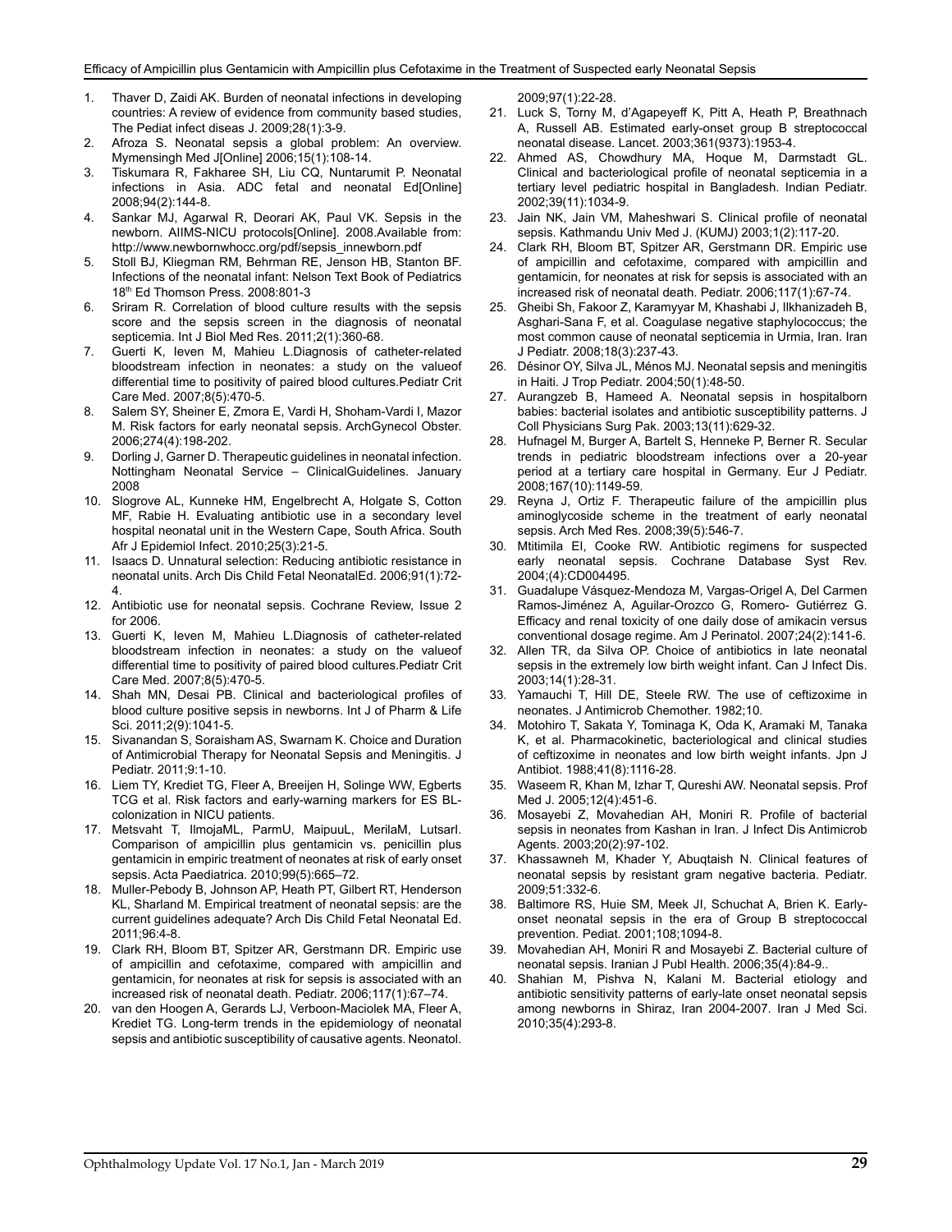1. Thaver D, Zaidi AK. Burden of neonatal infections in developing countries: A review of evidence from community based studies, The Pediat infect diseas J. 2009;28(1):3-9.
2. Afroza S. Neonatal sepsis a global problem: An overview. Mymensingh Med J[Online] 2006;15(1):108-14.
3. Tiskumara R, Fakharee SH, Liu CQ, Nuntarumit P. Neonatal infections in Asia. ADC fetal and neonatal Ed[Online] 2008;94(2):144-8.
4. Sankar MJ, Agarwal R, Deorari AK, Paul VK. Sepsis in the newborn. AIIMS-NICU protocols[Online]. 2008.Available from: http://www.newbornwhocc.org/pdf/sepsis_innewborn.pdf
5. Stoll BJ, Kliegman RM, Behrman RE, Jenson HB, Stanton BF. Infections of the neonatal infant: Nelson Text Book of Pediatrics 18th Ed Thomson Press. 2008:801-3
6. Sriram R. Correlation of blood culture results with the sepsis score and the sepsis screen in the diagnosis of neonatal septicemia. Int J Biol Med Res. 2011;2(1):360-68.
7. Guerti K, Ieven M, Mahieu L.Diagnosis of catheter-related bloodstream infection in neonates: a study on the valueof differential time to positivity of paired blood cultures.Pediatr Crit Care Med. 2007;8(5):470-5.
8. Salem SY, Sheiner E, Zmora E, Vardi H, Shoham-Vardi I, Mazor M. Risk factors for early neonatal sepsis. ArchGynecol Obster. 2006;274(4):198-202.
9. Dorling J, Garner D. Therapeutic guidelines in neonatal infection. Nottingham Neonatal Service – ClinicalGuidelines. January 2008
10. Slogrove AL, Kunneke HM, Engelbrecht A, Holgate S, Cotton MF, Rabie H. Evaluating antibiotic use in a secondary level hospital neonatal unit in the Western Cape, South Africa. South Afr J Epidemiol Infect. 2010;25(3):21-5.
11. Isaacs D. Unnatural selection: Reducing antibiotic resistance in neonatal units. Arch Dis Child Fetal NeonatalEd. 2006;91(1):72-4.
12. Antibiotic use for neonatal sepsis. Cochrane Review, Issue 2 for 2006.
13. Guerti K, Ieven M, Mahieu L.Diagnosis of catheter-related bloodstream infection in neonates: a study on the valueof differential time to positivity of paired blood cultures.Pediatr Crit Care Med. 2007;8(5):470-5.
14. Shah MN, Desai PB. Clinical and bacteriological profiles of blood culture positive sepsis in newborns. Int J of Pharm & Life Sci. 2011;2(9):1041-5.
15. Sivanandan S, Soraisham AS, Swarnam K. Choice and Duration of Antimicrobial Therapy for Neonatal Sepsis and Meningitis. J Pediatr. 2011;9:1-10.
16. Liem TY, Krediet TG, Fleer A, Breeijen H, Solinge WW, Egberts TCG et al. Risk factors and early-warning markers for ES BL-colonization in NICU patients.
17. Metsvaht T, IlmojaML, ParmU, MaipuuL, MerilaM, LutsarI. Comparison of ampicillin plus gentamicin vs. penicillin plus gentamicin in empiric treatment of neonates at risk of early onset sepsis. Acta Paediatrica. 2010;99(5):665–72.
18. Muller-Pebody B, Johnson AP, Heath PT, Gilbert RT, Henderson KL, Sharland M. Empirical treatment of neonatal sepsis: are the current guidelines adequate? Arch Dis Child Fetal Neonatal Ed. 2011;96:4-8.
19. Clark RH, Bloom BT, Spitzer AR, Gerstmann DR. Empiric use of ampicillin and cefotaxime, compared with ampicillin and gentamicin, for neonates at risk for sepsis is associated with an increased risk of neonatal death. Pediatr. 2006;117(1):67–74.
20. van den Hoogen A, Gerards LJ, Verboon-Maciolek MA, Fleer A, Krediet TG. Long-term trends in the epidemiology of neonatal sepsis and antibiotic susceptibility of causative agents. Neonatol. 2009;97(1):22-28.
21. Luck S, Torny M, d'Agapeyeff K, Pitt A, Heath P, Breathnach A, Russell AB. Estimated early-onset group B streptococcal neonatal disease. Lancet. 2003;361(9373):1953-4.
22. Ahmed AS, Chowdhury MA, Hoque M, Darmstadt GL. Clinical and bacteriological profile of neonatal septicemia in a tertiary level pediatric hospital in Bangladesh. Indian Pediatr. 2002;39(11):1034-9.
23. Jain NK, Jain VM, Maheshwari S. Clinical profile of neonatal sepsis. Kathmandu Univ Med J. (KUMJ) 2003;1(2):117-20.
24. Clark RH, Bloom BT, Spitzer AR, Gerstmann DR. Empiric use of ampicillin and cefotaxime, compared with ampicillin and gentamicin, for neonates at risk for sepsis is associated with an increased risk of neonatal death. Pediatr. 2006;117(1):67-74.
25. Gheibi Sh, Fakoor Z, Karamyyar M, Khashabi J, Ilkhanizadeh B, Asghari-Sana F, et al. Coagulase negative staphylococcus; the most common cause of neonatal septicemia in Urmia, Iran. Iran J Pediatr. 2008;18(3):237-43.
26. Désinor OY, Silva JL, Ménos MJ. Neonatal sepsis and meningitis in Haiti. J Trop Pediatr. 2004;50(1):48-50.
27. Aurangzeb B, Hameed A. Neonatal sepsis in hospitalborn babies: bacterial isolates and antibiotic susceptibility patterns. J Coll Physicians Surg Pak. 2003;13(11):629-32.
28. Hufnagel M, Burger A, Bartelt S, Henneke P, Berner R. Secular trends in pediatric bloodstream infections over a 20-year period at a tertiary care hospital in Germany. Eur J Pediatr. 2008;167(10):1149-59.
29. Reyna J, Ortiz F. Therapeutic failure of the ampicillin plus aminoglycoside scheme in the treatment of early neonatal sepsis. Arch Med Res. 2008;39(5):546-7.
30. Mtitimila EI, Cooke RW. Antibiotic regimens for suspected early neonatal sepsis. Cochrane Database Syst Rev. 2004;(4):CD004495.
31. Guadalupe Vásquez-Mendoza M, Vargas-Origel A, Del Carmen Ramos-Jiménez A, Aguilar-Orozco G, Romero- Gutiérrez G. Efficacy and renal toxicity of one daily dose of amikacin versus conventional dosage regime. Am J Perinatol. 2007;24(2):141-6.
32. Allen TR, da Silva OP. Choice of antibiotics in late neonatal sepsis in the extremely low birth weight infant. Can J Infect Dis. 2003;14(1):28-31.
33. Yamauchi T, Hill DE, Steele RW. The use of ceftizoxime in neonates. J Antimicrob Chemother. 1982;10.
34. Motohiro T, Sakata Y, Tominaga K, Oda K, Aramaki M, Tanaka K, et al. Pharmacokinetic, bacteriological and clinical studies of ceftizoxime in neonates and low birth weight infants. Jpn J Antibiot. 1988;41(8):1116-28.
35. Waseem R, Khan M, Izhar T, Qureshi AW. Neonatal sepsis. Prof Med J. 2005;12(4):451-6.
36. Mosayebi Z, Movahedian AH, Moniri R. Profile of bacterial sepsis in neonates from Kashan in Iran. J Infect Dis Antimicrob Agents. 2003;20(2):97-102.
37. Khassawneh M, Khader Y, Abuqtaish N. Clinical features of neonatal sepsis by resistant gram negative bacteria. Pediatr. 2009;51:332-6.
38. Baltimore RS, Huie SM, Meek JI, Schuchat A, Brien K. Early-onset neonatal sepsis in the era of Group B streptococcal prevention. Pediat. 2001;108;1094-8.
39. Movahedian AH, Moniri R and Mosayebi Z. Bacterial culture of neonatal sepsis. Iranian J Publ Health. 2006;35(4):84-9..
40. Shahian M, Pishva N, Kalani M. Bacterial etiology and antibiotic sensitivity patterns of early-late onset neonatal sepsis among newborns in Shiraz, Iran 2004-2007. Iran J Med Sci. 2010;35(4):293-8.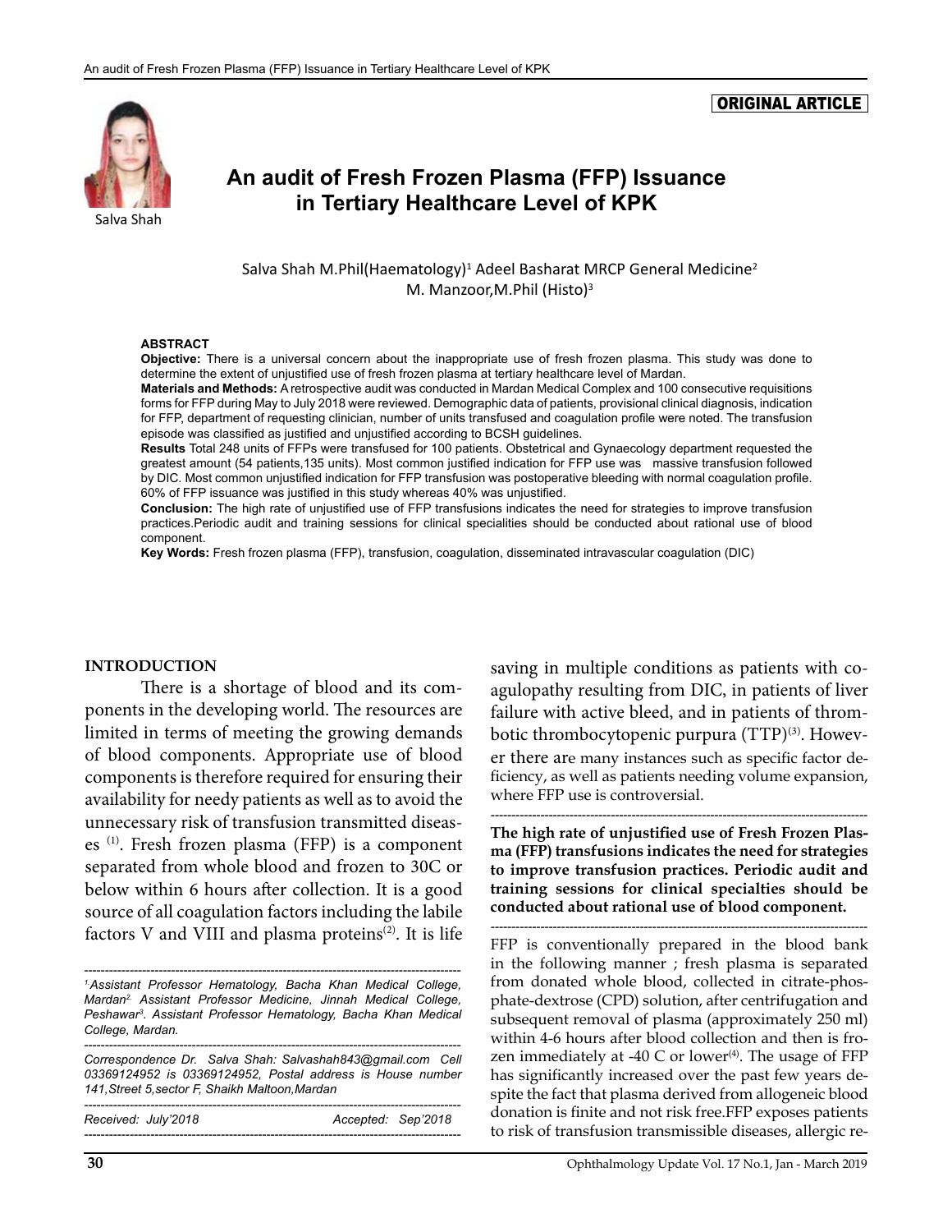ORIGINAL ARTICLE

Salva Shah

# An audit of Fresh Frozen Plasma (FFP) Issuance in Tertiary Healthcare Level of KPK

Salva Shah M.Phil(Haematology)[1] Adeel Basharat MRCP General Medicine[2] M. Manzoor,M.Phil (Histo)[3]

**ABSTRACT**

**Objective:** There is a universal concern about the inappropriate use of fresh frozen plasma. This study was done to determine the extent of unjustified use of fresh frozen plasma at tertiary healthcare level of Mardan.

**Materials and Methods:** A retrospective audit was conducted in Mardan Medical Complex and 100 consecutive requisitions forms for FFP during May to July 2018 were reviewed. Demographic data of patients, provisional clinical diagnosis, indication for FFP, department of requesting clinician, number of units transfused and coagulation profile were noted. The transfusion episode was classified as justified and unjustified according to BCSH guidelines.

**Results** Total 248 units of FFPs were transfused for 100 patients. Obstetrical and Gynaecology department requested the greatest amount (54 patients,135 units). Most common justified indication for FFP use was massive transfusion followed by DIC. Most common unjustified indication for FFP transfusion was postoperative bleeding with normal coagulation profile. 60% of FFP issuance was justified in this study whereas 40% was unjustified.

**Conclusion:** The high rate of unjustified use of FFP transfusions indicates the need for strategies to improve transfusion practices.Periodic audit and training sessions for clinical specialities should be conducted about rational use of blood component.

**Key Words:** Fresh frozen plasma (FFP), transfusion, coagulation, disseminated intravascular coagulation (DIC)

## INTRODUCTION

There is a shortage of blood and its components in the developing world. The resources are limited in terms of meeting the growing demands of blood components. Appropriate use of blood components is therefore required for ensuring their availability for needy patients as well as to avoid the unnecessary risk of transfusion transmitted diseases [1]. Fresh frozen plasma (FFP) is a component separated from whole blood and frozen to 30C or below within 6 hours after collection. It is a good source of all coagulation factors including the labile factors V and VIII and plasma proteins[2]. It is life saving in multiple conditions as patients with coagulopathy resulting from DIC, in patients of liver failure with active bleed, and in patients of thrombotic thrombocytopenic purpura (TTP)[3]. However there are many instances such as specific factor deficiency, as well as patients needing volume expansion, where FFP use is controversial.

**The high rate of unjustified use of Fresh Frozen Plasma (FFP) transfusions indicates the need for strategies to improve transfusion practices. Periodic audit and training sessions for clinical specialties should be conducted about rational use of blood component.**

FFP is conventionally prepared in the blood bank in the following manner ; fresh plasma is separated from donated whole blood, collected in citrate-phosphate-dextrose (CPD) solution, after centrifugation and subsequent removal of plasma (approximately 250 ml) within 4-6 hours after blood collection and then is frozen immediately at -40 C or lower[4]. The usage of FFP has significantly increased over the past few years despite the fact that plasma derived from allogeneic blood donation is finite and not risk free.FFP exposes patients to risk of transfusion transmissible diseases, allergic re-

*[1]Assistant Professor Hematology, Bacha Khan Medical College, Mardan[2] Assistant Professor Medicine, Jinnah Medical College, Peshawar[3]. Assistant Professor Hematology, Bacha Khan Medical College, Mardan.*

*Correspondence Dr. Salva Shah: Salvashah843@gmail.com Cell 03369124952 is 03369124952, Postal address is House number 141,Street 5,sector F, Shaikh Maltoon,Mardan*

*Received: July'2018 Accepted: Sep'2018*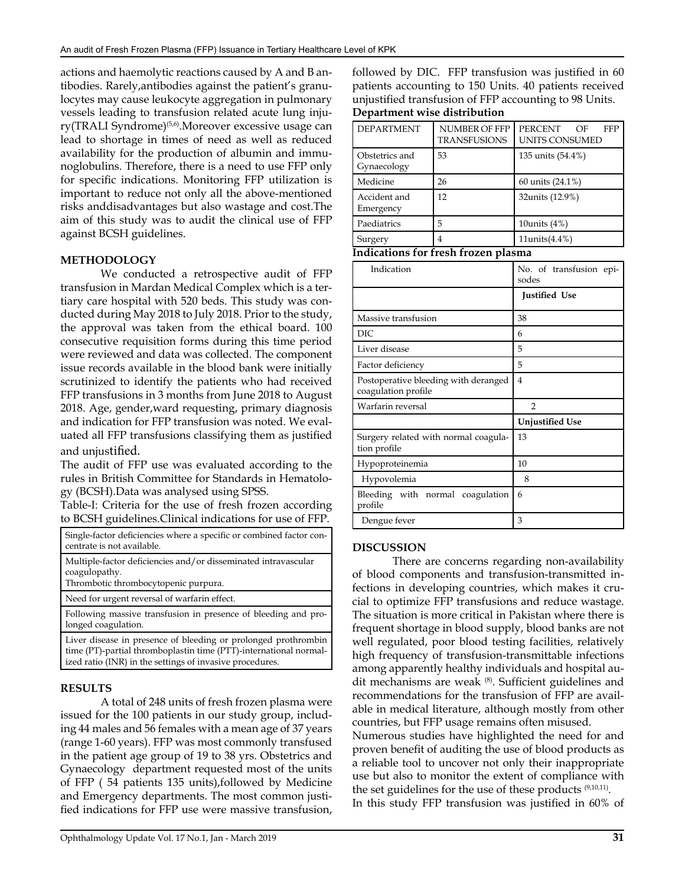actions and haemolytic reactions caused by A and B antibodies. Rarely,antibodies against the patient's granulocytes may cause leukocyte aggregation in pulmonary vessels leading to transfusion related acute lung injury(TRALI Syndrome)[5,6].Moreover excessive usage can lead to shortage in times of need as well as reduced availability for the production of albumin and immunoglobulins. Therefore, there is a need to use FFP only for specific indications. Monitoring FFP utilization is important to reduce not only all the above-mentioned risks anddisadvantages but also wastage and cost.The aim of this study was to audit the clinical use of FFP against BCSH guidelines.

**METHODOLOGY**

We conducted a retrospective audit of FFP transfusion in Mardan Medical Complex which is a tertiary care hospital with 520 beds. This study was conducted during May 2018 to July 2018. Prior to the study, the approval was taken from the ethical board. 100 consecutive requisition forms during this time period were reviewed and data was collected. The component issue records available in the blood bank were initially scrutinized to identify the patients who had received FFP transfusions in 3 months from June 2018 to August 2018. Age, gender,ward requesting, primary diagnosis and indication for FFP transfusion was noted. We evaluated all FFP transfusions classifying them as justified and unjustified.

The audit of FFP use was evaluated according to the rules in British Committee for Standards in Hematology (BCSH).Data was analysed using SPSS.

Table-I: Criteria for the use of fresh frozen according to BCSH guidelines.Clinical indications for use of FFP.

| |
|---|
| Single-factor deficiencies where a specific or combined factor concentrate is not available. |
| Multiple-factor deficiencies and/or disseminated intravascular coagulopathy.<br>Thrombotic thrombocytopenic purpura. |
| Need for urgent reversal of warfarin effect. |
| Following massive transfusion in presence of bleeding and prolonged coagulation. |
| Liver disease in presence of bleeding or prolonged prothrombin time (PT)-partial thromboplastin time (PTT)-international normalized ratio (INR) in the settings of invasive procedures. |

**RESULTS**

A total of 248 units of fresh frozen plasma were issued for the 100 patients in our study group, including 44 males and 56 females with a mean age of 37 years (range 1-60 years). FFP was most commonly transfused in the patient age group of 19 to 38 yrs. Obstetrics and Gynaecology department requested most of the units of FFP ( 54 patients 135 units),followed by Medicine and Emergency departments. The most common justified indications for FFP use were massive transfusion, followed by DIC. FFP transfusion was justified in 60 patients accounting to 150 Units. 40 patients received unjustified transfusion of FFP accounting to 98 Units.

**Department wise distribution**

| DEPARTMENT | NUMBER OF FFP TRANSFUSIONS | PERCENT OF FFP UNITS CONSUMED |
|---|---|---|
| Obstetrics and Gynaecology | 53 | 135 units (54.4%) |
| Medicine | 26 | 60 units (24.1%) |
| Accident and Emergency | 12 | 32units (12.9%) |
| Paediatrics | 5 | 10units (4%) |
| Surgery | 4 | 11units(4.4%) |

**Indications for fresh frozen plasma**

| Indication | No. of transfusion episodes |
|---|---|
| | **Justified Use** |
| Massive transfusion | 38 |
| DIC | 6 |
| Liver disease | 5 |
| Factor deficiency | 5 |
| Postoperative bleeding with deranged coagulation profile | 4 |
| Warfarin reversal | 2 |
| | **Unjustified Use** |
| Surgery related with normal coagulation profile | 13 |
| Hypoproteinemia | 10 |
| Hypovolemia | 8 |
| Bleeding with normal coagulation profile | 6 |
| Dengue fever | 3 |

**DISCUSSION**

There are concerns regarding non-availability of blood components and transfusion-transmitted infections in developing countries, which makes it crucial to optimize FFP transfusions and reduce wastage. The situation is more critical in Pakistan where there is frequent shortage in blood supply, blood banks are not well regulated, poor blood testing facilities, relatively high frequency of transfusion-transmittable infections among apparently healthy individuals and hospital audit mechanisms are weak [8]. Sufficient guidelines and recommendations for the transfusion of FFP are available in medical literature, although mostly from other countries, but FFP usage remains often misused.

Numerous studies have highlighted the need for and proven benefit of auditing the use of blood products as a reliable tool to uncover not only their inappropriate use but also to monitor the extent of compliance with the set guidelines for the use of these products [9,10,11].

In this study FFP transfusion was justified in 60% of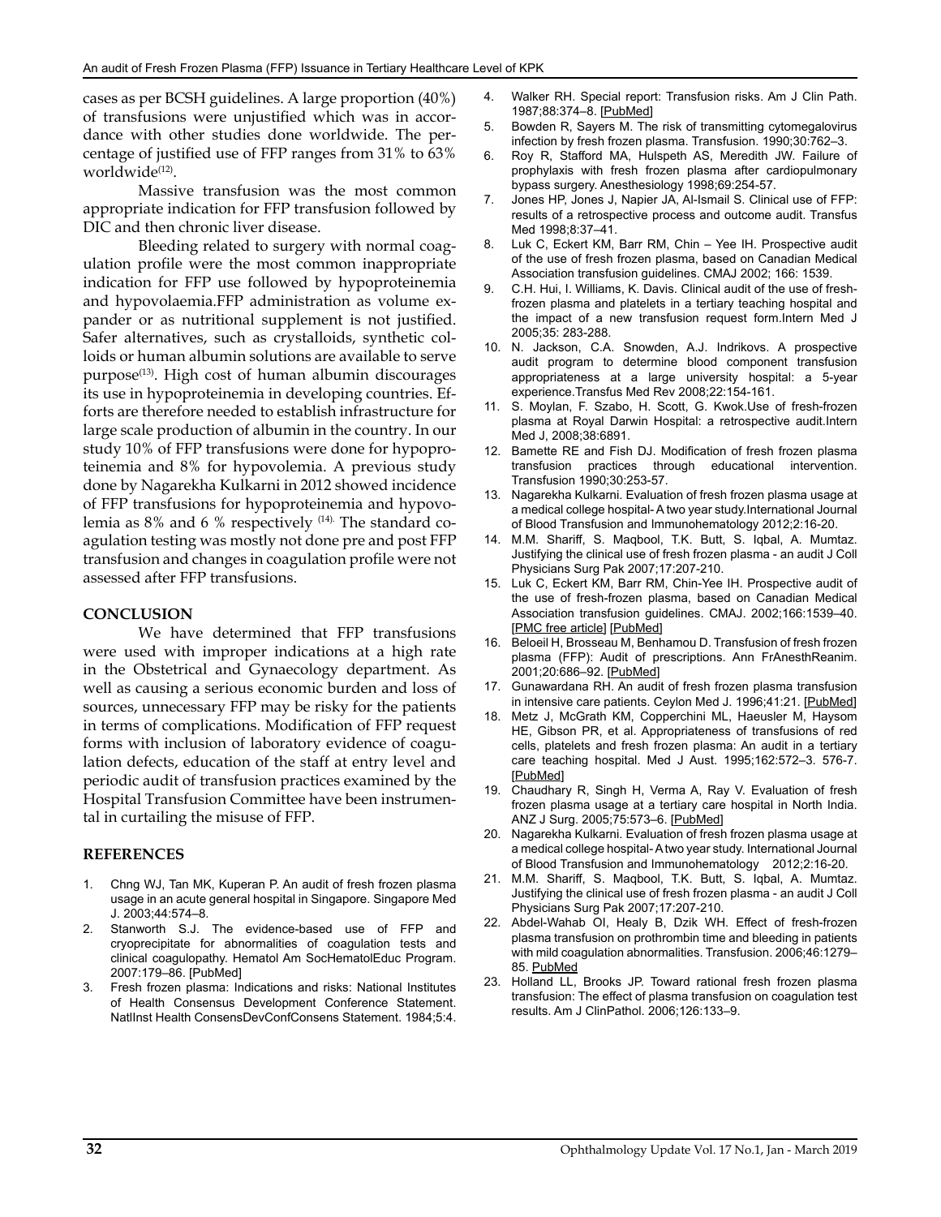cases as per BCSH guidelines. A large proportion (40%) of transfusions were unjustified which was in accordance with other studies done worldwide. The percentage of justified use of FFP ranges from 31% to 63% worldwide[12].

Massive transfusion was the most common appropriate indication for FFP transfusion followed by DIC and then chronic liver disease.

Bleeding related to surgery with normal coagulation profile were the most common inappropriate indication for FFP use followed by hypoproteinemia and hypovolaemia.FFP administration as volume expander or as nutritional supplement is not justified. Safer alternatives, such as crystalloids, synthetic colloids or human albumin solutions are available to serve purpose[13]. High cost of human albumin discourages its use in hypoproteinemia in developing countries. Efforts are therefore needed to establish infrastructure for large scale production of albumin in the country. In our study 10% of FFP transfusions were done for hypoproteinemia and 8% for hypovolemia. A previous study done by Nagarekha Kulkarni in 2012 showed incidence of FFP transfusions for hypoproteinemia and hypovolemia as 8% and 6 % respectively [14]. The standard coagulation testing was mostly not done pre and post FFP transfusion and changes in coagulation profile were not assessed after FFP transfusions.

## CONCLUSION

We have determined that FFP transfusions were used with improper indications at a high rate in the Obstetrical and Gynaecology department. As well as causing a serious economic burden and loss of sources, unnecessary FFP may be risky for the patients in terms of complications. Modification of FFP request forms with inclusion of laboratory evidence of coagulation defects, education of the staff at entry level and periodic audit of transfusion practices examined by the Hospital Transfusion Committee have been instrumental in curtailing the misuse of FFP.

## REFERENCES

1. Chng WJ, Tan MK, Kuperan P. An audit of fresh frozen plasma usage in an acute general hospital in Singapore. Singapore Med J. 2003;44:574–8.
2. Stanworth S.J. The evidence-based use of FFP and cryoprecipitate for abnormalities of coagulation tests and clinical coagulopathy. Hematol Am SocHematolEduc Program. 2007:179–86. [PubMed]
3. Fresh frozen plasma: Indications and risks: National Institutes of Health Consensus Development Conference Statement. NatlInst Health ConsensDevConfConsens Statement. 1984;5:4.
4. Walker RH. Special report: Transfusion risks. Am J Clin Path. 1987;88:374–8. [PubMed]
5. Bowden R, Sayers M. The risk of transmitting cytomegalovirus infection by fresh frozen plasma. Transfusion. 1990;30:762–3.
6. Roy R, Stafford MA, Hulspeth AS, Meredith JW. Failure of prophylaxis with fresh frozen plasma after cardiopulmonary bypass surgery. Anesthesiology 1998;69:254-57.
7. Jones HP, Jones J, Napier JA, Al-Ismail S. Clinical use of FFP: results of a retrospective process and outcome audit. Transfus Med 1998;8:37–41.
8. Luk C, Eckert KM, Barr RM, Chin – Yee IH. Prospective audit of the use of fresh frozen plasma, based on Canadian Medical Association transfusion guidelines. CMAJ 2002; 166: 1539.
9. C.H. Hui, I. Williams, K. Davis. Clinical audit of the use of fresh-frozen plasma and platelets in a tertiary teaching hospital and the impact of a new transfusion request form.Intern Med J 2005;35: 283-288.
10. N. Jackson, C.A. Snowden, A.J. Indrikovs. A prospective audit program to determine blood component transfusion appropriateness at a large university hospital: a 5-year experience.Transfus Med Rev 2008;22:154-161.
11. S. Moylan, F. Szabo, H. Scott, G. Kwok.Use of fresh-frozen plasma at Royal Darwin Hospital: a retrospective audit.Intern Med J, 2008;38:6891.
12. Bamette RE and Fish DJ. Modification of fresh frozen plasma transfusion practices through educational intervention. Transfusion 1990;30:253-57.
13. Nagarekha Kulkarni. Evaluation of fresh frozen plasma usage at a medical college hospital- A two year study.International Journal of Blood Transfusion and Immunohematology 2012;2:16-20.
14. M.M. Shariff, S. Maqbool, T.K. Butt, S. Iqbal, A. Mumtaz. Justifying the clinical use of fresh frozen plasma - an audit J Coll Physicians Surg Pak 2007;17:207-210.
15. Luk C, Eckert KM, Barr RM, Chin-Yee IH. Prospective audit of the use of fresh-frozen plasma, based on Canadian Medical Association transfusion guidelines. CMAJ. 2002;166:1539–40. [PMC free article] [PubMed]
16. Beloeil H, Brosseau M, Benhamou D. Transfusion of fresh frozen plasma (FFP): Audit of prescriptions. Ann FrAnesthReanim. 2001;20:686–92. [PubMed]
17. Gunawardana RH. An audit of fresh frozen plasma transfusion in intensive care patients. Ceylon Med J. 1996;41:21. [PubMed]
18. Metz J, McGrath KM, Copperchini ML, Haeusler M, Haysom HE, Gibson PR, et al. Appropriateness of transfusions of red cells, platelets and fresh frozen plasma: An audit in a tertiary care teaching hospital. Med J Aust. 1995;162:572–3. 576-7. [PubMed]
19. Chaudhary R, Singh H, Verma A, Ray V. Evaluation of fresh frozen plasma usage at a tertiary care hospital in North India. ANZ J Surg. 2005;75:573–6. [PubMed]
20. Nagarekha Kulkarni. Evaluation of fresh frozen plasma usage at a medical college hospital- A two year study. International Journal of Blood Transfusion and Immunohematology 2012;2:16-20.
21. M.M. Shariff, S. Maqbool, T.K. Butt, S. Iqbal, A. Mumtaz. Justifying the clinical use of fresh frozen plasma - an audit J Coll Physicians Surg Pak 2007;17:207-210.
22. Abdel-Wahab OI, Healy B, Dzik WH. Effect of fresh-frozen plasma transfusion on prothrombin time and bleeding in patients with mild coagulation abnormalities. Transfusion. 2006;46:1279–85. PubMed
23. Holland LL, Brooks JP. Toward rational fresh frozen plasma transfusion: The effect of plasma transfusion on coagulation test results. Am J ClinPathol. 2006;126:133–9.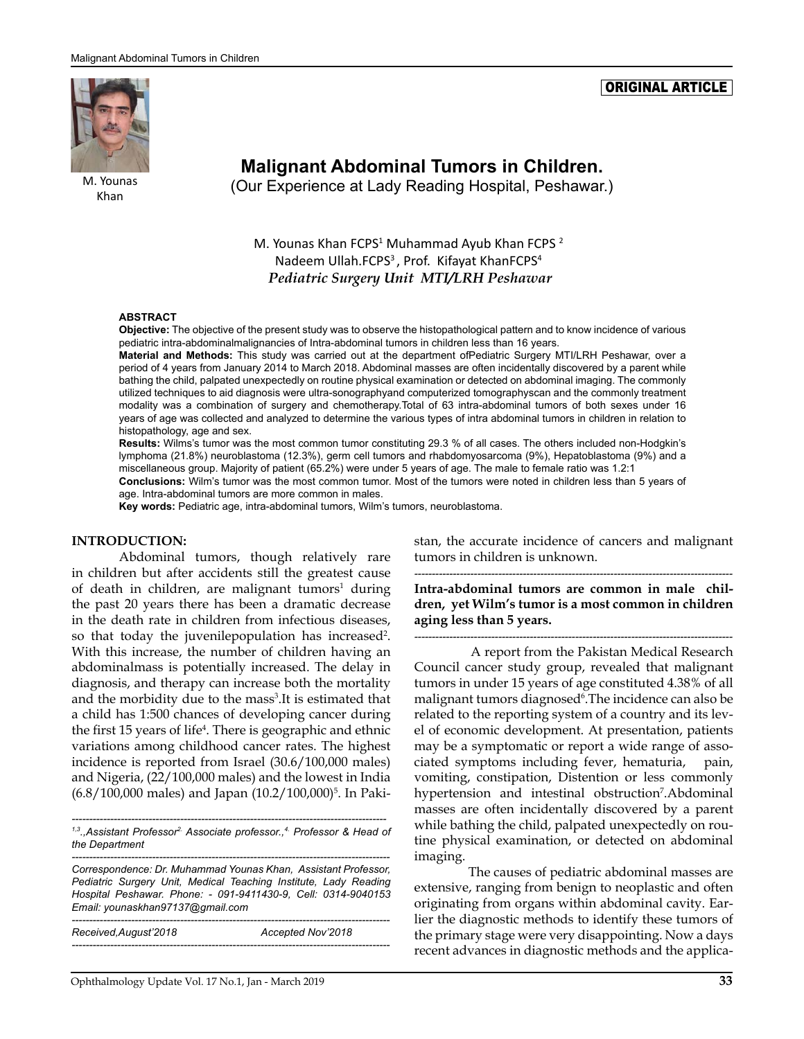ORIGINAL ARTICLE

M. Younas Khan

# Malignant Abdominal Tumors in Children.

(Our Experience at Lady Reading Hospital, Peshawar.)

M. Younas Khan FCPS[1] Muhammad Ayub Khan FCPS [2] Nadeem Ullah.FCPS[3], Prof. Kifayat KhanFCPS[4]

***Pediatric Surgery Unit MTI/LRH Peshawar***

### ABSTRACT

**Objective:** The objective of the present study was to observe the histopathological pattern and to know incidence of various pediatric intra-abdominalmalignancies of Intra-abdominal tumors in children less than 16 years.

**Material and Methods:** This study was carried out at the department ofPediatric Surgery MTI/LRH Peshawar, over a period of 4 years from January 2014 to March 2018. Abdominal masses are often incidentally discovered by a parent while bathing the child, palpated unexpectedly on routine physical examination or detected on abdominal imaging. The commonly utilized techniques to aid diagnosis were ultra-sonographyand computerized tomographyscan and the commonly treatment modality was a combination of surgery and chemotherapy.Total of 63 intra-abdominal tumors of both sexes under 16 years of age was collected and analyzed to determine the various types of intra abdominal tumors in children in relation to histopathology, age and sex.

**Results:** Wilms's tumor was the most common tumor constituting 29.3 % of all cases. The others included non-Hodgkin's lymphoma (21.8%) neuroblastoma (12.3%), germ cell tumors and rhabdomyosarcoma (9%), Hepatoblastoma (9%) and a miscellaneous group. Majority of patient (65.2%) were under 5 years of age. The male to female ratio was 1.2:1

**Conclusions:** Wilm's tumor was the most common tumor. Most of the tumors were noted in children less than 5 years of age. Intra-abdominal tumors are more common in males.

**Key words:** Pediatric age, intra-abdominal tumors, Wilm's tumors, neuroblastoma.

### INTRODUCTION:

Abdominal tumors, though relatively rare in children but after accidents still the greatest cause of death in children, are malignant tumors[1] during the past 20 years there has been a dramatic decrease in the death rate in children from infectious diseases, so that today the juvenilepopulation has increased[2]. With this increase, the number of children having an abdominalmass is potentially increased. The delay in diagnosis, and therapy can increase both the mortality and the morbidity due to the mass[3].It is estimated that a child has 1:500 chances of developing cancer during the first 15 years of life[4]. There is geographic and ethnic variations among childhood cancer rates. The highest incidence is reported from Israel (30.6/100,000 males) and Nigeria, (22/100,000 males) and the lowest in India (6.8/100,000 males) and Japan (10.2/100,000)[5]. In Pakistan, the accurate incidence of cancers and malignant tumors in children is unknown.

**Intra-abdominal tumors are common in male children, yet Wilm's tumor is a most common in children aging less than 5 years.**

A report from the Pakistan Medical Research Council cancer study group, revealed that malignant tumors in under 15 years of age constituted 4.38% of all malignant tumors diagnosed[6].The incidence can also be related to the reporting system of a country and its level of economic development. At presentation, patients may be a symptomatic or report a wide range of associated symptoms including fever, hematuria, pain, vomiting, constipation, Distention or less commonly hypertension and intestinal obstruction[7].Abdominal masses are often incidentally discovered by a parent while bathing the child, palpated unexpectedly on routine physical examination, or detected on abdominal imaging.

The causes of pediatric abdominal masses are extensive, ranging from benign to neoplastic and often originating from organs within abdominal cavity. Earlier the diagnostic methods to identify these tumors of the primary stage were very disappointing. Now a days recent advances in diagnostic methods and the applica-

---

*[1,3]., Assistant Professor[2] Associate professor.,[4] Professor & Head of the Department*

*Correspondence: Dr. Muhammad Younas Khan, Assistant Professor, Pediatric Surgery Unit, Medical Teaching Institute, Lady Reading Hospital Peshawar. Phone: - 091-9411430-9, Cell: 0314-9040153 Email: younaskhan97137@gmail.com*

*Received,August'2018 Accepted Nov'2018*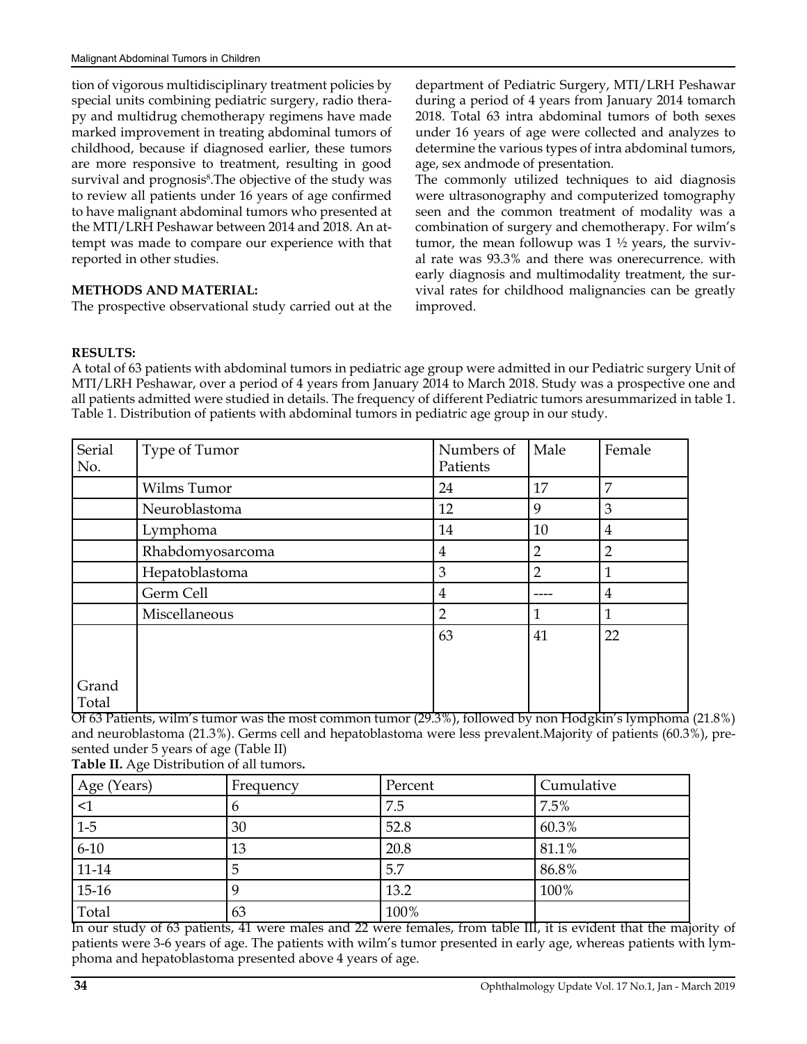tion of vigorous multidisciplinary treatment policies by special units combining pediatric surgery, radio therapy and multidrug chemotherapy regimens have made marked improvement in treating abdominal tumors of childhood, because if diagnosed earlier, these tumors are more responsive to treatment, resulting in good survival and prognosis[8].The objective of the study was to review all patients under 16 years of age confirmed to have malignant abdominal tumors who presented at the MTI/LRH Peshawar between 2014 and 2018. An attempt was made to compare our experience with that reported in other studies.

**METHODS AND MATERIAL:**

The prospective observational study carried out at the department of Pediatric Surgery, MTI/LRH Peshawar during a period of 4 years from January 2014 tomarch 2018. Total 63 intra abdominal tumors of both sexes under 16 years of age were collected and analyzes to determine the various types of intra abdominal tumors, age, sex andmode of presentation.

The commonly utilized techniques to aid diagnosis were ultrasonography and computerized tomography seen and the common treatment of modality was a combination of surgery and chemotherapy. For wilm's tumor, the mean followup was 1 ½ years, the survival rate was 93.3% and there was onerecurrence. with early diagnosis and multimodality treatment, the survival rates for childhood malignancies can be greatly improved.

**RESULTS:**

A total of 63 patients with abdominal tumors in pediatric age group were admitted in our Pediatric surgery Unit of MTI/LRH Peshawar, over a period of 4 years from January 2014 to March 2018. Study was a prospective one and all patients admitted were studied in details. The frequency of different Pediatric tumors aresummarized in table 1.

Table 1. Distribution of patients with abdominal tumors in pediatric age group in our study.

| Serial No. | Type of Tumor | Numbers of Patients | Male | Female |
|---|---|---|---|---|
| | Wilms Tumor | 24 | 17 | 7 |
| | Neuroblastoma | 12 | 9 | 3 |
| | Lymphoma | 14 | 10 | 4 |
| | Rhabdomyosarcoma | 4 | 2 | 2 |
| | Hepatoblastoma | 3 | 2 | 1 |
| | Germ Cell | 4 | ---- | 4 |
| | Miscellaneous | 2 | 1 | 1 |
| Grand Total | | 63 | 41 | 22 |

Of 63 Patients, wilm's tumor was the most common tumor (29.3%), followed by non Hodgkin's lymphoma (21.8%) and neuroblastoma (21.3%). Germs cell and hepatoblastoma were less prevalent.Majority of patients (60.3%), presented under 5 years of age (Table II)

**Table II.** Age Distribution of all tumors**.**

| Age (Years) | Frequency | Percent | Cumulative |
|---|---|---|---|
| <1 | 6 | 7.5 | 7.5% |
| 1-5 | 30 | 52.8 | 60.3% |
| 6-10 | 13 | 20.8 | 81.1% |
| 11-14 | 5 | 5.7 | 86.8% |
| 15-16 | 9 | 13.2 | 100% |
| Total | 63 | 100% | |

In our study of 63 patients, 41 were males and 22 were females, from table III, it is evident that the majority of patients were 3-6 years of age. The patients with wilm's tumor presented in early age, whereas patients with lymphoma and hepatoblastoma presented above 4 years of age.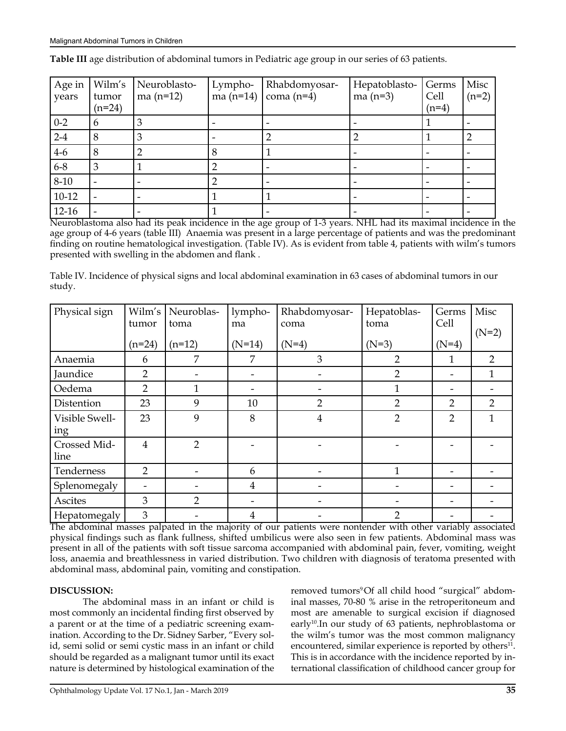**Table III** age distribution of abdominal tumors in Pediatric age group in our series of 63 patients.

| Age in years | Wilm's tumor (n=24) | Neuroblastoma (n=12) | Lymphoma (n=14) | Rhabdomyosarcoma (n=4) | Hepatoblastoma (n=3) | Germs Cell (n=4) | Misc (n=2) |
|---|---|---|---|---|---|---|---|
| 0-2 | 6 | 3 | - | - | - | 1 | - |
| 2-4 | 8 | 3 | - | 2 | 2 | 1 | 2 |
| 4-6 | 8 | 2 | 8 | 1 | - | - | - |
| 6-8 | 3 | 1 | 2 | - | - | - | - |
| 8-10 | - | - | 2 | - | - | - | - |
| 10-12 | - | - | 1 | 1 | - | - | - |
| 12-16 | - | - | 1 | - | - | - | - |

Neuroblastoma also had its peak incidence in the age group of 1-3 years. NHL had its maximal incidence in the age group of 4-6 years (table III) Anaemia was present in a large percentage of patients and was the predominant finding on routine hematological investigation. (Table IV). As is evident from table 4, patients with wilm's tumors presented with swelling in the abdomen and flank .

Table IV. Incidence of physical signs and local abdominal examination in 63 cases of abdominal tumors in our study.

| Physical sign | Wilm's tumor (n=24) | Neuroblastoma (n=12) | lymphoma (N=14) | Rhabdomyosarcoma (N=4) | Hepatoblastoma (N=3) | Germs Cell (N=4) | Misc (N=2) |
|---|---|---|---|---|---|---|---|
| Anaemia | 6 | 7 | 7 | 3 | 2 | 1 | 2 |
| Jaundice | 2 | - | - | - | 2 | - | 1 |
| Oedema | 2 | 1 | - | - | 1 | - | - |
| Distention | 23 | 9 | 10 | 2 | 2 | 2 | 2 |
| Visible Swelling | 23 | 9 | 8 | 4 | 2 | 2 | 1 |
| Crossed Midline | 4 | 2 | - | - | - | - | - |
| Tenderness | 2 | - | 6 | - | 1 | - | - |
| Splenomegaly | - | - | 4 | - | - | - | - |
| Ascites | 3 | 2 | - | - | - | - | - |
| Hepatomegaly | 3 | - | 4 | - | 2 | - | - |

The abdominal masses palpated in the majority of our patients were nontender with other variably associated physical findings such as flank fullness, shifted umbilicus were also seen in few patients. Abdominal mass was present in all of the patients with soft tissue sarcoma accompanied with abdominal pain, fever, vomiting, weight loss, anaemia and breathlessness in varied distribution. Two children with diagnosis of teratoma presented with abdominal mass, abdominal pain, vomiting and constipation.

**DISCUSSION:**

The abdominal mass in an infant or child is most commonly an incidental finding first observed by a parent or at the time of a pediatric screening examination. According to the Dr. Sidney Sarber, "Every solid, semi solid or semi cystic mass in an infant or child should be regarded as a malignant tumor until its exact nature is determined by histological examination of the removed tumors[9]Of all child hood "surgical" abdominal masses, 70-80 % arise in the retroperitoneum and most are amenable to surgical excision if diagnosed early[10].In our study of 63 patients, nephroblastoma or the wilm's tumor was the most common malignancy encountered, similar experience is reported by others[11]. This is in accordance with the incidence reported by international classification of childhood cancer group for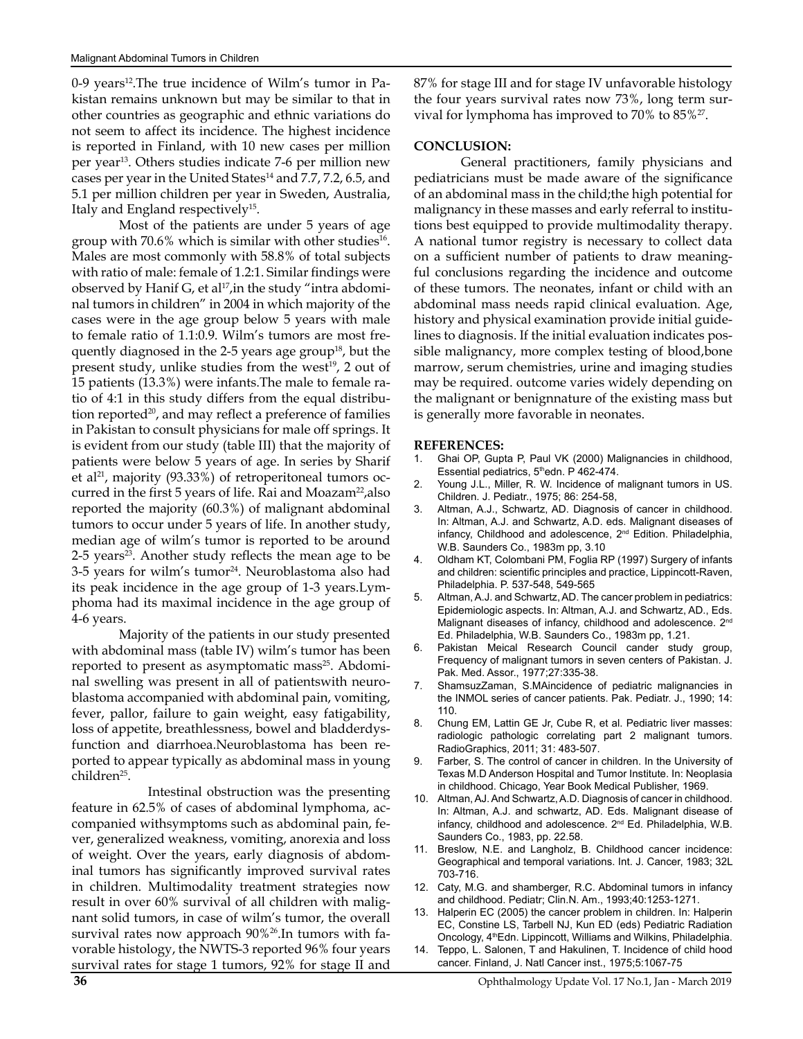0-9 years[12].The true incidence of Wilm's tumor in Pakistan remains unknown but may be similar to that in other countries as geographic and ethnic variations do not seem to affect its incidence. The highest incidence is reported in Finland, with 10 new cases per million per year[13]. Others studies indicate 7-6 per million new cases per year in the United States[14] and 7.7, 7.2, 6.5, and 5.1 per million children per year in Sweden, Australia, Italy and England respectively[15].

Most of the patients are under 5 years of age group with 70.6% which is similar with other studies[16]. Males are most commonly with 58.8% of total subjects with ratio of male: female of 1.2:1. Similar findings were observed by Hanif G, et al[17],in the study "intra abdominal tumors in children" in 2004 in which majority of the cases were in the age group below 5 years with male to female ratio of 1.1:0.9. Wilm's tumors are most frequently diagnosed in the 2-5 years age group[18], but the present study, unlike studies from the west[19], 2 out of 15 patients (13.3%) were infants.The male to female ratio of 4:1 in this study differs from the equal distribution reported[20], and may reflect a preference of families in Pakistan to consult physicians for male off springs. It is evident from our study (table III) that the majority of patients were below 5 years of age. In series by Sharif et al[21], majority (93.33%) of retroperitoneal tumors occurred in the first 5 years of life. Rai and Moazam[22],also reported the majority (60.3%) of malignant abdominal tumors to occur under 5 years of life. In another study, median age of wilm's tumor is reported to be around 2-5 years[23]. Another study reflects the mean age to be 3-5 years for wilm's tumor[24]. Neuroblastoma also had its peak incidence in the age group of 1-3 years.Lymphoma had its maximal incidence in the age group of 4-6 years.

Majority of the patients in our study presented with abdominal mass (table IV) wilm's tumor has been reported to present as asymptomatic mass[25]. Abdominal swelling was present in all of patientswith neuroblastoma accompanied with abdominal pain, vomiting, fever, pallor, failure to gain weight, easy fatigability, loss of appetite, breathlessness, bowel and bladderdysfunction and diarrhoea.Neuroblastoma has been reported to appear typically as abdominal mass in young children[25].

Intestinal obstruction was the presenting feature in 62.5% of cases of abdominal lymphoma, accompanied withsymptoms such as abdominal pain, fever, generalized weakness, vomiting, anorexia and loss of weight. Over the years, early diagnosis of abdominal tumors has significantly improved survival rates in children. Multimodality treatment strategies now result in over 60% survival of all children with malignant solid tumors, in case of wilm's tumor, the overall survival rates now approach 90%[26].In tumors with favorable histology, the NWTS-3 reported 96% four years survival rates for stage 1 tumors, 92% for stage II and 87% for stage III and for stage IV unfavorable histology the four years survival rates now 73%, long term survival for lymphoma has improved to 70% to 85%[27].

## CONCLUSION:

General practitioners, family physicians and pediatricians must be made aware of the significance of an abdominal mass in the child;the high potential for malignancy in these masses and early referral to institutions best equipped to provide multimodality therapy. A national tumor registry is necessary to collect data on a sufficient number of patients to draw meaningful conclusions regarding the incidence and outcome of these tumors. The neonates, infant or child with an abdominal mass needs rapid clinical evaluation. Age, history and physical examination provide initial guidelines to diagnosis. If the initial evaluation indicates possible malignancy, more complex testing of blood,bone marrow, serum chemistries, urine and imaging studies may be required. outcome varies widely depending on the malignant or benignnature of the existing mass but is generally more favorable in neonates.

## REFERENCES:

1. Ghai OP, Gupta P, Paul VK (2000) Malignancies in childhood, Essential pediatrics, 5thedn. P 462-474.
2. Young J.L., Miller, R. W. Incidence of malignant tumors in US. Children. J. Pediatr., 1975; 86: 254-58,
3. Altman, A.J., Schwartz, AD. Diagnosis of cancer in childhood. In: Altman, A.J. and Schwartz, A.D. eds. Malignant diseases of infancy, Childhood and adolescence, 2nd Edition. Philadelphia, W.B. Saunders Co., 1983m pp, 3.10
4. Oldham KT, Colombani PM, Foglia RP (1997) Surgery of infants and children: scientific principles and practice, Lippincott-Raven, Philadelphia. P. 537-548, 549-565
5. Altman, A.J. and Schwartz, AD. The cancer problem in pediatrics: Epidemiologic aspects. In: Altman, A.J. and Schwartz, AD., Eds. Malignant diseases of infancy, childhood and adolescence. 2nd Ed. Philadelphia, W.B. Saunders Co., 1983m pp, 1.21.
6. Pakistan Meical Research Council cander study group, Frequency of malignant tumors in seven centers of Pakistan. J. Pak. Med. Assor., 1977;27:335-38.
7. ShamsuzZaman, S.MAincidence of pediatric malignancies in the INMOL series of cancer patients. Pak. Pediatr. J., 1990; 14: 110.
8. Chung EM, Lattin GE Jr, Cube R, et al. Pediatric liver masses: radiologic pathologic correlating part 2 malignant tumors. RadioGraphics, 2011; 31: 483-507.
9. Farber, S. The control of cancer in children. In the University of Texas M.D Anderson Hospital and Tumor Institute. In: Neoplasia in childhood. Chicago, Year Book Medical Publisher, 1969.
10. Altman, AJ. And Schwartz, A.D. Diagnosis of cancer in childhood. In: Altman, A.J. and schwartz, AD. Eds. Malignant disease of infancy, childhood and adolescence. 2nd Ed. Philadelphia, W.B. Saunders Co., 1983, pp. 22.58.
11. Breslow, N.E. and Langholz, B. Childhood cancer incidence: Geographical and temporal variations. Int. J. Cancer, 1983; 32L 703-716.
12. Caty, M.G. and shamberger, R.C. Abdominal tumors in infancy and childhood. Pediatr; Clin.N. Am., 1993;40:1253-1271.
13. Halperin EC (2005) the cancer problem in children. In: Halperin EC, Constine LS, Tarbell NJ, Kun ED (eds) Pediatric Radiation Oncology, 4thEdn. Lippincott, Williams and Wilkins, Philadelphia.
14. Teppo, L. Salonen, T and Hakulinen, T. Incidence of child hood cancer. Finland, J. Natl Cancer inst., 1975;5:1067-75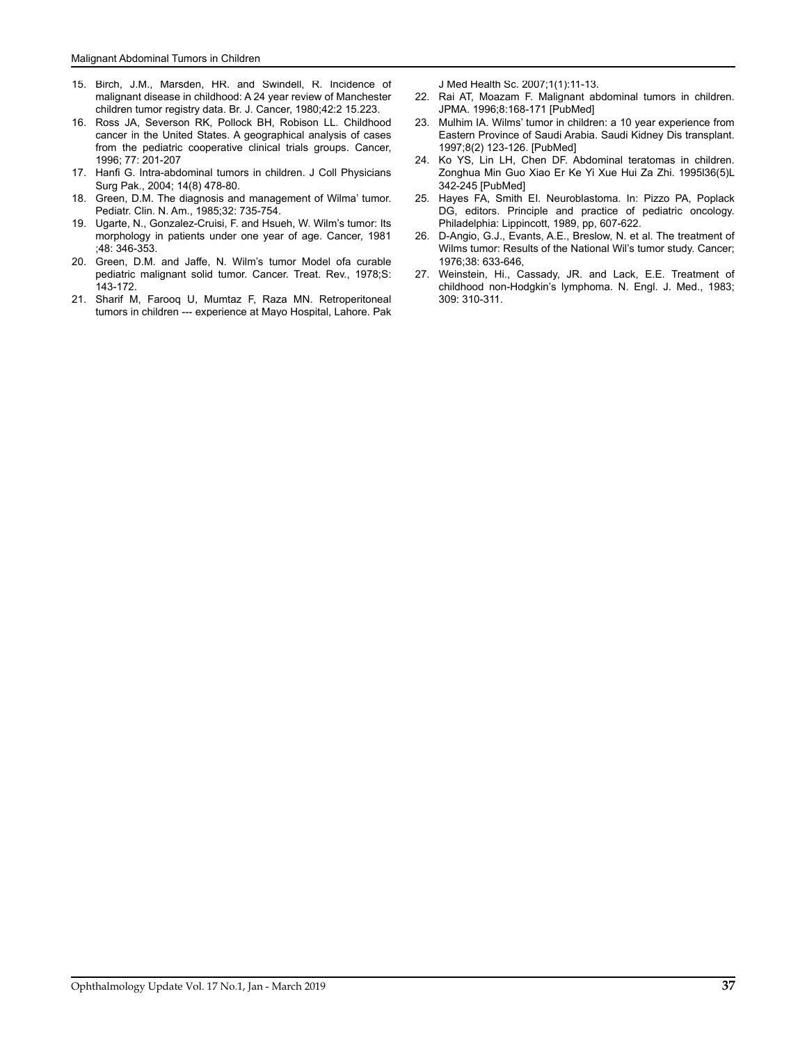15. Birch, J.M., Marsden, HR. and Swindell, R. Incidence of malignant disease in childhood: A 24 year review of Manchester children tumor registry data. Br. J. Cancer, 1980;42:2 15.223.
16. Ross JA, Severson RK, Pollock BH, Robison LL. Childhood cancer in the United States. A geographical analysis of cases from the pediatric cooperative clinical trials groups. Cancer, 1996; 77: 201-207
17. Hanfi G. Intra-abdominal tumors in children. J Coll Physicians Surg Pak., 2004; 14(8) 478-80.
18. Green, D.M. The diagnosis and management of Wilma' tumor. Pediatr. Clin. N. Am., 1985;32: 735-754.
19. Ugarte, N., Gonzalez-Cruisi, F. and Hsueh, W. Wilm's tumor: Its morphology in patients under one year of age. Cancer, 1981 ;48: 346-353.
20. Green, D.M. and Jaffe, N. Wilm's tumor Model ofa curable pediatric malignant solid tumor. Cancer. Treat. Rev., 1978;S: 143-172.
21. Sharif M, Farooq U, Mumtaz F, Raza MN. Retroperitoneal tumors in children --- experience at Mayo Hospital, Lahore. Pak J Med Health Sc. 2007;1(1):11-13.
22. Rai AT, Moazam F. Malignant abdominal tumors in children. JPMA. 1996;8:168-171 [PubMed]
23. Mulhim IA. Wilms' tumor in children: a 10 year experience from Eastern Province of Saudi Arabia. Saudi Kidney Dis transplant. 1997;8(2) 123-126. [PubMed]
24. Ko YS, Lin LH, Chen DF. Abdominal teratomas in children. Zonghua Min Guo Xiao Er Ke Yi Xue Hui Za Zhi. 1995l36(5)L 342-245 [PubMed]
25. Hayes FA, Smith EI. Neuroblastoma. In: Pizzo PA, Poplack DG, editors. Principle and practice of pediatric oncology. Philadelphia: Lippincott, 1989, pp, 607-622.
26. D-Angio, G.J., Evants, A.E., Breslow, N. et al. The treatment of Wilms tumor: Results of the National Wil's tumor study. Cancer; 1976;38: 633-646,
27. Weinstein, Hi., Cassady, JR. and Lack, E.E. Treatment of childhood non-Hodgkin's lymphoma. N. Engl. J. Med., 1983; 309: 310-311.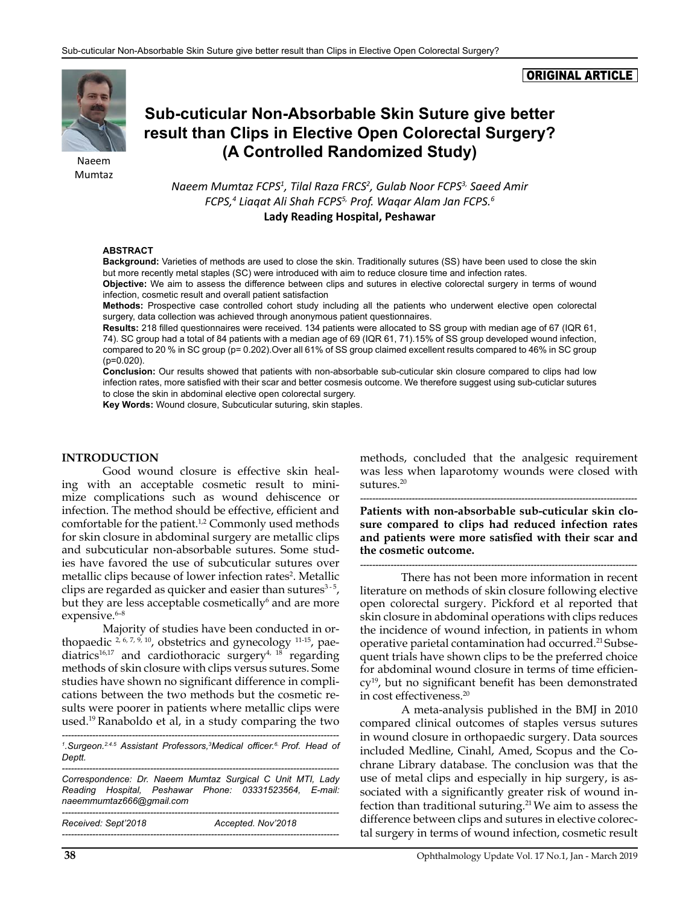ORIGINAL ARTICLE

Naeem Mumtaz

# Sub-cuticular Non-Absorbable Skin Suture give better result than Clips in Elective Open Colorectal Surgery? (A Controlled Randomized Study)

*Naeem Mumtaz FCPS[1], Tilal Raza FRCS[2], Gulab Noor FCPS[3], Saeed Amir FCPS,[4] Liaqat Ali Shah FCPS[5], Prof. Waqar Alam Jan FCPS.[6]*

**Lady Reading Hospital, Peshawar**

#### ABSTRACT

**Background:** Varieties of methods are used to close the skin. Traditionally sutures (SS) have been used to close the skin but more recently metal staples (SC) were introduced with aim to reduce closure time and infection rates.

**Objective:** We aim to assess the difference between clips and sutures in elective colorectal surgery in terms of wound infection, cosmetic result and overall patient satisfaction

**Methods:** Prospective case controlled cohort study including all the patients who underwent elective open colorectal surgery, data collection was achieved through anonymous patient questionnaires.

**Results:** 218 filled questionnaires were received. 134 patients were allocated to SS group with median age of 67 (IQR 61, 74). SC group had a total of 84 patients with a median age of 69 (IQR 61, 71).15% of SS group developed wound infection, compared to 20 % in SC group (p= 0.202).Over all 61% of SS group claimed excellent results compared to 46% in SC group (p=0.020).

**Conclusion:** Our results showed that patients with non-absorbable sub-cuticular skin closure compared to clips had low infection rates, more satisfied with their scar and better cosmesis outcome. We therefore suggest using sub-cuticlar sutures to close the skin in abdominal elective open colorectal surgery.

**Key Words:** Wound closure, Subcuticular suturing, skin staples.

## INTRODUCTION

Good wound closure is effective skin healing with an acceptable cosmetic result to minimize complications such as wound dehiscence or infection. The method should be effective, efficient and comfortable for the patient.[1,2] Commonly used methods for skin closure in abdominal surgery are metallic clips and subcuticular non-absorbable sutures. Some studies have favored the use of subcuticular sutures over metallic clips because of lower infection rates[2]. Metallic clips are regarded as quicker and easier than sutures[3-5], but they are less acceptable cosmetically[6] and are more expensive.[6-8]

Majority of studies have been conducted in orthopaedic [2, 6, 7, 9, 10], obstetrics and gynecology [11-15], paediatrics[16,17] and cardiothoracic surgery[4, 18] regarding methods of skin closure with clips versus sutures. Some studies have shown no significant difference in complications between the two methods but the cosmetic results were poorer in patients where metallic clips were used.[19] Ranaboldo et al, in a study comparing the two methods, concluded that the analgesic requirement was less when laparotomy wounds were closed with sutures.[20]

**Patients with non-absorbable sub-cuticular skin closure compared to clips had reduced infection rates and patients were more satisfied with their scar and the cosmetic outcome.**

There has not been more information in recent literature on methods of skin closure following elective open colorectal surgery. Pickford et al reported that skin closure in abdominal operations with clips reduces the incidence of wound infection, in patients in whom operative parietal contamination had occurred.[21] Subsequent trials have shown clips to be the preferred choice for abdominal wound closure in terms of time efficiency[19], but no significant benefit has been demonstrated in cost effectiveness.[20]

A meta-analysis published in the BMJ in 2010 compared clinical outcomes of staples versus sutures in wound closure in orthopaedic surgery. Data sources included Medline, Cinahl, Amed, Scopus and the Cochrane Library database. The conclusion was that the use of metal clips and especially in hip surgery, is associated with a significantly greater risk of wound infection than traditional suturing.[21] We aim to assess the difference between clips and sutures in elective colorectal surgery in terms of wound infection, cosmetic result

---

[1].Surgeon.[2,4,5] Assistant Professors,[3]Medical officer.[6] Prof. Head of Deptt.

Correspondence: Dr. Naeem Mumtaz Surgical C Unit MTI, Lady Reading Hospital, Peshawar Phone: 03331523564, E-mail: naeemmumtaz666@gmail.com

Received: Sept'2018 Accepted. Nov'2018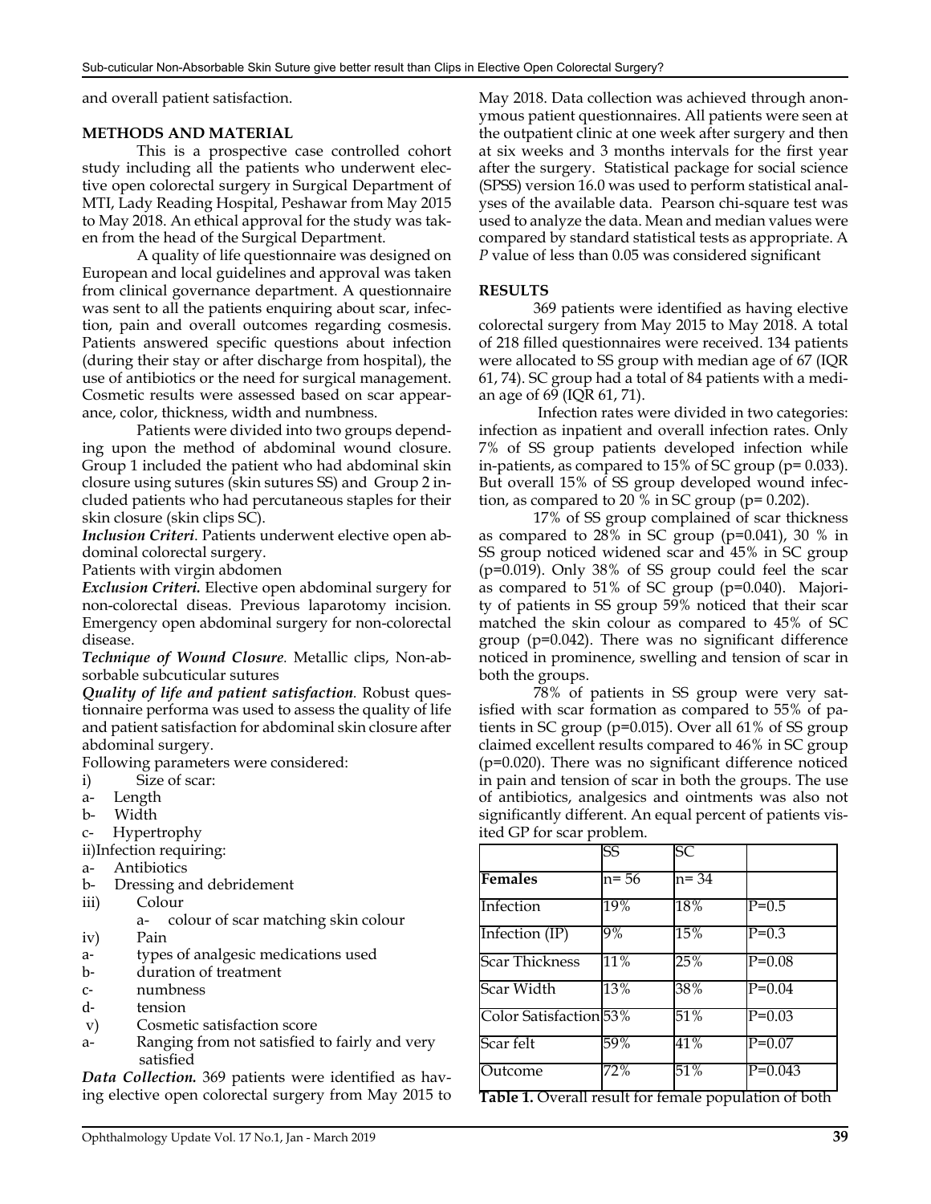and overall patient satisfaction.

**METHODS AND MATERIAL**

This is a prospective case controlled cohort study including all the patients who underwent elective open colorectal surgery in Surgical Department of MTI, Lady Reading Hospital, Peshawar from May 2015 to May 2018. An ethical approval for the study was taken from the head of the Surgical Department.

A quality of life questionnaire was designed on European and local guidelines and approval was taken from clinical governance department. A questionnaire was sent to all the patients enquiring about scar, infection, pain and overall outcomes regarding cosmesis. Patients answered specific questions about infection (during their stay or after discharge from hospital), the use of antibiotics or the need for surgical management. Cosmetic results were assessed based on scar appearance, color, thickness, width and numbness.

Patients were divided into two groups depending upon the method of abdominal wound closure. Group 1 included the patient who had abdominal skin closure using sutures (skin sutures SS) and Group 2 included patients who had percutaneous staples for their skin closure (skin clips SC).

***Inclusion Criteri***. Patients underwent elective open abdominal colorectal surgery.

Patients with virgin abdomen

***Exclusion Criteri.*** Elective open abdominal surgery for non-colorectal diseas. Previous laparotomy incision. Emergency open abdominal surgery for non-colorectal disease.

***Technique of Wound Closure***. Metallic clips, Non-absorbable subcuticular sutures

***Quality of life and patient satisfaction***. Robust questionnaire performa was used to assess the quality of life and patient satisfaction for abdominal skin closure after abdominal surgery.

Following parameters were considered:

i) Size of scar:
a- Length
b- Width
c- Hypertrophy

ii) Infection requiring:
a- Antibiotics
b- Dressing and debridement

iii) Colour
a- colour of scar matching skin colour

iv) Pain
a- types of analgesic medications used
b- duration of treatment
c- numbness
d- tension

v) Cosmetic satisfaction score
a- Ranging from not satisfied to fairly and very satisfied

***Data Collection.*** 369 patients were identified as having elective open colorectal surgery from May 2015 to May 2018. Data collection was achieved through anonymous patient questionnaires. All patients were seen at the outpatient clinic at one week after surgery and then at six weeks and 3 months intervals for the first year after the surgery. Statistical package for social science (SPSS) version 16.0 was used to perform statistical analyses of the available data. Pearson chi-square test was used to analyze the data. Mean and median values were compared by standard statistical tests as appropriate. A *P* value of less than 0.05 was considered significant

**RESULTS**

369 patients were identified as having elective colorectal surgery from May 2015 to May 2018. A total of 218 filled questionnaires were received. 134 patients were allocated to SS group with median age of 67 (IQR 61, 74). SC group had a total of 84 patients with a median age of 69 (IQR 61, 71).

Infection rates were divided in two categories: infection as inpatient and overall infection rates. Only 7% of SS group patients developed infection while in-patients, as compared to 15% of SC group (p= 0.033). But overall 15% of SS group developed wound infection, as compared to 20 % in SC group (p= 0.202).

17% of SS group complained of scar thickness as compared to 28% in SC group (p=0.041), 30 % in SS group noticed widened scar and 45% in SC group (p=0.019). Only 38% of SS group could feel the scar as compared to 51% of SC group (p=0.040). Majority of patients in SS group 59% noticed that their scar matched the skin colour as compared to 45% of SC group (p=0.042). There was no significant difference noticed in prominence, swelling and tension of scar in both the groups.

78% of patients in SS group were very satisfied with scar formation as compared to 55% of patients in SC group (p=0.015). Over all 61% of SS group claimed excellent results compared to 46% in SC group (p=0.020). There was no significant difference noticed in pain and tension of scar in both the groups. The use of antibiotics, analgesics and ointments was also not significantly different. An equal percent of patients visited GP for scar problem.

| | SS | SC | |
|---|---|---|---|
| **Females** | n= 56 | n= 34 | |
| Infection | 19% | 18% | P=0.5 |
| Infection (IP) | 9% | 15% | P=0.3 |
| Scar Thickness | 11% | 25% | P=0.08 |
| Scar Width | 13% | 38% | P=0.04 |
| Color Satisfaction | 53% | 51% | P=0.03 |
| Scar felt | 59% | 41% | P=0.07 |
| Outcome | 72% | 51% | P=0.043 |

**Table 1.** Overall result for female population of both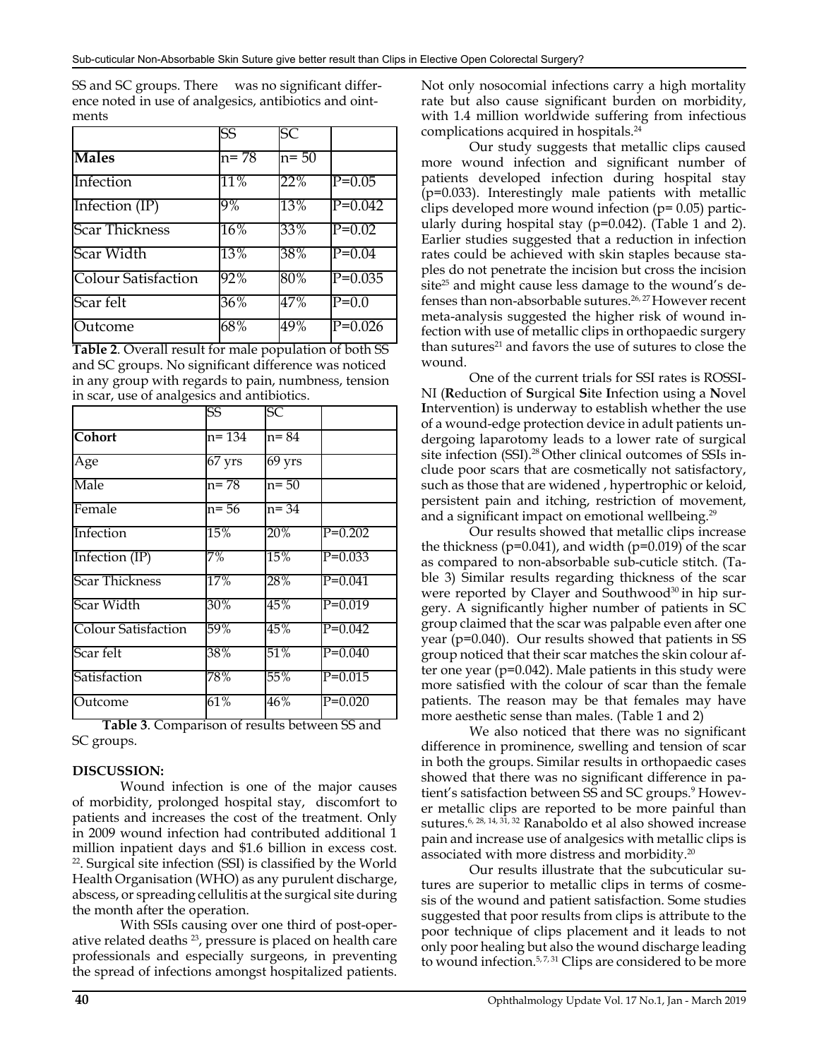SS and SC groups. There was no significant difference noted in use of analgesics, antibiotics and ointments

| | SS | SC | |
|---|---|---|---|
| **Males** | n= 78 | n= 50 | |
| Infection | 11% | 22% | P=0.05 |
| Infection (IP) | 9% | 13% | P=0.042 |
| Scar Thickness | 16% | 33% | P=0.02 |
| Scar Width | 13% | 38% | P=0.04 |
| Colour Satisfaction | 92% | 80% | P=0.035 |
| Scar felt | 36% | 47% | P=0.0 |
| Outcome | 68% | 49% | P=0.026 |

**Table 2**. Overall result for male population of both SS and SC groups. No significant difference was noticed in any group with regards to pain, numbness, tension in scar, use of analgesics and antibiotics.

| | SS | SC | |
|---|---|---|---|
| **Cohort** | n= 134 | n= 84 | |
| Age | 67 yrs | 69 yrs | |
| Male | n= 78 | n= 50 | |
| Female | n= 56 | n= 34 | |
| Infection | 15% | 20% | P=0.202 |
| Infection (IP) | 7% | 15% | P=0.033 |
| Scar Thickness | 17% | 28% | P=0.041 |
| Scar Width | 30% | 45% | P=0.019 |
| Colour Satisfaction | 59% | 45% | P=0.042 |
| Scar felt | 38% | 51% | P=0.040 |
| Satisfaction | 78% | 55% | P=0.015 |
| Outcome | 61% | 46% | P=0.020 |

**Table 3**. Comparison of results between SS and SC groups.

**DISCUSSION:**

Wound infection is one of the major causes of morbidity, prolonged hospital stay, discomfort to patients and increases the cost of the treatment. Only in 2009 wound infection had contributed additional 1 million inpatient days and $1.6 billion in excess cost. [22]. Surgical site infection (SSI) is classified by the World Health Organisation (WHO) as any purulent discharge, abscess, or spreading cellulitis at the surgical site during the month after the operation.

With SSIs causing over one third of post-operative related deaths [23], pressure is placed on health care professionals and especially surgeons, in preventing the spread of infections amongst hospitalized patients. Not only nosocomial infections carry a high mortality rate but also cause significant burden on morbidity, with 1.4 million worldwide suffering from infectious complications acquired in hospitals.[24]

Our study suggests that metallic clips caused more wound infection and significant number of patients developed infection during hospital stay (p=0.033). Interestingly male patients with metallic clips developed more wound infection (p= 0.05) particularly during hospital stay (p=0.042). (Table 1 and 2). Earlier studies suggested that a reduction in infection rates could be achieved with skin staples because staples do not penetrate the incision but cross the incision site[25] and might cause less damage to the wound's defenses than non-absorbable sutures.[26, 27] However recent meta-analysis suggested the higher risk of wound infection with use of metallic clips in orthopaedic surgery than sutures[21] and favors the use of sutures to close the wound.

One of the current trials for SSI rates is ROSSINI (**R**eduction of **S**urgical **S**ite **I**nfection using a **N**ovel **I**ntervention) is underway to establish whether the use of a wound-edge protection device in adult patients undergoing laparotomy leads to a lower rate of surgical site infection (SSI).[28] Other clinical outcomes of SSIs include poor scars that are cosmetically not satisfactory, such as those that are widened , hypertrophic or keloid, persistent pain and itching, restriction of movement, and a significant impact on emotional wellbeing.[29]

Our results showed that metallic clips increase the thickness (p=0.041), and width (p=0.019) of the scar as compared to non-absorbable sub-cuticle stitch. (Table 3) Similar results regarding thickness of the scar were reported by Clayer and Southwood[30] in hip surgery. A significantly higher number of patients in SC group claimed that the scar was palpable even after one year (p=0.040). Our results showed that patients in SS group noticed that their scar matches the skin colour after one year (p=0.042). Male patients in this study were more satisfied with the colour of scar than the female patients. The reason may be that females may have more aesthetic sense than males. (Table 1 and 2)

We also noticed that there was no significant difference in prominence, swelling and tension of scar in both the groups. Similar results in orthopaedic cases showed that there was no significant difference in patient's satisfaction between SS and SC groups.[9] However metallic clips are reported to be more painful than sutures.[6, 28, 14, 31, 32] Ranaboldo et al also showed increase pain and increase use of analgesics with metallic clips is associated with more distress and morbidity.[20]

Our results illustrate that the subcuticular sutures are superior to metallic clips in terms of cosmesis of the wound and patient satisfaction. Some studies suggested that poor results from clips is attribute to the poor technique of clips placement and it leads to not only poor healing but also the wound discharge leading to wound infection.[5, 7, 31] Clips are considered to be more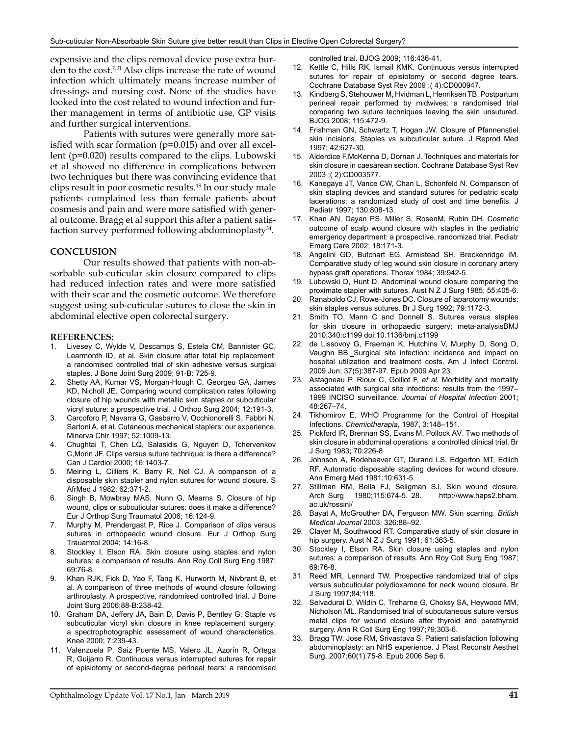expensive and the clips removal device pose extra burden to the cost.[7,31] Also clips increase the rate of wound infection which ultimately means increase number of dressings and nursing cost. None of the studies have looked into the cost related to wound infection and further management in terms of antibiotic use, GP visits and further surgical interventions.

Patients with sutures were generally more satisfied with scar formation (p=0.015) and over all excellent (p=0.020) results compared to the clips. Lubowski et al showed no difference in complications between two techniques but there was convincing evidence that clips result in poor cosmetic results.[19] In our study male patients complained less than female patients about cosmesis and pain and were more satisfied with general outcome. Bragg et al support this after a patient satisfaction survey performed following abdominoplasty[34].

## CONCLUSION

Our results showed that patients with non-absorbable sub-cuticular skin closure compared to clips had reduced infection rates and were more satisfied with their scar and the cosmetic outcome. We therefore suggest using sub-cuticular sutures to close the skin in abdominal elective open colorectal surgery.

## REFERENCES:

1. Livesey C, Wylde V, Descamps S, Estela CM, Bannister GC, Learmonth ID, et al. Skin closure after total hip replacement: a randomised controlled trial of skin adhesive versus surgical staples. J Bone Joint Surg 2009; 91-B: 725-9.
2. Shetty AA, Kumar VS, Morgan-Hough C, Georgeu GA, James KD, Nicholl JE. Comparing wound complication rates following closure of hip wounds with metallic skin staples or subcuticular vicryl suture: a prospective trial. J Orthop Surg 2004; 12:191-3.
3. Carcoforo P, Navarra G, Gasbarro V, Occhionorelli S, Fabbri N, Sartoni A, et al. Cutaneous mechanical staplers: our experience. Minerva Chir 1997; 52:1009-13.
4. Chughtai T, Chen LQ, Salasidis G, Nguyen D, Tchervenkov C,Morin JF. Clips versus suture technique: is there a difference? Can J Cardiol 2000; 16:1403-7.
5. Meiring L, Cilliers K, Barry R, Nel CJ. A comparison of a disposable skin stapler and nylon sutures for wound closure. S AfrMed J 1982; 62:371-2.
6. Singh B, Mowbray MAS, Nunn G, Mearns S. Closure of hip wound, clips or subcuticular sutures: does it make a difference? Eur J Orthop Surg Traumatol 2006; 16:124-9.
7. Murphy M, Prendergast P, Rice J. Comparison of clips versus sutures in orthopaedic wound closure. Eur J Orthop Surg Trauamtol 2004; 14:16-8.
8. Stockley I, Elson RA. Skin closure using staples and nylon sutures: a comparison of results. Ann Roy Coll Surg Eng 1987; 69:76-8.
9. Khan RJK, Fick D, Yao F, Tang K, Hurworth M, Nivbrant B, et al. A comparison of three methods of wound closure following arthroplasty. A prospective, randomised controlled trial. J Bone Joint Surg 2006;88-B:238-42.
10. Graham DA, Jeffery JA, Bain D, Davis P, Bentley G. Staple vs subcuticular vicryl skin closure in knee replacement surgery: a spectrophotographic assessment of wound characteristics. Knee 2000; 7:239-43.
11. Valenzuela P, Saiz Puente MS, Valero JL, Azorín R, Ortega R, Guijarro R. Continuous versus interrupted sutures for repair of episiotomy or second-degree perineal tears: a randomised controlled trial. BJOG 2009; 116:436-41.
12. Kettle C, Hills RK, Ismail KMK. Continuous versus interrupted sutures for repair of episiotomy or second degree tears. Cochrane Database Syst Rev 2009 ;( 4):CD000947.
13. Kindberg S, Stehouwer M, Hvidman L, Henriksen TB. Postpartum perineal repair performed by midwives: a randomised trial comparing two suture techniques leaving the skin unsutured. BJOG 2008; 115:472-9.
14. Frishman GN, Schwartz T, Hogan JW. Closure of Pfannenstiel skin incisions. Staples vs subcuticular suture. J Reprod Med 1997; 42:627-30.
15. Alderdice F,McKenna D, Dornan J. Techniques and materials for skin closure in caesarean section. Cochrane Database Syst Rev 2003 ;( 2):CD003577.
16. Kanegaye JT, Vance CW, Chan L, Schonfeld N. Comparison of skin stapling devices and standard sutures for pediatric scalp lacerations: a randomized study of cost and time benefits. J Pediatr 1997; 130:808-13.
17. Khan AN, Dayan PS, Miller S, RosenM, Rubin DH. Cosmetic outcome of scalp wound closure with staples in the pediatric emergency department: a prospective, randomized trial. Pediatr Emerg Care 2002; 18:171-3.
18. Angelini GD, Butchart EG, Armistead SH, Breckenridge IM. Comparative study of leg wound skin closure in coronary artery bypass graft operations. Thorax 1984; 39:942-5.
19. Lubowski D, Hunt D. Abdominal wound closure comparing the proximate stapler with sutures. Aust N Z J Surg 1985; 55:405-6.
20. Ranaboldo CJ, Rowe-Jones DC. Closure of laparotomy wounds: skin staples versus sutures. Br J Surg 1992; 79:1172-3.
21. Smith TO, Mann C and Donnell S. Sutures versus staples for skin closure in orthopaedic surgery: meta-analysisBMJ 2010;340:c1199 doi:10.1136/bmj.c1199
22. de Lissovoy G, Fraeman K, Hutchins V, Murphy D, Song D, Vaughn BB. Surgical site infection: incidence and impact on hospital utilization and treatment costs. Am J Infect Control. 2009 Jun; 37(5):387-97. Epub 2009 Apr 23.
23. Astagneau P, Rioux C, Golliot F, *et al.* Morbidity and mortality associated with surgical site infections: results from the 1997–1999 INCISO surveillance. *Journal of Hospital Infection* 2001; 48:267–74.
24. Tikhomirov E. WHO Programme for the Control of Hospital Infections. *Chemiotherapia*, 1987, 3:148–151.
25. Pickford IR, Brennan SS, Evans M, Pollock AV. Two methods of skin closure in abdominal operations: a controlled clinical trial. Br J Surg 1983; 70:226-8
26. Johnson A, Rodeheaver GT, Durand LS, Edgerton MT, Edlich RF. Automatic disposable stapling devices for wound closure. Ann Emerg Med 1981;10:631-5.
27. Stillman RM, Bella FJ, Seligman SJ. Skin wound closure. Arch Surg 1980;115:674-5. 28. http://www.haps2.bham.ac.uk/rossini/
28. Bayat A, McGrouther DA, Ferguson MW. Skin scarring. *British Medical Journal* 2003; 326:88–92.
29. Clayer M, Southwood RT. Comparative study of skin closure in hip surgery. Aust N Z J Surg 1991; 61:363-5.
30. Stockley I, Elson RA. Skin closure using staples and nylon sutures: a comparison of results. Ann Roy Coll Surg Eng 1987; 69:76-8.
31. Reed MR, Lennard TW. Prospective randomized trial of clips versus subcuticular polydioxamone for neck wound closure. Br J Surg 1997;84;118.
32. Selvadurai D, Wildin C, Treharne G, Choksy SA, Heywood MM, Nicholson ML. Randomised trial of subcutaneous suture versus metal clips for wound closure after thyroid and parathyroid surgery. Ann R Coll Surg Eng 1997;79;303-6.
33. Bragg TW, Jose RM, Srivastava S. Patient satisfaction following abdominoplasty: an NHS experience. J Plast Reconstr Aesthet Surg. 2007;60(1):75-8. Epub 2006 Sep 6.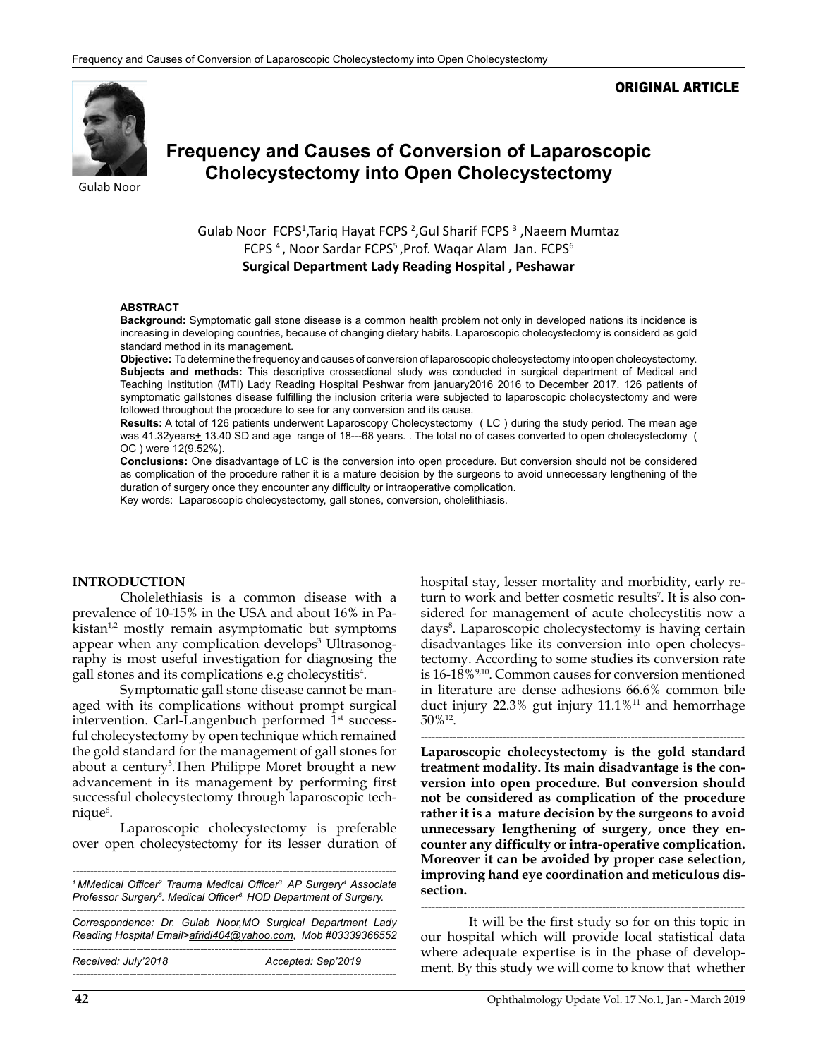ORIGINAL ARTICLE

Gulab Noor

# Frequency and Causes of Conversion of Laparoscopic Cholecystectomy into Open Cholecystectomy

Gulab Noor FCPS[1],Tariq Hayat FCPS [2],Gul Sharif FCPS [3] ,Naeem Mumtaz FCPS [4] , Noor Sardar FCPS[5] ,Prof. Waqar Alam Jan. FCPS[6]

**Surgical Department Lady Reading Hospital , Peshawar**

#### ABSTRACT

**Background:** Symptomatic gall stone disease is a common health problem not only in developed nations its incidence is increasing in developing countries, because of changing dietary habits. Laparoscopic cholecystectomy is considerd as gold standard method in its management.

**Objective:** To determine the frequency and causes of conversion of laparoscopic cholecystectomy into open cholecystectomy.

**Subjects and methods:** This descriptive crossectional study was conducted in surgical department of Medical and Teaching Institution (MTI) Lady Reading Hospital Peshwar from january2016 2016 to December 2017. 126 patients of symptomatic gallstones disease fulfilling the inclusion criteria were subjected to laparoscopic cholecystectomy and were followed throughout the procedure to see for any conversion and its cause.

**Results:** A total of 126 patients underwent Laparoscopy Cholecystectomy ( LC ) during the study period. The mean age was 41.32years$\pm$ 13.40 SD and age range of 18---68 years. . The total no of cases converted to open cholecystectomy ( OC ) were 12(9.52%).

**Conclusions:** One disadvantage of LC is the conversion into open procedure. But conversion should not be considered as complication of the procedure rather it is a mature decision by the surgeons to avoid unnecessary lengthening of the duration of surgery once they encounter any difficulty or intraoperative complication.

Key words: Laparoscopic cholecystectomy, gall stones, conversion, cholelithiasis.

## INTRODUCTION

Cholelethiasis is a common disease with a prevalence of 10-15% in the USA and about 16% in Pakistan[1,2] mostly remain asymptomatic but symptoms appear when any complication develops[3] Ultrasonography is most useful investigation for diagnosing the gall stones and its complications e.g cholecystitis[4].

Symptomatic gall stone disease cannot be managed with its complications without prompt surgical intervention. Carl-Langenbuch performed 1st successful cholecystectomy by open technique which remained the gold standard for the management of gall stones for about a century[5].Then Philippe Moret brought a new advancement in its management by performing first successful cholecystectomy through laparoscopic technique[6].

Laparoscopic cholecystectomy is preferable over open cholecystectomy for its lesser duration of hospital stay, lesser mortality and morbidity, early return to work and better cosmetic results[7]. It is also considered for management of acute cholecystitis now a days[8]. Laparoscopic cholecystectomy is having certain disadvantages like its conversion into open cholecystectomy. According to some studies its conversion rate is 16-18%[9,10]. Common causes for conversion mentioned in literature are dense adhesions 66.6% common bile duct injury 22.3% gut injury 11.1%[11] and hemorrhage 50%[12].

**Laparoscopic cholecystectomy is the gold standard treatment modality. Its main disadvantage is the conversion into open procedure. But conversion should not be considered as complication of the procedure rather it is a mature decision by the surgeons to avoid unnecessary lengthening of surgery, once they encounter any difficulty or intra-operative complication. Moreover it can be avoided by proper case selection, improving hand eye coordination and meticulous dissection.**

It will be the first study so for on this topic in our hospital which will provide local statistical data where adequate expertise is in the phase of development. By this study we will come to know that whether

*[1.]MMedical Officer[2.] Trauma Medical Officer[3.] AP Surgery[4.] Associate Professor Surgery[5].* *Medical Officer[6.] HOD Department of Surgery.*

*Correspondence: Dr. Gulab Noor,MO Surgical Department Lady Reading Hospital Email>afridi404@yahoo.com, Mob #03339366552*

*Received: July'2018* *Accepted: Sep'2019*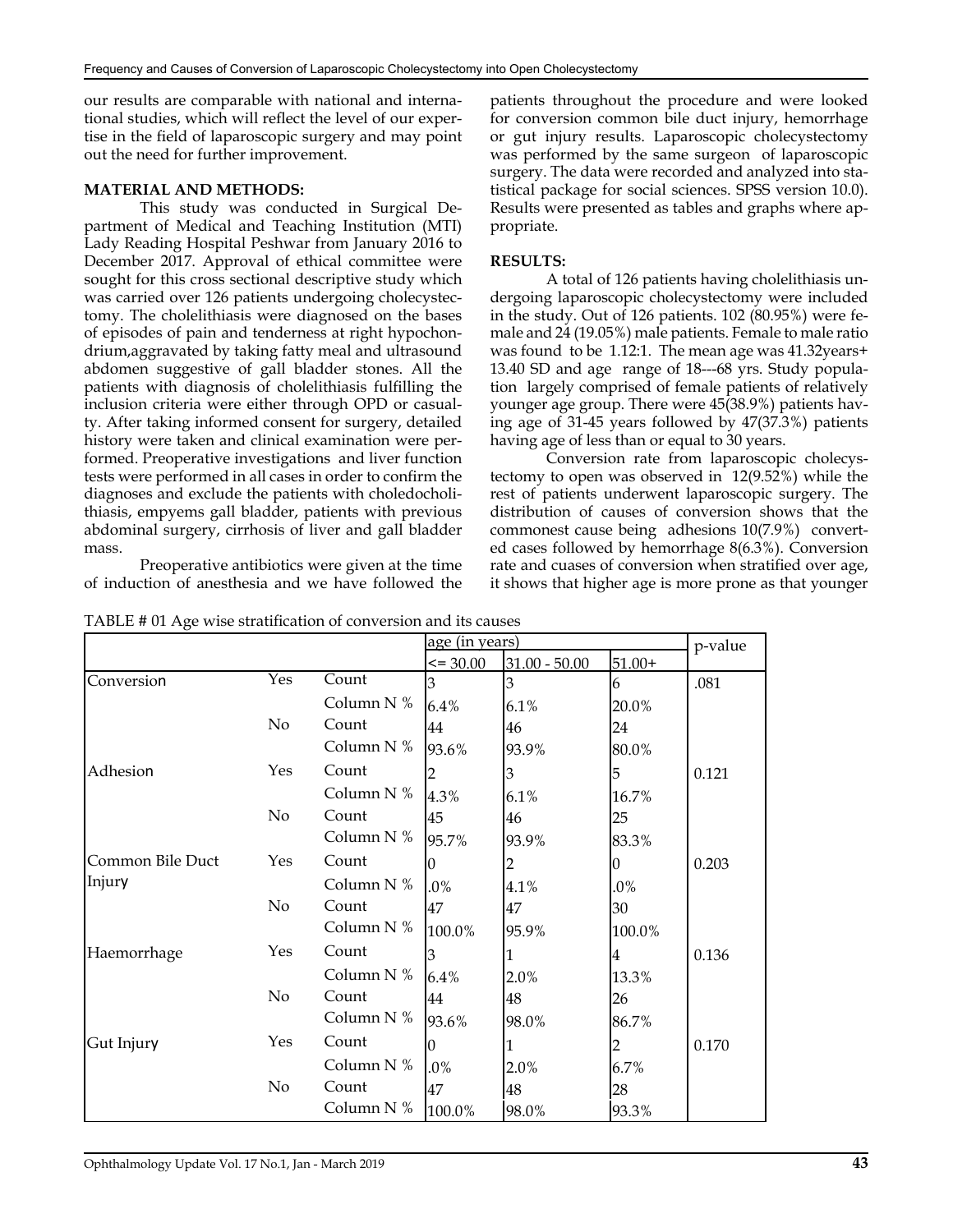our results are comparable with national and international studies, which will reflect the level of our expertise in the field of laparoscopic surgery and may point out the need for further improvement.

**MATERIAL AND METHODS:**

This study was conducted in Surgical Department of Medical and Teaching Institution (MTI) Lady Reading Hospital Peshwar from January 2016 to December 2017. Approval of ethical committee were sought for this cross sectional descriptive study which was carried over 126 patients undergoing cholecystectomy. The cholelithiasis were diagnosed on the bases of episodes of pain and tenderness at right hypochondrium,aggravated by taking fatty meal and ultrasound abdomen suggestive of gall bladder stones. All the patients with diagnosis of cholelithiasis fulfilling the inclusion criteria were either through OPD or casualty. After taking informed consent for surgery, detailed history were taken and clinical examination were performed. Preoperative investigations and liver function tests were performed in all cases in order to confirm the diagnoses and exclude the patients with choledocholithiasis, empyems gall bladder, patients with previous abdominal surgery, cirrhosis of liver and gall bladder mass.

Preoperative antibiotics were given at the time of induction of anesthesia and we have followed the patients throughout the procedure and were looked for conversion common bile duct injury, hemorrhage or gut injury results. Laparoscopic cholecystectomy was performed by the same surgeon of laparoscopic surgery. The data were recorded and analyzed into statistical package for social sciences. SPSS version 10.0). Results were presented as tables and graphs where appropriate.

**RESULTS:**

A total of 126 patients having cholelithiasis undergoing laparoscopic cholecystectomy were included in the study. Out of 126 patients. 102 (80.95%) were female and 24 (19.05%) male patients. Female to male ratio was found to be 1.12:1. The mean age was 41.32years+ 13.40 SD and age range of 18---68 yrs. Study population largely comprised of female patients of relatively younger age group. There were 45(38.9%) patients having age of 31-45 years followed by 47(37.3%) patients having age of less than or equal to 30 years.

Conversion rate from laparoscopic cholecystectomy to open was observed in 12(9.52%) while the rest of patients underwent laparoscopic surgery. The distribution of causes of conversion shows that the commonest cause being adhesions 10(7.9%) converted cases followed by hemorrhage 8(6.3%). Conversion rate and cuases of conversion when stratified over age, it shows that higher age is more prone as that younger

TABLE # 01 Age wise stratification of conversion and its causes

| | | | age (in years) | | | p-value |
|---|---|---|---|---|---|---|
| | | | <= 30.00 | 31.00 - 50.00 | 51.00+ | |
| Conversion | Yes | Count | 3 | 3 | 6 | .081 |
| | | Column N % | 6.4% | 6.1% | 20.0% | |
| | No | Count | 44 | 46 | 24 | |
| | | Column N % | 93.6% | 93.9% | 80.0% | |
| Adhesion | Yes | Count | 2 | 3 | 5 | 0.121 |
| | | Column N % | 4.3% | 6.1% | 16.7% | |
| | No | Count | 45 | 46 | 25 | |
| | | Column N % | 95.7% | 93.9% | 83.3% | |
| Common Bile Duct Injury | Yes | Count | 0 | 2 | 0 | 0.203 |
| | | Column N % | .0% | 4.1% | .0% | |
| | No | Count | 47 | 47 | 30 | |
| | | Column N % | 100.0% | 95.9% | 100.0% | |
| Haemorrhage | Yes | Count | 3 | 1 | 4 | 0.136 |
| | | Column N % | 6.4% | 2.0% | 13.3% | |
| | No | Count | 44 | 48 | 26 | |
| | | Column N % | 93.6% | 98.0% | 86.7% | |
| Gut Injury | Yes | Count | 0 | 1 | 2 | 0.170 |
| | | Column N % | .0% | 2.0% | 6.7% | |
| | No | Count | 47 | 48 | 28 | |
| | | Column N % | 100.0% | 98.0% | 93.3% | |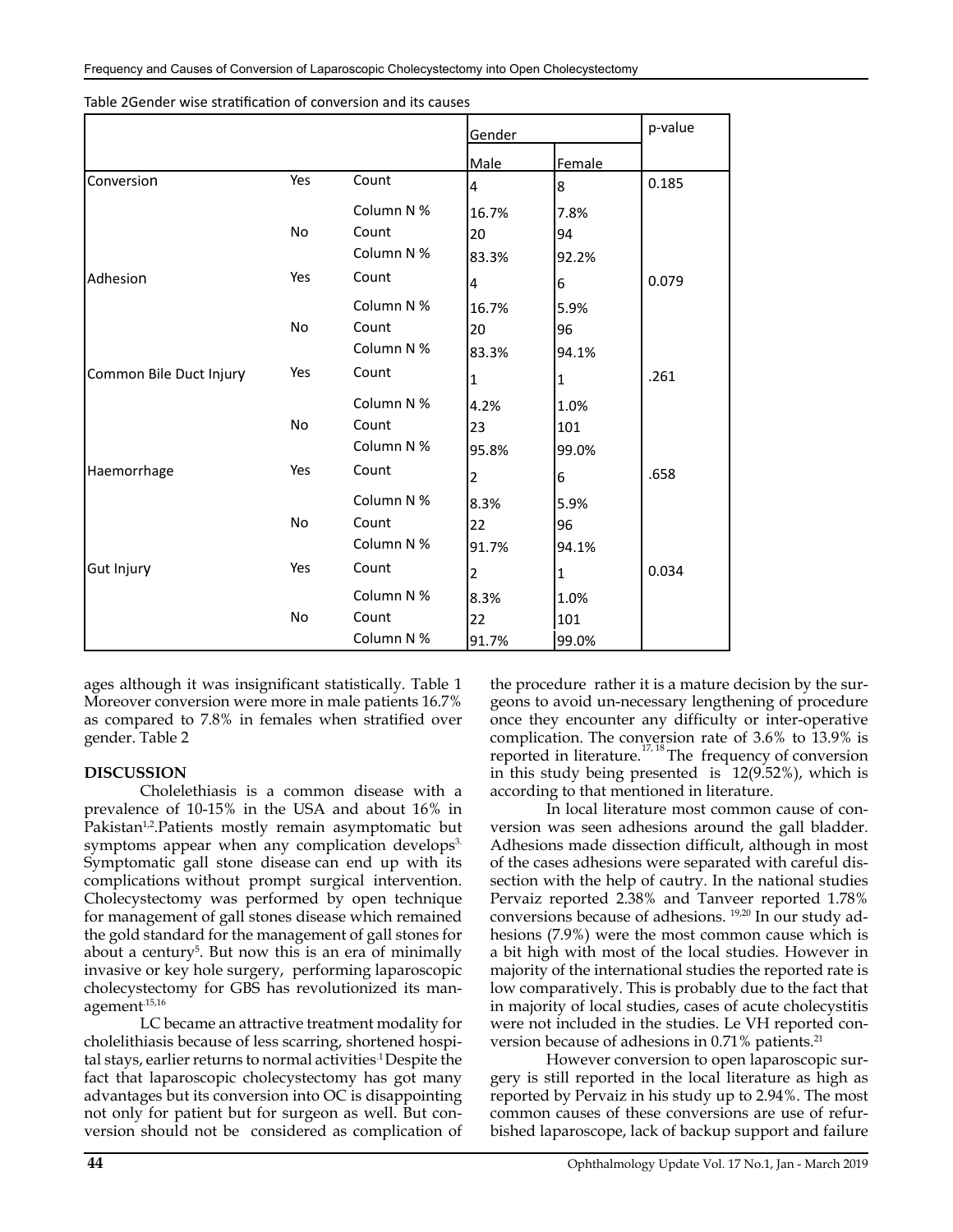Table 2Gender wise stratification of conversion and its causes

| | | | Gender | | p-value |
|---|---|---|---|---|---|
| | | | Male | Female | |
| Conversion | Yes | Count | 4 | 8 | 0.185 |
| | | Column N % | 16.7% | 7.8% | |
| | No | Count | 20 | 94 | |
| | | Column N % | 83.3% | 92.2% | |
| Adhesion | Yes | Count | 4 | 6 | 0.079 |
| | | Column N % | 16.7% | 5.9% | |
| | No | Count | 20 | 96 | |
| | | Column N % | 83.3% | 94.1% | |
| Common Bile Duct Injury | Yes | Count | 1 | 1 | .261 |
| | | Column N % | 4.2% | 1.0% | |
| | No | Count | 23 | 101 | |
| | | Column N % | 95.8% | 99.0% | |
| Haemorrhage | Yes | Count | 2 | 6 | .658 |
| | | Column N % | 8.3% | 5.9% | |
| | No | Count | 22 | 96 | |
| | | Column N % | 91.7% | 94.1% | |
| Gut Injury | Yes | Count | 2 | 1 | 0.034 |
| | | Column N % | 8.3% | 1.0% | |
| | No | Count | 22 | 101 | |
| | | Column N % | 91.7% | 99.0% | |

ages although it was insignificant statistically. Table 1 Moreover conversion were more in male patients 16.7% as compared to 7.8% in females when stratified over gender. Table 2

## DISCUSSION

Cholelethiasis is a common disease with a prevalence of 10-15% in the USA and about 16% in Pakistan[1,2].Patients mostly remain asymptomatic but symptoms appear when any complication develops[3.] Symptomatic gall stone disease can end up with its complications without prompt surgical intervention. Cholecystectomy was performed by open technique for management of gall stones disease which remained the gold standard for the management of gall stones for about a century[5]. But now this is an era of minimally invasive or key hole surgery, performing laparoscopic cholecystectomy for GBS has revolutionized its management[.15,16]

LC became an attractive treatment modality for cholelithiasis because of less scarring, shortened hospital stays, earlier returns to normal activities[.1] Despite the fact that laparoscopic cholecystectomy has got many advantages but its conversion into OC is disappointing not only for patient but for surgeon as well. But conversion should not be considered as complication of the procedure rather it is a mature decision by the surgeons to avoid un-necessary lengthening of procedure once they encounter any difficulty or inter-operative complication. The conversion rate of 3.6% to 13.9% is reported in literature.[17,18] The frequency of conversion in this study being presented is 12(9.52%), which is according to that mentioned in literature.

In local literature most common cause of conversion was seen adhesions around the gall bladder. Adhesions made dissection difficult, although in most of the cases adhesions were separated with careful dissection with the help of cautry. In the national studies Pervaiz reported 2.38% and Tanveer reported 1.78% conversions because of adhesions. [19,20] In our study adhesions (7.9%) were the most common cause which is a bit high with most of the local studies. However in majority of the international studies the reported rate is low comparatively. This is probably due to the fact that in majority of local studies, cases of acute cholecystitis were not included in the studies. Le VH reported conversion because of adhesions in 0.71% patients.[21]

However conversion to open laparoscopic surgery is still reported in the local literature as high as reported by Pervaiz in his study up to 2.94%. The most common causes of these conversions are use of refurbished laparoscope, lack of backup support and failure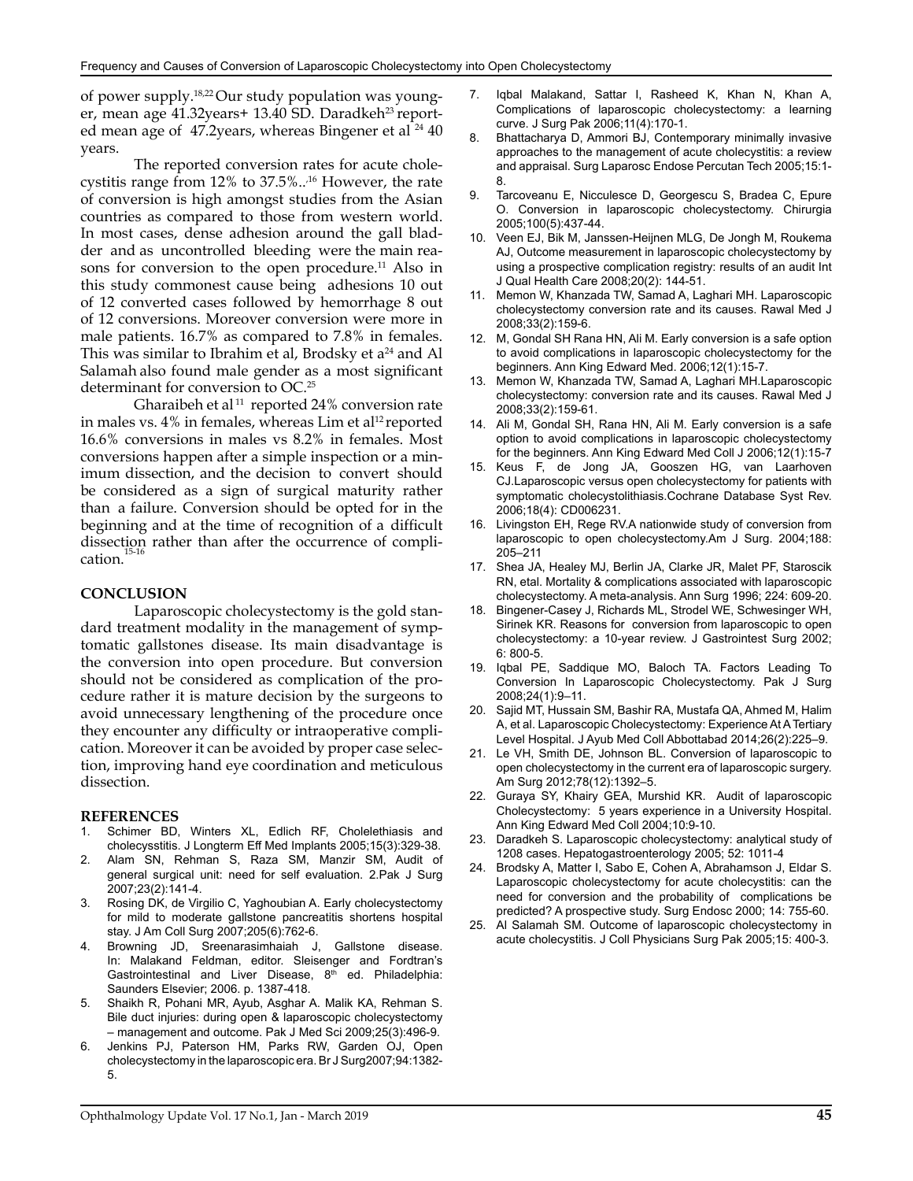of power supply.[18,22] Our study population was younger, mean age 41.32years+ 13.40 SD. Daradkeh[23] reported mean age of 47.2years, whereas Bingener et al [24] 40 years.

The reported conversion rates for acute cholecystitis range from 12% to 37.5%..[16] However, the rate of conversion is high amongst studies from the Asian countries as compared to those from western world. In most cases, dense adhesion around the gall bladder and as uncontrolled bleeding were the main reasons for conversion to the open procedure.[11] Also in this study commonest cause being adhesions 10 out of 12 converted cases followed by hemorrhage 8 out of 12 conversions. Moreover conversion were more in male patients. 16.7% as compared to 7.8% in females. This was similar to Ibrahim et al, Brodsky et a[24] and Al Salamah also found male gender as a most significant determinant for conversion to OC.[25]

Gharaibeh et al [11] reported 24% conversion rate in males vs. 4% in females, whereas Lim et al[12] reported 16.6% conversions in males vs 8.2% in females. Most conversions happen after a simple inspection or a minimum dissection, and the decision to convert should be considered as a sign of surgical maturity rather than a failure. Conversion should be opted for in the beginning and at the time of recognition of a difficult dissection rather than after the occurrence of complication.[15-16]

## CONCLUSION

Laparoscopic cholecystectomy is the gold standard treatment modality in the management of symptomatic gallstones disease. Its main disadvantage is the conversion into open procedure. But conversion should not be considered as complication of the procedure rather it is mature decision by the surgeons to avoid unnecessary lengthening of the procedure once they encounter any difficulty or intraoperative complication. Moreover it can be avoided by proper case selection, improving hand eye coordination and meticulous dissection.

## REFERENCES

1. Schimer BD, Winters XL, Edlich RF, Cholelethiasis and cholecysstitis. J Longterm Eff Med Implants 2005;15(3):329-38.
2. Alam SN, Rehman S, Raza SM, Manzir SM, Audit of general surgical unit: need for self evaluation. 2.Pak J Surg 2007;23(2):141-4.
3. Rosing DK, de Virgilio C, Yaghoubian A. Early cholecystectomy for mild to moderate gallstone pancreatitis shortens hospital stay. J Am Coll Surg 2007;205(6):762-6.
4. Browning JD, Sreenarasimhaiah J, Gallstone disease. In: Malakand Feldman, editor. Sleisenger and Fordtran's Gastrointestinal and Liver Disease, 8th ed. Philadelphia: Saunders Elsevier; 2006. p. 1387-418.
5. Shaikh R, Pohani MR, Ayub, Asghar A. Malik KA, Rehman S. Bile duct injuries: during open & laparoscopic cholecystectomy – management and outcome. Pak J Med Sci 2009;25(3):496-9.
6. Jenkins PJ, Paterson HM, Parks RW, Garden OJ, Open cholecystectomy in the laparoscopic era. Br J Surg2007;94:1382-5.
7. Iqbal Malakand, Sattar I, Rasheed K, Khan N, Khan A, Complications of laparoscopic cholecystectomy: a learning curve. J Surg Pak 2006;11(4):170-1.
8. Bhattacharya D, Ammori BJ, Contemporary minimally invasive approaches to the management of acute cholecystitis: a review and appraisal. Surg Laparosc Endose Percutan Tech 2005;15:1-8.
9. Tarcoveanu E, Nicculesce D, Georgescu S, Bradea C, Epure O. Conversion in laparoscopic cholecystectomy. Chirurgia 2005;100(5):437-44.
10. Veen EJ, Bik M, Janssen-Heijnen MLG, De Jongh M, Roukema AJ, Outcome measurement in laparoscopic cholecystectomy by using a prospective complication registry: results of an audit Int J Qual Health Care 2008;20(2): 144-51.
11. Memon W, Khanzada TW, Samad A, Laghari MH. Laparoscopic cholecystectomy conversion rate and its causes. Rawal Med J 2008;33(2):159-6.
12. M, Gondal SH Rana HN, Ali M. Early conversion is a safe option to avoid complications in laparoscopic cholecystectomy for the beginners. Ann King Edward Med. 2006;12(1):15-7.
13. Memon W, Khanzada TW, Samad A, Laghari MH.Laparoscopic cholecystectomy: conversion rate and its causes. Rawal Med J 2008;33(2):159-61.
14. Ali M, Gondal SH, Rana HN, Ali M. Early conversion is a safe option to avoid complications in laparoscopic cholecystectomy for the beginners. Ann King Edward Med Coll J 2006;12(1):15-7
15. Keus F, de Jong JA, Gooszen HG, van Laarhoven CJ.Laparoscopic versus open cholecystectomy for patients with symptomatic cholecystolithiasis.Cochrane Database Syst Rev. 2006;18(4): CD006231.
16. Livingston EH, Rege RV.A nationwide study of conversion from laparoscopic to open cholecystectomy.Am J Surg. 2004;188: 205–211
17. Shea JA, Healey MJ, Berlin JA, Clarke JR, Malet PF, Staroscik RN, etal. Mortality & complications associated with laparoscopic cholecystectomy. A meta-analysis. Ann Surg 1996; 224: 609-20.
18. Bingener-Casey J, Richards ML, Strodel WE, Schwesinger WH, Sirinek KR. Reasons for conversion from laparoscopic to open cholecystectomy: a 10-year review. J Gastrointest Surg 2002; 6: 800-5.
19. Iqbal PE, Saddique MO, Baloch TA. Factors Leading To Conversion In Laparoscopic Cholecystectomy. Pak J Surg 2008;24(1):9–11.
20. Sajid MT, Hussain SM, Bashir RA, Mustafa QA, Ahmed M, Halim A, et al. Laparoscopic Cholecystectomy: Experience At A Tertiary Level Hospital. J Ayub Med Coll Abbottabad 2014;26(2):225–9.
21. Le VH, Smith DE, Johnson BL. Conversion of laparoscopic to open cholecystectomy in the current era of laparoscopic surgery. Am Surg 2012;78(12):1392–5.
22. Guraya SY, Khairy GEA, Murshid KR. Audit of laparoscopic Cholecystectomy: 5 years experience in a University Hospital. Ann King Edward Med Coll 2004;10:9-10.
23. Daradkeh S. Laparoscopic cholecystectomy: analytical study of 1208 cases. Hepatogastroenterology 2005; 52: 1011-4
24. Brodsky A, Matter I, Sabo E, Cohen A, Abrahamson J, Eldar S. Laparoscopic cholecystectomy for acute cholecystitis: can the need for conversion and the probability of complications be predicted? A prospective study. Surg Endosc 2000; 14: 755-60.
25. Al Salamah SM. Outcome of laparoscopic cholecystectomy in acute cholecystitis. J Coll Physicians Surg Pak 2005;15: 400-3.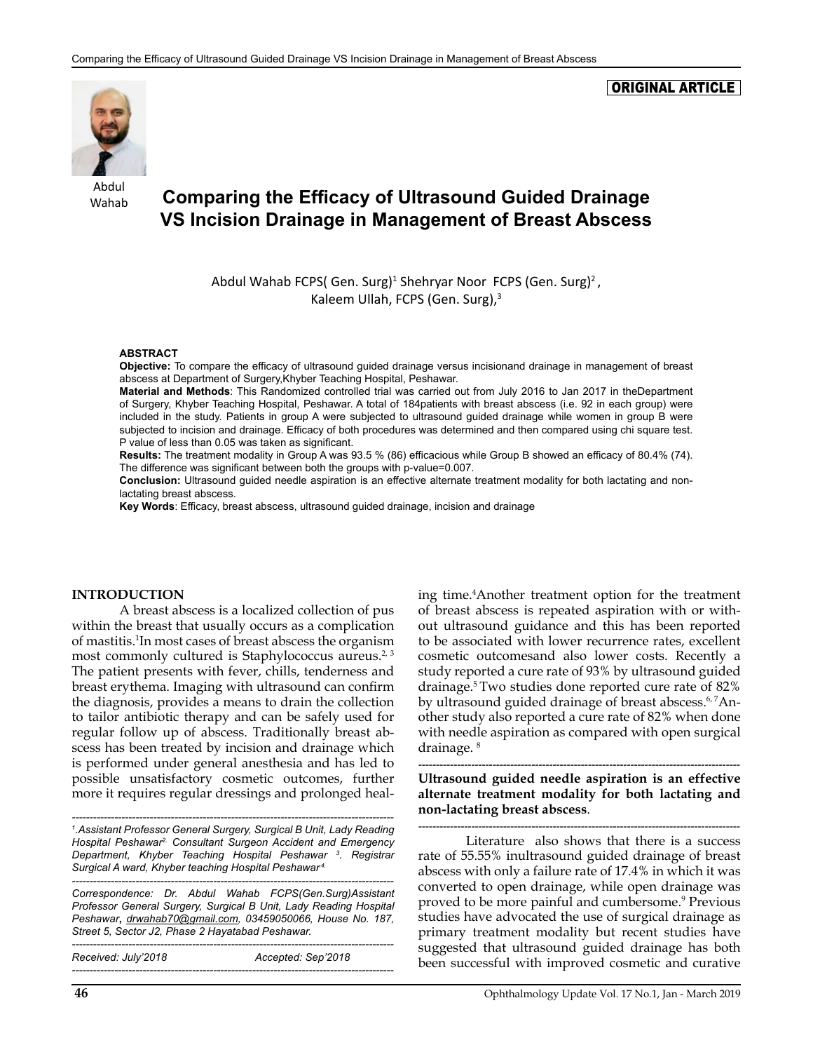ORIGINAL ARTICLE

Abdul Wahab

# Comparing the Efficacy of Ultrasound Guided Drainage VS Incision Drainage in Management of Breast Abscess

Abdul Wahab FCPS( Gen. Surg)[1] Shehryar Noor FCPS (Gen. Surg)[2] , Kaleem Ullah, FCPS (Gen. Surg),[3]

**ABSTRACT**

**Objective:** To compare the efficacy of ultrasound guided drainage versus incisionand drainage in management of breast abscess at Department of Surgery,Khyber Teaching Hospital, Peshawar.

**Material and Methods**: This Randomized controlled trial was carried out from July 2016 to Jan 2017 in theDepartment of Surgery, Khyber Teaching Hospital, Peshawar. A total of 184patients with breast abscess (i.e. 92 in each group) were included in the study. Patients in group A were subjected to ultrasound guided drainage while women in group B were subjected to incision and drainage. Efficacy of both procedures was determined and then compared using chi square test. P value of less than 0.05 was taken as significant.

**Results:** The treatment modality in Group A was 93.5 % (86) efficacious while Group B showed an efficacy of 80.4% (74). The difference was significant between both the groups with p-value=0.007.

**Conclusion:** Ultrasound guided needle aspiration is an effective alternate treatment modality for both lactating and non-lactating breast abscess.

**Key Words**: Efficacy, breast abscess, ultrasound guided drainage, incision and drainage

## INTRODUCTION

A breast abscess is a localized collection of pus within the breast that usually occurs as a complication of mastitis.[1]In most cases of breast abscess the organism most commonly cultured is Staphylococcus aureus.[2, 3] The patient presents with fever, chills, tenderness and breast erythema. Imaging with ultrasound can confirm the diagnosis, provides a means to drain the collection to tailor antibiotic therapy and can be safely used for regular follow up of abscess. Traditionally breast abscess has been treated by incision and drainage which is performed under general anesthesia and has led to possible unsatisfactory cosmetic outcomes, further more it requires regular dressings and prolonged healing time.[4]Another treatment option for the treatment of breast abscess is repeated aspiration with or without ultrasound guidance and this has been reported to be associated with lower recurrence rates, excellent cosmetic outcomesand also lower costs. Recently a study reported a cure rate of 93% by ultrasound guided drainage.[5] Two studies done reported cure rate of 82% by ultrasound guided drainage of breast abscess.[6, 7]Another study also reported a cure rate of 82% when done with needle aspiration as compared with open surgical drainage. [8]

**Ultrasound guided needle aspiration is an effective alternate treatment modality for both lactating and non-lactating breast abscess**.

Literature also shows that there is a success rate of 55.55% inultrasound guided drainage of breast abscess with only a failure rate of 17.4% in which it was converted to open drainage, while open drainage was proved to be more painful and cumbersome.[9] Previous studies have advocated the use of surgical drainage as primary treatment modality but recent studies have suggested that ultrasound guided drainage has both been successful with improved cosmetic and curative

*[1].Assistant Professor General Surgery, Surgical B Unit, Lady Reading Hospital Peshawar[2]. Consultant Surgeon Accident and Emergency Department, Khyber Teaching Hospital Peshawar [3]. Registrar Surgical A ward, Khyber teaching Hospital Peshawar[4].*

*Correspondence: Dr. Abdul Wahab FCPS(Gen.Surg)Assistant Professor General Surgery, Surgical B Unit, Lady Reading Hospital Peshawar, drwahab70@gmail.com, 03459050066, House No. 187, Street 5, Sector J2, Phase 2 Hayatabad Peshawar.*

*Received: July'2018 Accepted: Sep'2018*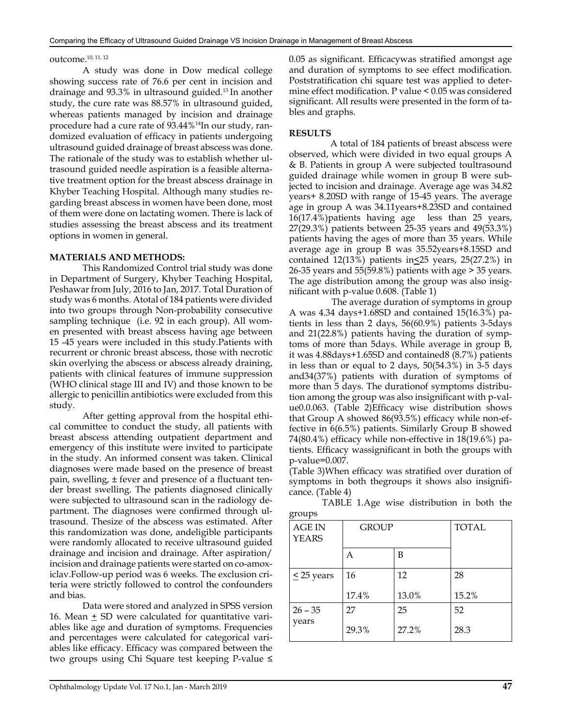outcome.[10, 11, 12]

A study was done in Dow medical college showing success rate of 76.6 per cent in incision and drainage and 93.3% in ultrasound guided.[13] In another study, the cure rate was 88.57% in ultrasound guided, whereas patients managed by incision and drainage procedure had a cure rate of 93.44%[14]In our study, randomized evaluation of efficacy in patients undergoing ultrasound guided drainage of breast abscess was done. The rationale of the study was to establish whether ultrasound guided needle aspiration is a feasible alternative treatment option for the breast abscess drainage in Khyber Teaching Hospital. Although many studies regarding breast abscess in women have been done, most of them were done on lactating women. There is lack of studies assessing the breast abscess and its treatment options in women in general.

## MATERIALS AND METHODS:

This Randomized Control trial study was done in Department of Surgery, Khyber Teaching Hospital, Peshawar from July, 2016 to Jan, 2017. Total Duration of study was 6 months. Atotal of 184 patients were divided into two groups through Non-probability consecutive sampling technique (i.e. 92 in each group). All women presented with breast abscess having age between 15 -45 years were included in this study.Patients with recurrent or chronic breast abscess, those with necrotic skin overlying the abscess or abscess already draining, patients with clinical features of immune suppression (WHO clinical stage III and IV) and those known to be allergic to penicillin antibiotics were excluded from this study.

After getting approval from the hospital ethical committee to conduct the study, all patients with breast abscess attending outpatient department and emergency of this institute were invited to participate in the study. An informed consent was taken. Clinical diagnoses were made based on the presence of breast pain, swelling, ± fever and presence of a fluctuant tender breast swelling. The patients diagnosed clinically were subjected to ultrasound scan in the radiology department. The diagnoses were confirmed through ultrasound. Thesize of the abscess was estimated. After this randomization was done, andeligible participants were randomly allocated to receive ultrasound guided drainage and incision and drainage. After aspiration/ incision and drainage patients were started on co-amoxiclav.Follow-up period was 6 weeks. The exclusion criteria were strictly followed to control the confounders and bias.

Data were stored and analyzed in SPSS version 16. Mean ± SD were calculated for quantitative variables like age and duration of symptoms. Frequencies and percentages were calculated for categorical variables like efficacy. Efficacy was compared between the two groups using Chi Square test keeping P-value ≤ 0.05 as significant. Efficacywas stratified amongst age and duration of symptoms to see effect modification. Poststratification chi square test was applied to determine effect modification. P value < 0.05 was considered significant. All results were presented in the form of tables and graphs.

## RESULTS

A total of 184 patients of breast abscess were observed, which were divided in two equal groups A & B. Patients in group A were subjected toultrasound guided drainage while women in group B were subjected to incision and drainage. Average age was 34.82 years+ 8.20SD with range of 15-45 years. The average age in group A was 34.11years+8.23SD and contained 16(17.4%)patients having age less than 25 years, 27(29.3%) patients between 25-35 years and 49(53.3%) patients having the ages of more than 35 years. While average age in group B was 35.52years+8.15SD and contained 12(13%) patients in≤25 years, 25(27.2%) in 26-35 years and 55(59.8%) patients with age > 35 years. The age distribution among the group was also insignificant with p-value 0.608. (Table 1)

The average duration of symptoms in group A was 4.34 days+1.68SD and contained 15(16.3%) patients in less than 2 days, 56(60.9%) patients 3-5days and 21(22.8%) patients having the duration of symptoms of more than 5days. While average in group B, it was 4.88days+1.65SD and contained8 (8.7%) patients in less than or equal to 2 days, 50(54.3%) in 3-5 days and34(37%) patients with duration of symptoms of more than 5 days. The durationof symptoms distribution among the group was also insignificant with p-value0.0.063. (Table 2)Efficacy wise distribution shows that Group A showed 86(93.5%) efficacy while non-effective in 6(6.5%) patients. Similarly Group B showed 74(80.4%) efficacy while non-effective in 18(19.6%) patients. Efficacy wassignificant in both the groups with p-value=0.007.

(Table 3)When efficacy was stratified over duration of symptoms in both thegroups it shows also insignificance. (Table 4)

TABLE 1.Age wise distribution in both the groups

| AGE IN YEARS | GROUP | | TOTAL |
|---|---|---|---|
| | A | B | |
| ≤ 25 years | 16<br>17.4% | 12<br>13.0% | 28<br>15.2% |
| 26 – 35 years | 27<br>29.3% | 25<br>27.2% | 52<br>28.3 |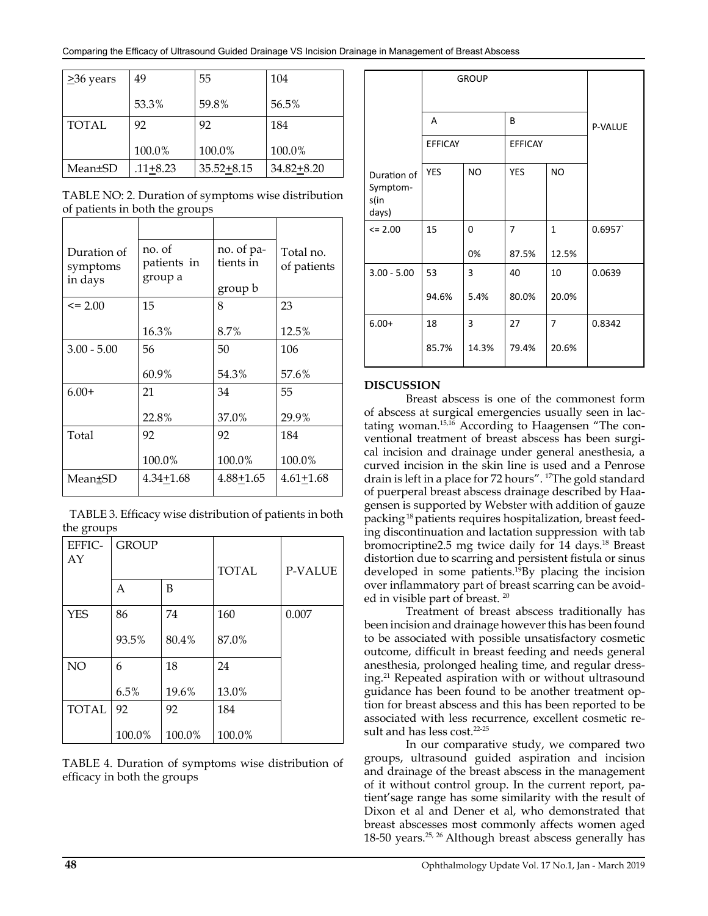| ≥36 years | 49 | 55 | 104 |
|---|---|---|---|
| | 53.3% | 59.8% | 56.5% |
| TOTAL | 92 | 92 | 184 |
| | 100.0% | 100.0% | 100.0% |
| Mean±SD | .11±8.23 | 35.52±8.15 | 34.82±8.20 |

TABLE NO: 2. Duration of symptoms wise distribution of patients in both the groups

| Duration of symptoms in days | no. of patients in group a | no. of patients in group b | Total no. of patients |
|---|---|---|---|
| <= 2.00 | 15 | 8 | 23 |
| | 16.3% | 8.7% | 12.5% |
| 3.00 - 5.00 | 56 | 50 | 106 |
| | 60.9% | 54.3% | 57.6% |
| 6.00+ | 21 | 34 | 55 |
| | 22.8% | 37.0% | 29.9% |
| Total | 92 | 92 | 184 |
| | 100.0% | 100.0% | 100.0% |
| Mean±SD | 4.34±1.68 | 4.88±1.65 | 4.61±1.68 |

TABLE 3. Efficacy wise distribution of patients in both the groups

| EFFICAY | GROUP | | TOTAL | P-VALUE |
|---|---|---|---|---|
| | A | B | | |
| YES | 86 | 74 | 160 | 0.007 |
| | 93.5% | 80.4% | 87.0% | |
| NO | 6 | 18 | 24 | |
| | 6.5% | 19.6% | 13.0% | |
| TOTAL | 92 | 92 | 184 | |
| | 100.0% | 100.0% | 100.0% | |

TABLE 4. Duration of symptoms wise distribution of efficacy in both the groups

| | GROUP | | | | P-VALUE |
|---|---|---|---|---|---|
| | A | | B | | |
| | EFFICAY | | EFFICAY | | |
| Duration of Symptom-s(in days) | YES | NO | YES | NO | |
| <= 2.00 | 15 | 0 | 7 | 1 | 0.6957` |
| | | 0% | 87.5% | 12.5% | |
| 3.00 - 5.00 | 53 | 3 | 40 | 10 | 0.0639 |
| | 94.6% | 5.4% | 80.0% | 20.0% | |
| 6.00+ | 18 | 3 | 27 | 7 | 0.8342 |
| | 85.7% | 14.3% | 79.4% | 20.6% | |

## DISCUSSION

Breast abscess is one of the commonest form of abscess at surgical emergencies usually seen in lactating woman.[15,16] According to Haagensen "The conventional treatment of breast abscess has been surgical incision and drainage under general anesthesia, a curved incision in the skin line is used and a Penrose drain is left in a place for 72 hours". [17]The gold standard of puerperal breast abscess drainage described by Haagensen is supported by Webster with addition of gauze packing [18] patients requires hospitalization, breast feeding discontinuation and lactation suppression with tab bromocriptine2.5 mg twice daily for 14 days.[18] Breast distortion due to scarring and persistent fistula or sinus developed in some patients.[19]By placing the incision over inflammatory part of breast scarring can be avoided in visible part of breast. [20]

Treatment of breast abscess traditionally has been incision and drainage however this has been found to be associated with possible unsatisfactory cosmetic outcome, difficult in breast feeding and needs general anesthesia, prolonged healing time, and regular dressing.[21] Repeated aspiration with or without ultrasound guidance has been found to be another treatment option for breast abscess and this has been reported to be associated with less recurrence, excellent cosmetic result and has less cost.[22-25]

In our comparative study, we compared two groups, ultrasound guided aspiration and incision and drainage of the breast abscess in the management of it without control group. In the current report, patient'sage range has some similarity with the result of Dixon et al and Dener et al, who demonstrated that breast abscesses most commonly affects women aged 18-50 years.[25, 26] Although breast abscess generally has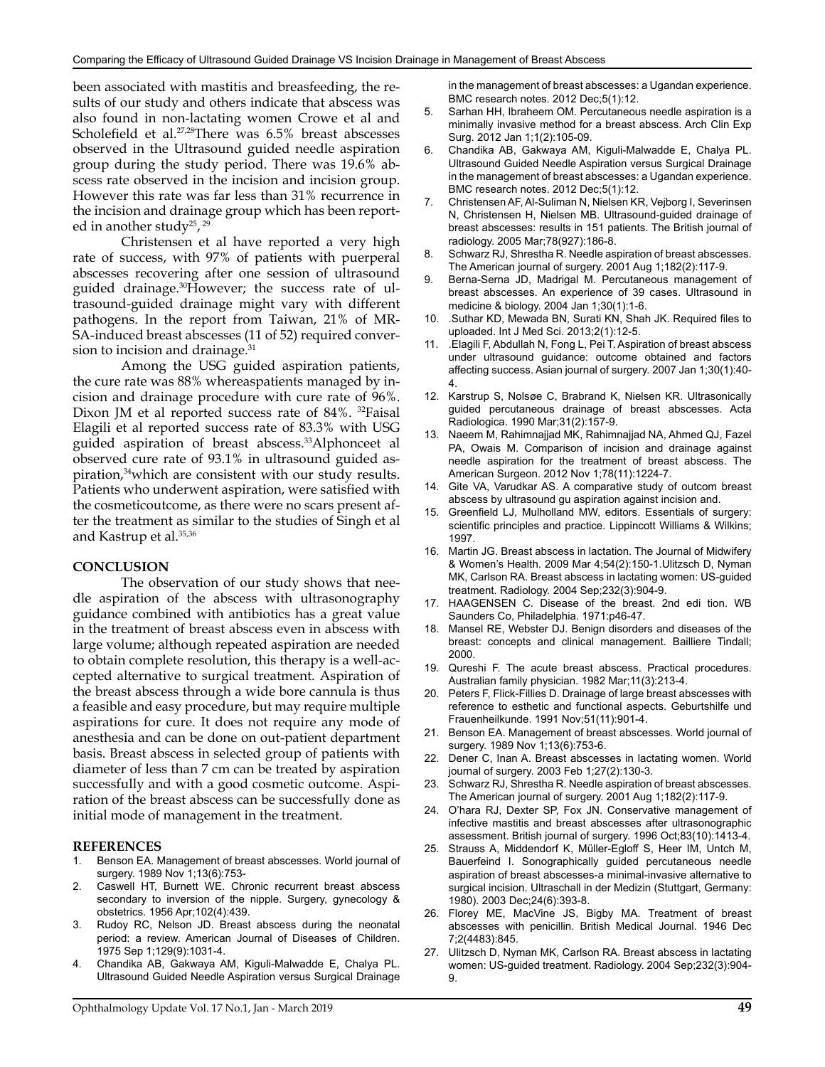been associated with mastitis and breasfeeding, the results of our study and others indicate that abscess was also found in non-lactating women Crowe et al and Scholefield et al.[27,28]There was 6.5% breast abscesses observed in the Ultrasound guided needle aspiration group during the study period. There was 19.6% abscess rate observed in the incision and incision group. However this rate was far less than 31% recurrence in the incision and drainage group which has been reported in another study[25], [29]

Christensen et al have reported a very high rate of success, with 97% of patients with puerperal abscesses recovering after one session of ultrasound guided drainage.[30]However; the success rate of ultrasound-guided drainage might vary with different pathogens. In the report from Taiwan, 21% of MRSA-induced breast abscesses (11 of 52) required conversion to incision and drainage.[31]

Among the USG guided aspiration patients, the cure rate was 88% whereaspatients managed by incision and drainage procedure with cure rate of 96%. Dixon JM et al reported success rate of 84%. [32]Faisal Elagili et al reported success rate of 83.3% with USG guided aspiration of breast abscess.[33]Alphonceet al observed cure rate of 93.1% in ultrasound guided aspiration,[34]which are consistent with our study results. Patients who underwent aspiration, were satisfied with the cosmeticoutcome, as there were no scars present after the treatment as similar to the studies of Singh et al and Kastrup et al.[35,36]

## CONCLUSION

The observation of our study shows that needle aspiration of the abscess with ultrasonography guidance combined with antibiotics has a great value in the treatment of breast abscess even in abscess with large volume; although repeated aspiration are needed to obtain complete resolution, this therapy is a well-accepted alternative to surgical treatment. Aspiration of the breast abscess through a wide bore cannula is thus a feasible and easy procedure, but may require multiple aspirations for cure. It does not require any mode of anesthesia and can be done on out-patient department basis. Breast abscess in selected group of patients with diameter of less than 7 cm can be treated by aspiration successfully and with a good cosmetic outcome. Aspiration of the breast abscess can be successfully done as initial mode of management in the treatment.

## REFERENCES

1. Benson EA. Management of breast abscesses. World journal of surgery. 1989 Nov 1;13(6):753-
2. Caswell HT, Burnett WE. Chronic recurrent breast abscess secondary to inversion of the nipple. Surgery, gynecology & obstetrics. 1956 Apr;102(4):439.
3. Rudoy RC, Nelson JD. Breast abscess during the neonatal period: a review. American Journal of Diseases of Children. 1975 Sep 1;129(9):1031-4.
4. Chandika AB, Gakwaya AM, Kiguli-Malwadde E, Chalya PL. Ultrasound Guided Needle Aspiration versus Surgical Drainage in the management of breast abscesses: a Ugandan experience. BMC research notes. 2012 Dec;5(1):12.
5. Sarhan HH, Ibraheem OM. Percutaneous needle aspiration is a minimally invasive method for a breast abscess. Arch Clin Exp Surg. 2012 Jan 1;1(2):105-09.
6. Chandika AB, Gakwaya AM, Kiguli-Malwadde E, Chalya PL. Ultrasound Guided Needle Aspiration versus Surgical Drainage in the management of breast abscesses: a Ugandan experience. BMC research notes. 2012 Dec;5(1):12.
7. Christensen AF, Al-Suliman N, Nielsen KR, Vejborg I, Severinsen N, Christensen H, Nielsen MB. Ultrasound-guided drainage of breast abscesses: results in 151 patients. The British journal of radiology. 2005 Mar;78(927):186-8.
8. Schwarz RJ, Shrestha R. Needle aspiration of breast abscesses. The American journal of surgery. 2001 Aug 1;182(2):117-9.
9. Berna-Serna JD, Madrigal M. Percutaneous management of breast abscesses. An experience of 39 cases. Ultrasound in medicine & biology. 2004 Jan 1;30(1):1-6.
10. .Suthar KD, Mewada BN, Surati KN, Shah JK. Required files to uploaded. Int J Med Sci. 2013;2(1):12-5.
11. .Elagili F, Abdullah N, Fong L, Pei T. Aspiration of breast abscess under ultrasound guidance: outcome obtained and factors affecting success. Asian journal of surgery. 2007 Jan 1;30(1):40-4.
12. Karstrup S, Nolsøe C, Brabrand K, Nielsen KR. Ultrasonically guided percutaneous drainage of breast abscesses. Acta Radiologica. 1990 Mar;31(2):157-9.
13. Naeem M, Rahimnajjad MK, Rahimnajjad NA, Ahmed QJ, Fazel PA, Owais M. Comparison of incision and drainage against needle aspiration for the treatment of breast abscess. The American Surgeon. 2012 Nov 1;78(11):1224-7.
14. Gite VA, Varudkar AS. A comparative study of outcom breast abscess by ultrasound gu aspiration against incision and.
15. Greenfield LJ, Mulholland MW, editors. Essentials of surgery: scientific principles and practice. Lippincott Williams & Wilkins; 1997.
16. Martin JG. Breast abscess in lactation. The Journal of Midwifery & Women's Health. 2009 Mar 4;54(2):150-1.Ulitzsch D, Nyman MK, Carlson RA. Breast abscess in lactating women: US-guided treatment. Radiology. 2004 Sep;232(3):904-9.
17. HAAGENSEN C. Disease of the breast. 2nd edi tion. WB Saunders Co, Philadelphia. 1971:p46-47.
18. Mansel RE, Webster DJ. Benign disorders and diseases of the breast: concepts and clinical management. Bailliere Tindall; 2000.
19. Qureshi F. The acute breast abscess. Practical procedures. Australian family physician. 1982 Mar;11(3):213-4.
20. Peters F, Flick-Fillies D. Drainage of large breast abscesses with reference to esthetic and functional aspects. Geburtshilfe und Frauenheilkunde. 1991 Nov;51(11):901-4.
21. Benson EA. Management of breast abscesses. World journal of surgery. 1989 Nov 1;13(6):753-6.
22. Dener C, Inan A. Breast abscesses in lactating women. World journal of surgery. 2003 Feb 1;27(2):130-3.
23. Schwarz RJ, Shrestha R. Needle aspiration of breast abscesses. The American journal of surgery. 2001 Aug 1;182(2):117-9.
24. O'hara RJ, Dexter SP, Fox JN. Conservative management of infective mastitis and breast abscesses after ultrasonographic assessment. British journal of surgery. 1996 Oct;83(10):1413-4.
25. Strauss A, Middendorf K, Müller-Egloff S, Heer IM, Untch M, Bauerfeind I. Sonographically guided percutaneous needle aspiration of breast abscesses-a minimal-invasive alternative to surgical incision. Ultraschall in der Medizin (Stuttgart, Germany: 1980). 2003 Dec;24(6):393-8.
26. Florey ME, MacVine JS, Bigby MA. Treatment of breast abscesses with penicillin. British Medical Journal. 1946 Dec 7;2(4483):845.
27. Ulitzsch D, Nyman MK, Carlson RA. Breast abscess in lactating women: US-guided treatment. Radiology. 2004 Sep;232(3):904-9.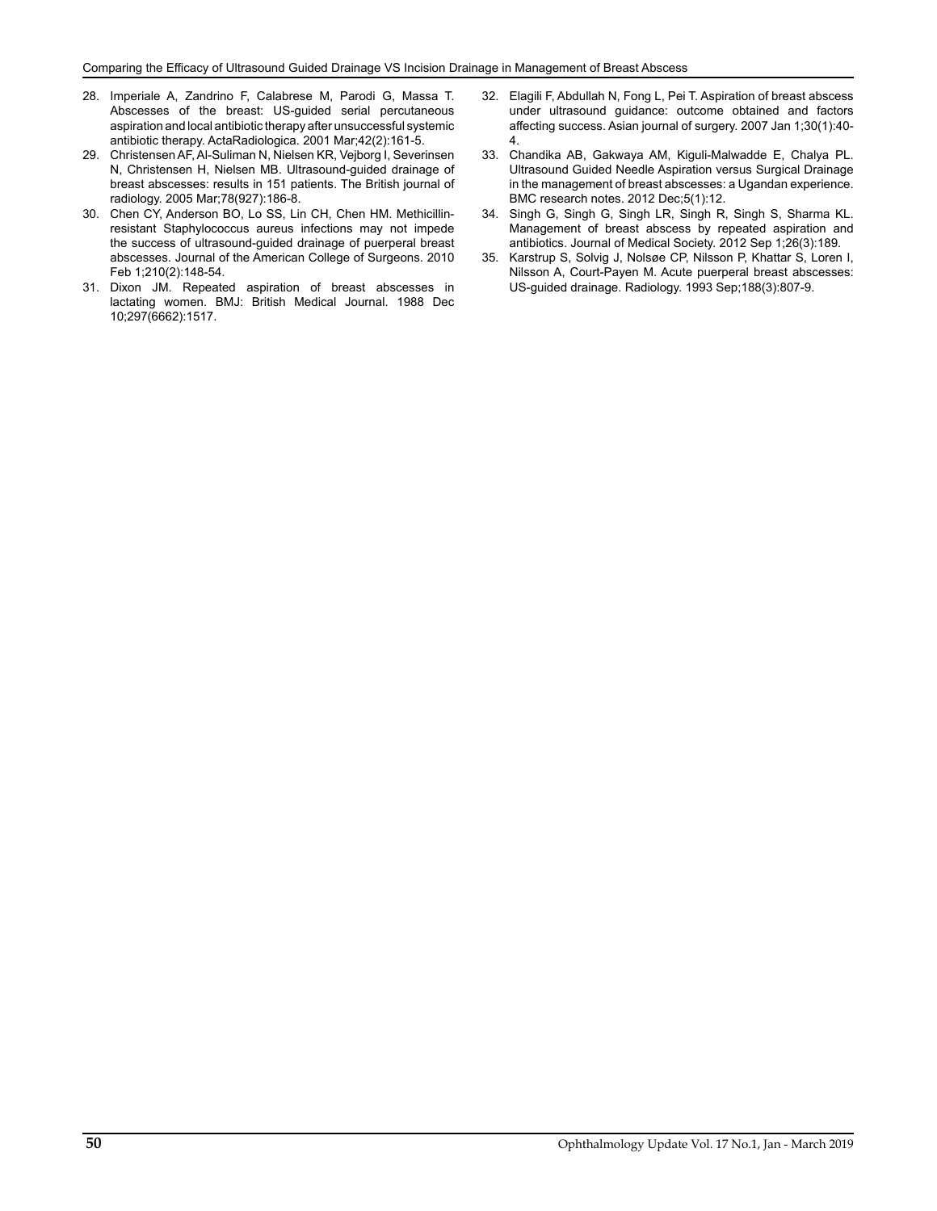28. Imperiale A, Zandrino F, Calabrese M, Parodi G, Massa T. Abscesses of the breast: US-guided serial percutaneous aspiration and local antibiotic therapy after unsuccessful systemic antibiotic therapy. ActaRadiologica. 2001 Mar;42(2):161-5.
29. Christensen AF, Al-Suliman N, Nielsen KR, Vejborg I, Severinsen N, Christensen H, Nielsen MB. Ultrasound-guided drainage of breast abscesses: results in 151 patients. The British journal of radiology. 2005 Mar;78(927):186-8.
30. Chen CY, Anderson BO, Lo SS, Lin CH, Chen HM. Methicillin-resistant Staphylococcus aureus infections may not impede the success of ultrasound-guided drainage of puerperal breast abscesses. Journal of the American College of Surgeons. 2010 Feb 1;210(2):148-54.
31. Dixon JM. Repeated aspiration of breast abscesses in lactating women. BMJ: British Medical Journal. 1988 Dec 10;297(6662):1517.
32. Elagili F, Abdullah N, Fong L, Pei T. Aspiration of breast abscess under ultrasound guidance: outcome obtained and factors affecting success. Asian journal of surgery. 2007 Jan 1;30(1):40-4.
33. Chandika AB, Gakwaya AM, Kiguli-Malwadde E, Chalya PL. Ultrasound Guided Needle Aspiration versus Surgical Drainage in the management of breast abscesses: a Ugandan experience. BMC research notes. 2012 Dec;5(1):12.
34. Singh G, Singh G, Singh LR, Singh R, Singh S, Sharma KL. Management of breast abscess by repeated aspiration and antibiotics. Journal of Medical Society. 2012 Sep 1;26(3):189.
35. Karstrup S, Solvig J, Nolsøe CP, Nilsson P, Khattar S, Loren I, Nilsson A, Court-Payen M. Acute puerperal breast abscesses: US-guided drainage. Radiology. 1993 Sep;188(3):807-9.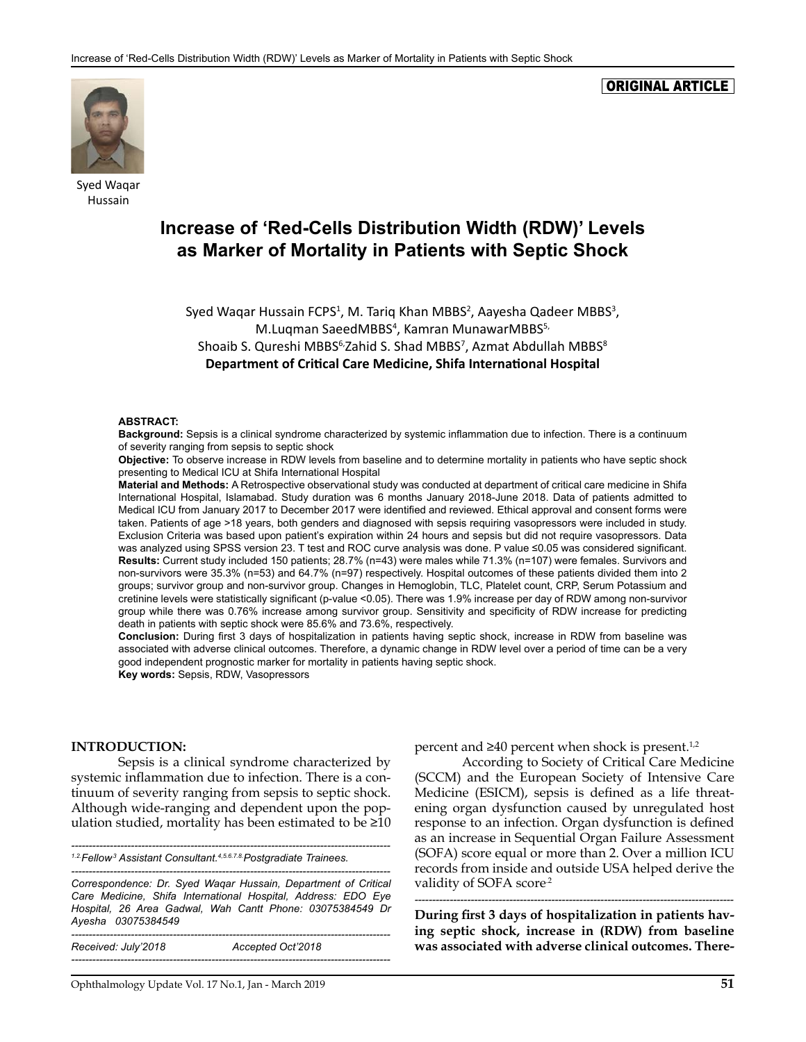ORIGINAL ARTICLE

Syed Waqar Hussain

# Increase of 'Red-Cells Distribution Width (RDW)' Levels as Marker of Mortality in Patients with Septic Shock

Syed Waqar Hussain FCPS[1], M. Tariq Khan MBBS[2], Aayesha Qadeer MBBS[3], M.Luqman SaeedMBBS[4], Kamran MunawarMBBS[5,] Shoaib S. Qureshi MBBS[6,]Zahid S. Shad MBBS[7], Azmat Abdullah MBBS[8]

**Department of Critical Care Medicine, Shifa International Hospital**

**ABSTRACT:**

**Background:** Sepsis is a clinical syndrome characterized by systemic inflammation due to infection. There is a continuum of severity ranging from sepsis to septic shock

**Objective:** To observe increase in RDW levels from baseline and to determine mortality in patients who have septic shock presenting to Medical ICU at Shifa International Hospital

**Material and Methods:** A Retrospective observational study was conducted at department of critical care medicine in Shifa International Hospital, Islamabad. Study duration was 6 months January 2018-June 2018. Data of patients admitted to Medical ICU from January 2017 to December 2017 were identified and reviewed. Ethical approval and consent forms were taken. Patients of age >18 years, both genders and diagnosed with sepsis requiring vasopressors were included in study. Exclusion Criteria was based upon patient's expiration within 24 hours and sepsis but did not require vasopressors. Data was analyzed using SPSS version 23. T test and ROC curve analysis was done. P value ≤0.05 was considered significant.

**Results:** Current study included 150 patients; 28.7% (n=43) were males while 71.3% (n=107) were females. Survivors and non-survivors were 35.3% (n=53) and 64.7% (n=97) respectively. Hospital outcomes of these patients divided them into 2 groups; survivor group and non-survivor group. Changes in Hemoglobin, TLC, Platelet count, CRP, Serum Potassium and cretinine levels were statistically significant (p-value <0.05). There was 1.9% increase per day of RDW among non-survivor group while there was 0.76% increase among survivor group. Sensitivity and specificity of RDW increase for predicting death in patients with septic shock were 85.6% and 73.6%, respectively.

**Conclusion:** During first 3 days of hospitalization in patients having septic shock, increase in RDW from baseline was associated with adverse clinical outcomes. Therefore, a dynamic change in RDW level over a period of time can be a very good independent prognostic marker for mortality in patients having septic shock.

**Key words:** Sepsis, RDW, Vasopressors

## INTRODUCTION:

Sepsis is a clinical syndrome characterized by systemic inflammation due to infection. There is a continuum of severity ranging from sepsis to septic shock. Although wide-ranging and dependent upon the population studied, mortality has been estimated to be ≥10 percent and ≥40 percent when shock is present.[1,2]

According to Society of Critical Care Medicine (SCCM) and the European Society of Intensive Care Medicine (ESICM), sepsis is defined as a life threatening organ dysfunction caused by unregulated host response to an infection. Organ dysfunction is defined as an increase in Sequential Organ Failure Assessment (SOFA) score equal or more than 2. Over a million ICU records from inside and outside USA helped derive the validity of SOFA score.[2]

**During first 3 days of hospitalization in patients having septic shock, increase in (RDW) from baseline was associated with adverse clinical outcomes. There-**

*[1,2]Fellow [3] Assistant Consultant.[4,5,6,7,8]Postgraduate Trainees.*

*Correspondence: Dr. Syed Waqar Hussain, Department of Critical Care Medicine, Shifa International Hospital, Address: EDO Eye Hospital, 26 Area Gadwal, Wah Cantt Phone: 03075384549 Dr Ayesha 03075384549*

*Received: July'2018 Accepted Oct'2018*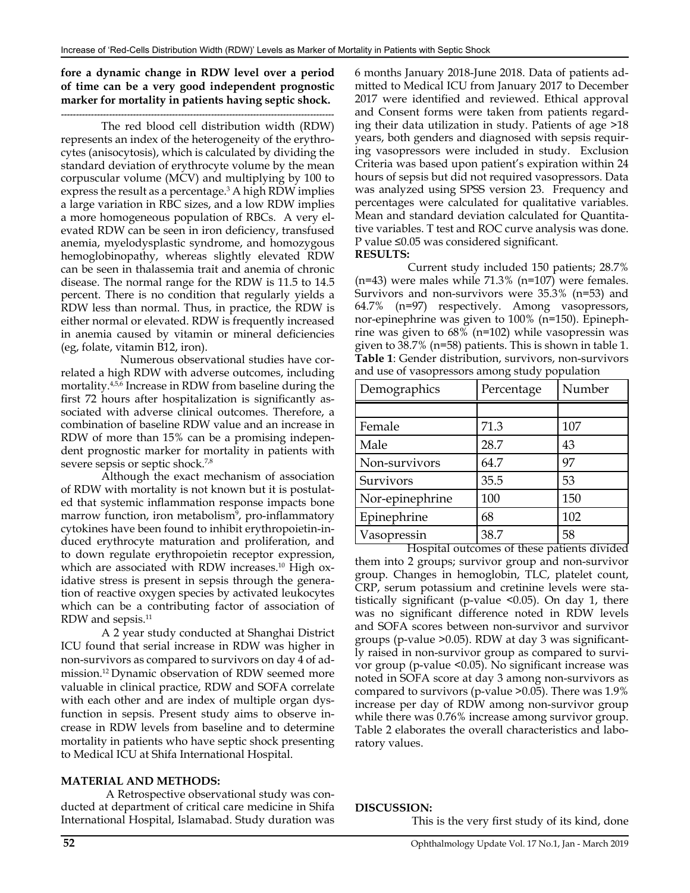**fore a dynamic change in RDW level over a period of time can be a very good independent prognostic marker for mortality in patients having septic shock.**

---

The red blood cell distribution width (RDW) represents an index of the heterogeneity of the erythrocytes (anisocytosis), which is calculated by dividing the standard deviation of erythrocyte volume by the mean corpuscular volume (MCV) and multiplying by 100 to express the result as a percentage.[3] A high RDW implies a large variation in RBC sizes, and a low RDW implies a more homogeneous population of RBCs. A very elevated RDW can be seen in iron deficiency, transfused anemia, myelodysplastic syndrome, and homozygous hemoglobinopathy, whereas slightly elevated RDW can be seen in thalassemia trait and anemia of chronic disease. The normal range for the RDW is 11.5 to 14.5 percent. There is no condition that regularly yields a RDW less than normal. Thus, in practice, the RDW is either normal or elevated. RDW is frequently increased in anemia caused by vitamin or mineral deficiencies (eg, folate, vitamin B12, iron).

Numerous observational studies have correlated a high RDW with adverse outcomes, including mortality.[4,5,6] Increase in RDW from baseline during the first 72 hours after hospitalization is significantly associated with adverse clinical outcomes. Therefore, a combination of baseline RDW value and an increase in RDW of more than 15% can be a promising independent prognostic marker for mortality in patients with severe sepsis or septic shock.[7,8]

Although the exact mechanism of association of RDW with mortality is not known but it is postulated that systemic inflammation response impacts bone marrow function, iron metabolism[9], pro-inflammatory cytokines have been found to inhibit erythropoietin-induced erythrocyte maturation and proliferation, and to down regulate erythropoietin receptor expression, which are associated with RDW increases.[10] High oxidative stress is present in sepsis through the generation of reactive oxygen species by activated leukocytes which can be a contributing factor of association of RDW and sepsis.[11]

A 2 year study conducted at Shanghai District ICU found that serial increase in RDW was higher in non-survivors as compared to survivors on day 4 of admission.[12] Dynamic observation of RDW seemed more valuable in clinical practice, RDW and SOFA correlate with each other and are index of multiple organ dysfunction in sepsis. Present study aims to observe increase in RDW levels from baseline and to determine mortality in patients who have septic shock presenting to Medical ICU at Shifa International Hospital.

## MATERIAL AND METHODS:

A Retrospective observational study was conducted at department of critical care medicine in Shifa International Hospital, Islamabad. Study duration was 6 months January 2018-June 2018. Data of patients admitted to Medical ICU from January 2017 to December 2017 were identified and reviewed. Ethical approval and Consent forms were taken from patients regarding their data utilization in study. Patients of age >18 years, both genders and diagnosed with sepsis requiring vasopressors were included in study. Exclusion Criteria was based upon patient's expiration within 24 hours of sepsis but did not required vasopressors. Data was analyzed using SPSS version 23. Frequency and percentages were calculated for qualitative variables. Mean and standard deviation calculated for Quantitative variables. T test and ROC curve analysis was done. P value ≤0.05 was considered significant.

## RESULTS:

Current study included 150 patients; 28.7% (n=43) were males while 71.3% (n=107) were females. Survivors and non-survivors were 35.3% (n=53) and 64.7% (n=97) respectively. Among vasopressors, nor-epinephrine was given to 100% (n=150). Epinephrine was given to 68% (n=102) while vasopressin was given to 38.7% (n=58) patients. This is shown in table 1.

**Table 1**: Gender distribution, survivors, non-survivors and use of vasopressors among study population

| Demographics | Percentage | Number |
|---|---|---|
| | | |
| Female | 71.3 | 107 |
| Male | 28.7 | 43 |
| Non-survivors | 64.7 | 97 |
| Survivors | 35.5 | 53 |
| Nor-epinephrine | 100 | 150 |
| Epinephrine | 68 | 102 |
| Vasopressin | 38.7 | 58 |

Hospital outcomes of these patients divided them into 2 groups; survivor group and non-survivor group. Changes in hemoglobin, TLC, platelet count, CRP, serum potassium and cretinine levels were statistically significant (p-value <0.05). On day 1, there was no significant difference noted in RDW levels and SOFA scores between non-survivor and survivor groups (p-value >0.05). RDW at day 3 was significantly raised in non-survivor group as compared to survivor group (p-value <0.05). No significant increase was noted in SOFA score at day 3 among non-survivors as compared to survivors (p-value >0.05). There was 1.9% increase per day of RDW among non-survivor group while there was 0.76% increase among survivor group. Table 2 elaborates the overall characteristics and laboratory values.

## DISCUSSION:

This is the very first study of its kind, done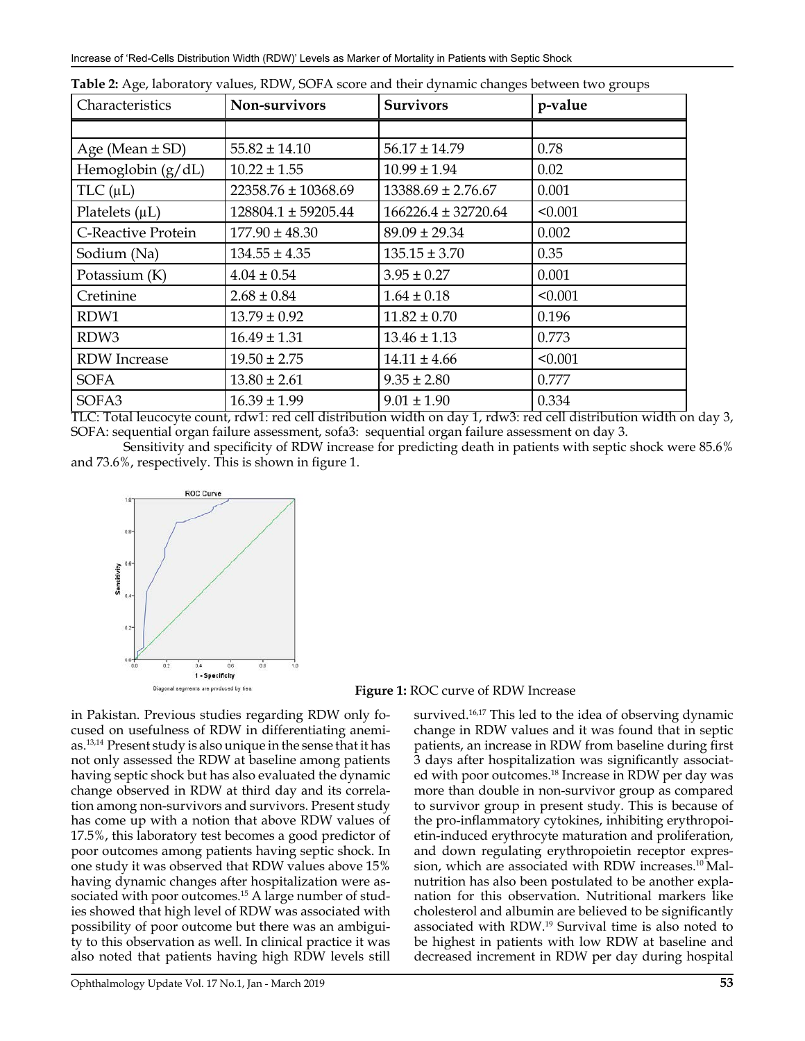**Table 2:** Age, laboratory values, RDW, SOFA score and their dynamic changes between two groups

| Characteristics | Non-survivors | Survivors | p-value |
|---|---|---|---|
| | | | |
| Age (Mean ± SD) | 55.82 ± 14.10 | 56.17 ± 14.79 | 0.78 |
| Hemoglobin (g/dL) | 10.22 ± 1.55 | 10.99 ± 1.94 | 0.02 |
| TLC (µL) | 22358.76 ± 10368.69 | 13388.69 ± 2.76.67 | 0.001 |
| Platelets (µL) | 128804.1 ± 59205.44 | 166226.4 ± 32720.64 | <0.001 |
| C-Reactive Protein | 177.90 ± 48.30 | 89.09 ± 29.34 | 0.002 |
| Sodium (Na) | 134.55 ± 4.35 | 135.15 ± 3.70 | 0.35 |
| Potassium (K) | 4.04 ± 0.54 | 3.95 ± 0.27 | 0.001 |
| Cretinine | 2.68 ± 0.84 | 1.64 ± 0.18 | <0.001 |
| RDW1 | 13.79 ± 0.92 | 11.82 ± 0.70 | 0.196 |
| RDW3 | 16.49 ± 1.31 | 13.46 ± 1.13 | 0.773 |
| RDW Increase | 19.50 ± 2.75 | 14.11 ± 4.66 | <0.001 |
| SOFA | 13.80 ± 2.61 | 9.35 ± 2.80 | 0.777 |
| SOFA3 | 16.39 ± 1.99 | 9.01 ± 1.90 | 0.334 |

TLC: Total leucocyte count, rdw1: red cell distribution width on day 1, rdw3: red cell distribution width on day 3, SOFA: sequential organ failure assessment, sofa3: sequential organ failure assessment on day 3.

Sensitivity and specificity of RDW increase for predicting death in patients with septic shock were 85.6% and 73.6%, respectively. This is shown in figure 1.

**Figure 1:** ROC curve of RDW Increase

in Pakistan. Previous studies regarding RDW only focused on usefulness of RDW in differentiating anemias.[13,14] Present study is also unique in the sense that it has not only assessed the RDW at baseline among patients having septic shock but has also evaluated the dynamic change observed in RDW at third day and its correlation among non-survivors and survivors. Present study has come up with a notion that above RDW values of 17.5%, this laboratory test becomes a good predictor of poor outcomes among patients having septic shock. In one study it was observed that RDW values above 15% having dynamic changes after hospitalization were associated with poor outcomes.[15] A large number of studies showed that high level of RDW was associated with possibility of poor outcome but there was an ambiguity to this observation as well. In clinical practice it was also noted that patients having high RDW levels still survived.[16,17] This led to the idea of observing dynamic change in RDW values and it was found that in septic patients, an increase in RDW from baseline during first 3 days after hospitalization was significantly associated with poor outcomes.[18] Increase in RDW per day was more than double in non-survivor group as compared to survivor group in present study. This is because of the pro-inflammatory cytokines, inhibiting erythropoietin-induced erythrocyte maturation and proliferation, and down regulating erythropoietin receptor expression, which are associated with RDW increases.[10] Malnutrition has also been postulated to be another explanation for this observation. Nutritional markers like cholesterol and albumin are believed to be significantly associated with RDW.[19] Survival time is also noted to be highest in patients with low RDW at baseline and decreased increment in RDW per day during hospital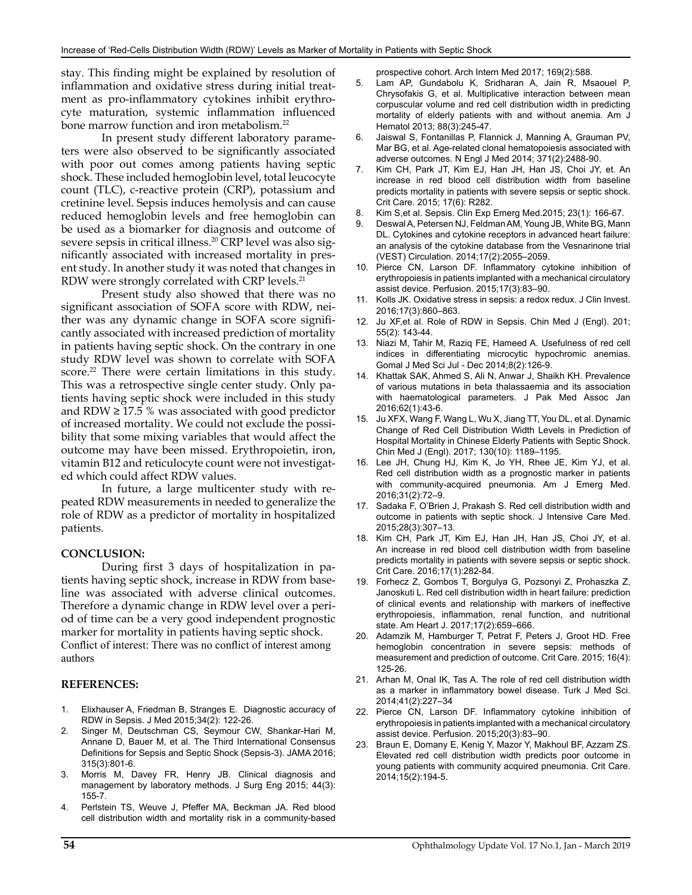stay. This finding might be explained by resolution of inflammation and oxidative stress during initial treatment as pro-inflammatory cytokines inhibit erythrocyte maturation, systemic inflammation influenced bone marrow function and iron metabolism.[22]

In present study different laboratory parameters were also observed to be significantly associated with poor out comes among patients having septic shock. These included hemoglobin level, total leucocyte count (TLC), c-reactive protein (CRP), potassium and cretinine level. Sepsis induces hemolysis and can cause reduced hemoglobin levels and free hemoglobin can be used as a biomarker for diagnosis and outcome of severe sepsis in critical illness.[20] CRP level was also significantly associated with increased mortality in present study. In another study it was noted that changes in RDW were strongly correlated with CRP levels.[21]

Present study also showed that there was no significant association of SOFA score with RDW, neither was any dynamic change in SOFA score significantly associated with increased prediction of mortality in patients having septic shock. On the contrary in one study RDW level was shown to correlate with SOFA score.[22] There were certain limitations in this study. This was a retrospective single center study. Only patients having septic shock were included in this study and RDW ≥ 17.5 % was associated with good predictor of increased mortality. We could not exclude the possibility that some mixing variables that would affect the outcome may have been missed. Erythropoietin, iron, vitamin B12 and reticulocyte count were not investigated which could affect RDW values.

In future, a large multicenter study with repeated RDW measurements in needed to generalize the role of RDW as a predictor of mortality in hospitalized patients.

## CONCLUSION:

During first 3 days of hospitalization in patients having septic shock, increase in RDW from baseline was associated with adverse clinical outcomes. Therefore a dynamic change in RDW level over a period of time can be a very good independent prognostic marker for mortality in patients having septic shock.

Conflict of interest: There was no conflict of interest among authors

## REFERENCES:

1. Elixhauser A, Friedman B, Stranges E. Diagnostic accuracy of RDW in Sepsis. J Med 2015;34(2): 122-26.
2. Singer M, Deutschman CS, Seymour CW, Shankar-Hari M, Annane D, Bauer M, et al. The Third International Consensus Definitions for Sepsis and Septic Shock (Sepsis-3). JAMA 2016; 315(3):801-6.
3. Morris M, Davey FR, Henry JB. Clinical diagnosis and management by laboratory methods. J Surg Eng 2015; 44(3): 155-7.
4. Perlstein TS, Weuve J, Pfeffer MA, Beckman JA. Red blood cell distribution width and mortality risk in a community-based prospective cohort. Arch Intern Med 2017; 169(2):588.
5. Lam AP, Gundabolu K, Sridharan A, Jain R, Msaouel P, Chrysofakis G, et al. Multiplicative interaction between mean corpuscular volume and red cell distribution width in predicting mortality of elderly patients with and without anemia. Am J Hematol 2013; 88(3):245-47.
6. Jaiswal S, Fontanillas P, Flannick J, Manning A, Grauman PV, Mar BG, et al. Age-related clonal hematopoiesis associated with adverse outcomes. N Engl J Med 2014; 371(2):2488-90.
7. Kim CH, Park JT, Kim EJ, Han JH, Han JS, Choi JY, et. An increase in red blood cell distribution width from baseline predicts mortality in patients with severe sepsis or septic shock. Crit Care. 2015; 17(6): R282.
8. Kim S,et al. Sepsis. Clin Exp Emerg Med.2015; 23(1): 166-67.
9. Deswal A, Petersen NJ, Feldman AM, Young JB, White BG, Mann DL. Cytokines and cytokine receptors in advanced heart failure: an analysis of the cytokine database from the Vesnarinone trial (VEST) Circulation. 2014;17(2):2055–2059.
10. Pierce CN, Larson DF. Inflammatory cytokine inhibition of erythropoiesis in patients implanted with a mechanical circulatory assist device. Perfusion. 2015;17(3):83–90.
11. Kolls JK. Oxidative stress in sepsis: a redox redux. J Clin Invest. 2016;17(3):860–863.
12. Ju XF,et al. Role of RDW in Sepsis. Chin Med J (Engl). 201; 55(2): 143-44.
13. Niazi M, Tahir M, Raziq FE, Hameed A. Usefulness of red cell indices in differentiating microcytic hypochromic anemias. Gomal J Med Sci Jul - Dec 2014;8(2):126-9.
14. Khattak SAK, Ahmed S, Ali N, Anwar J, Shaikh KH. Prevalence of various mutations in beta thalassaemia and its association with haematological parameters. J Pak Med Assoc Jan 2016;62(1):43-6.
15. Ju XFX, Wang F, Wang L, Wu X, Jiang TT, You DL, et al. Dynamic Change of Red Cell Distribution Width Levels in Prediction of Hospital Mortality in Chinese Elderly Patients with Septic Shock. Chin Med J (Engl). 2017; 130(10): 1189–1195.
16. Lee JH, Chung HJ, Kim K, Jo YH, Rhee JE, Kim YJ, et al. Red cell distribution width as a prognostic marker in patients with community-acquired pneumonia. Am J Emerg Med. 2016;31(2):72–9.
17. Sadaka F, O'Brien J, Prakash S. Red cell distribution width and outcome in patients with septic shock. J Intensive Care Med. 2015;28(3):307–13.
18. Kim CH, Park JT, Kim EJ, Han JH, Han JS, Choi JY, et al. An increase in red blood cell distribution width from baseline predicts mortality in patients with severe sepsis or septic shock. Crit Care. 2016;17(1):282-84.
19. Forhecz Z, Gombos T, Borgulya G, Pozsonyi Z, Prohaszka Z, Janoskuti L. Red cell distribution width in heart failure: prediction of clinical events and relationship with markers of ineffective erythropoiesis, inflammation, renal function, and nutritional state. Am Heart J. 2017;17(2):659–666.
20. Adamzik M, Hamburger T, Petrat F, Peters J, Groot HD. Free hemoglobin concentration in severe sepsis: methods of measurement and prediction of outcome. Crit Care. 2015; 16(4): 125-26.
21. Arhan M, Onal IK, Tas A. The role of red cell distribution width as a marker in inflammatory bowel disease. Turk J Med Sci. 2014;41(2):227–34
22. Pierce CN, Larson DF. Inflammatory cytokine inhibition of erythropoiesis in patients implanted with a mechanical circulatory assist device. Perfusion. 2015;20(3):83–90.
23. Braun E, Domany E, Kenig Y, Mazor Y, Makhoul BF, Azzam ZS. Elevated red cell distribution width predicts poor outcome in young patients with community acquired pneumonia. Crit Care. 2014;15(2):194-5.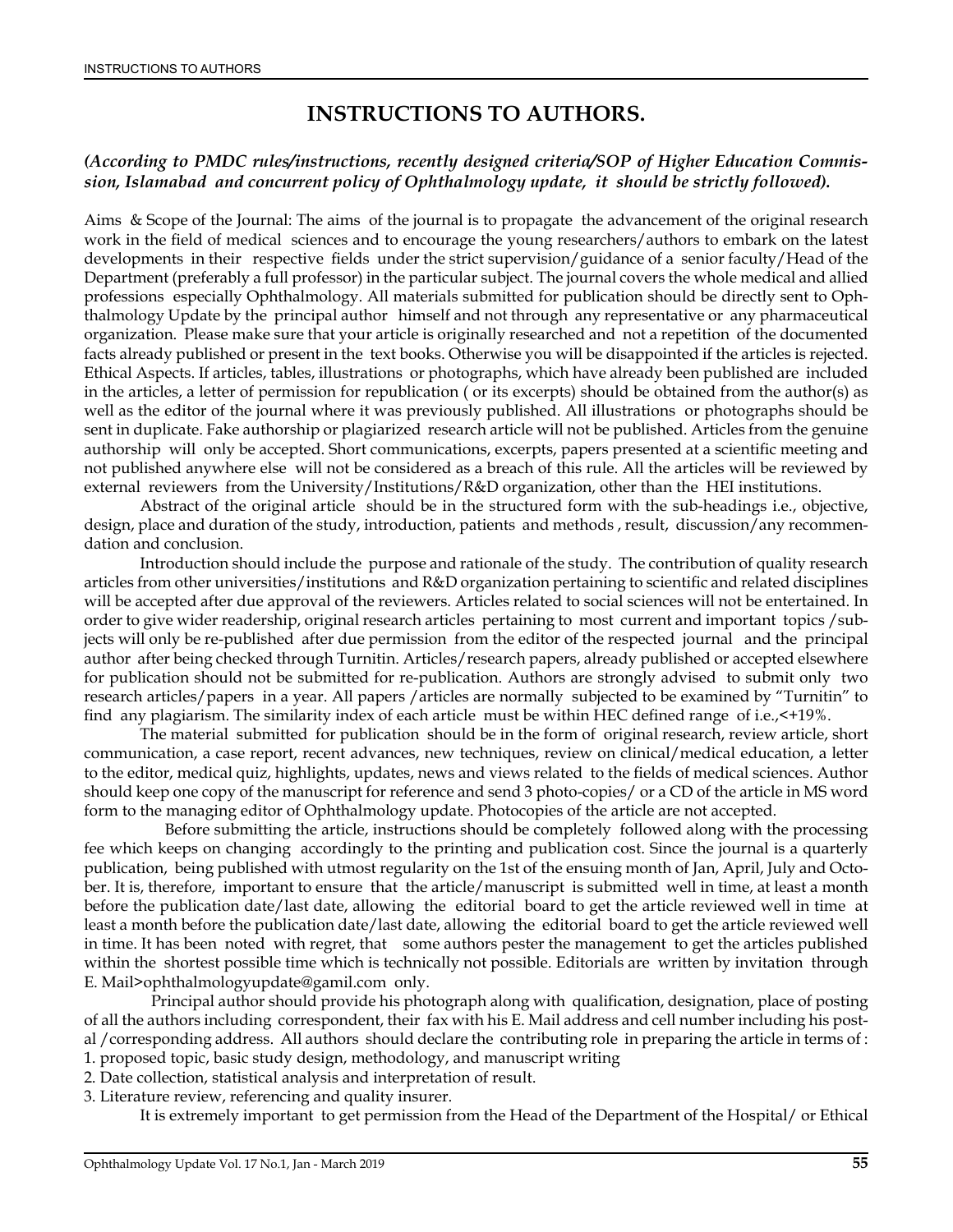# INSTRUCTIONS TO AUTHORS.

***(According to PMDC rules/instructions, recently designed criteria/SOP of Higher Education Commission, Islamabad and concurrent policy of Ophthalmology update, it should be strictly followed).***

Aims & Scope of the Journal: The aims of the journal is to propagate the advancement of the original research work in the field of medical sciences and to encourage the young researchers/authors to embark on the latest developments in their respective fields under the strict supervision/guidance of a senior faculty/Head of the Department (preferably a full professor) in the particular subject. The journal covers the whole medical and allied professions especially Ophthalmology. All materials submitted for publication should be directly sent to Ophthalmology Update by the principal author himself and not through any representative or any pharmaceutical organization. Please make sure that your article is originally researched and not a repetition of the documented facts already published or present in the text books. Otherwise you will be disappointed if the articles is rejected. Ethical Aspects. If articles, tables, illustrations or photographs, which have already been published are included in the articles, a letter of permission for republication ( or its excerpts) should be obtained from the author(s) as well as the editor of the journal where it was previously published. All illustrations or photographs should be sent in duplicate. Fake authorship or plagiarized research article will not be published. Articles from the genuine authorship will only be accepted. Short communications, excerpts, papers presented at a scientific meeting and not published anywhere else will not be considered as a breach of this rule. All the articles will be reviewed by external reviewers from the University/Institutions/R&D organization, other than the HEI institutions.

Abstract of the original article should be in the structured form with the sub-headings i.e., objective, design, place and duration of the study, introduction, patients and methods , result, discussion/any recommendation and conclusion.

Introduction should include the purpose and rationale of the study. The contribution of quality research articles from other universities/institutions and R&D organization pertaining to scientific and related disciplines will be accepted after due approval of the reviewers. Articles related to social sciences will not be entertained. In order to give wider readership, original research articles pertaining to most current and important topics /subjects will only be re-published after due permission from the editor of the respected journal and the principal author after being checked through Turnitin. Articles/research papers, already published or accepted elsewhere for publication should not be submitted for re-publication. Authors are strongly advised to submit only two research articles/papers in a year. All papers /articles are normally subjected to be examined by "Turnitin" to find any plagiarism. The similarity index of each article must be within HEC defined range of i.e.,<+19%.

The material submitted for publication should be in the form of original research, review article, short communication, a case report, recent advances, new techniques, review on clinical/medical education, a letter to the editor, medical quiz, highlights, updates, news and views related to the fields of medical sciences. Author should keep one copy of the manuscript for reference and send 3 photo-copies/ or a CD of the article in MS word form to the managing editor of Ophthalmology update. Photocopies of the article are not accepted.

Before submitting the article, instructions should be completely followed along with the processing fee which keeps on changing accordingly to the printing and publication cost. Since the journal is a quarterly publication, being published with utmost regularity on the 1st of the ensuing month of Jan, April, July and October. It is, therefore, important to ensure that the article/manuscript is submitted well in time, at least a month before the publication date/last date, allowing the editorial board to get the article reviewed well in time at least a month before the publication date/last date, allowing the editorial board to get the article reviewed well in time. It has been noted with regret, that some authors pester the management to get the articles published within the shortest possible time which is technically not possible. Editorials are written by invitation through E. Mail>ophthalmologyupdate@gamil.com only.

Principal author should provide his photograph along with qualification, designation, place of posting of all the authors including correspondent, their fax with his E. Mail address and cell number including his postal /corresponding address. All authors should declare the contributing role in preparing the article in terms of :

1. proposed topic, basic study design, methodology, and manuscript writing
2. Date collection, statistical analysis and interpretation of result.
3. Literature review, referencing and quality insurer.

It is extremely important to get permission from the Head of the Department of the Hospital/ or Ethical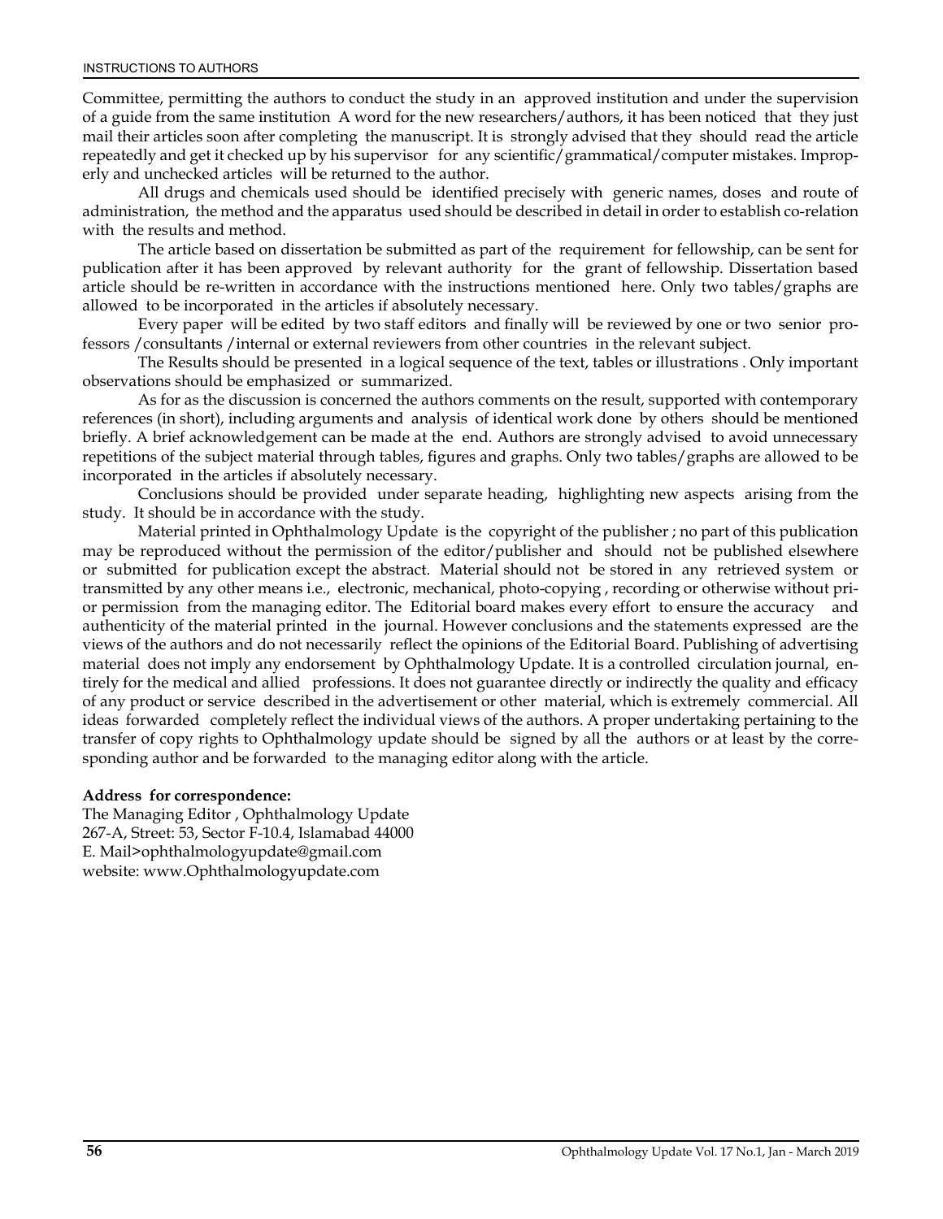Committee, permitting the authors to conduct the study in an approved institution and under the supervision of a guide from the same institution A word for the new researchers/authors, it has been noticed that they just mail their articles soon after completing the manuscript. It is strongly advised that they should read the article repeatedly and get it checked up by his supervisor for any scientific/grammatical/computer mistakes. Improperly and unchecked articles will be returned to the author.

All drugs and chemicals used should be identified precisely with generic names, doses and route of administration, the method and the apparatus used should be described in detail in order to establish co-relation with the results and method.

The article based on dissertation be submitted as part of the requirement for fellowship, can be sent for publication after it has been approved by relevant authority for the grant of fellowship. Dissertation based article should be re-written in accordance with the instructions mentioned here. Only two tables/graphs are allowed to be incorporated in the articles if absolutely necessary.

Every paper will be edited by two staff editors and finally will be reviewed by one or two senior professors /consultants /internal or external reviewers from other countries in the relevant subject.

The Results should be presented in a logical sequence of the text, tables or illustrations . Only important observations should be emphasized or summarized.

As for as the discussion is concerned the authors comments on the result, supported with contemporary references (in short), including arguments and analysis of identical work done by others should be mentioned briefly. A brief acknowledgement can be made at the end. Authors are strongly advised to avoid unnecessary repetitions of the subject material through tables, figures and graphs. Only two tables/graphs are allowed to be incorporated in the articles if absolutely necessary.

Conclusions should be provided under separate heading, highlighting new aspects arising from the study. It should be in accordance with the study.

Material printed in Ophthalmology Update is the copyright of the publisher ; no part of this publication may be reproduced without the permission of the editor/publisher and should not be published elsewhere or submitted for publication except the abstract. Material should not be stored in any retrieved system or transmitted by any other means i.e., electronic, mechanical, photo-copying , recording or otherwise without prior permission from the managing editor. The Editorial board makes every effort to ensure the accuracy and authenticity of the material printed in the journal. However conclusions and the statements expressed are the views of the authors and do not necessarily reflect the opinions of the Editorial Board. Publishing of advertising material does not imply any endorsement by Ophthalmology Update. It is a controlled circulation journal, entirely for the medical and allied professions. It does not guarantee directly or indirectly the quality and efficacy of any product or service described in the advertisement or other material, which is extremely commercial. All ideas forwarded completely reflect the individual views of the authors. A proper undertaking pertaining to the transfer of copy rights to Ophthalmology update should be signed by all the authors or at least by the corresponding author and be forwarded to the managing editor along with the article.

**Address for correspondence:**

The Managing Editor , Ophthalmology Update
267-A, Street: 53, Sector F-10.4, Islamabad 44000
E. Mail>ophthalmologyupdate@gmail.com
website: www.Ophthalmologyupdate.com